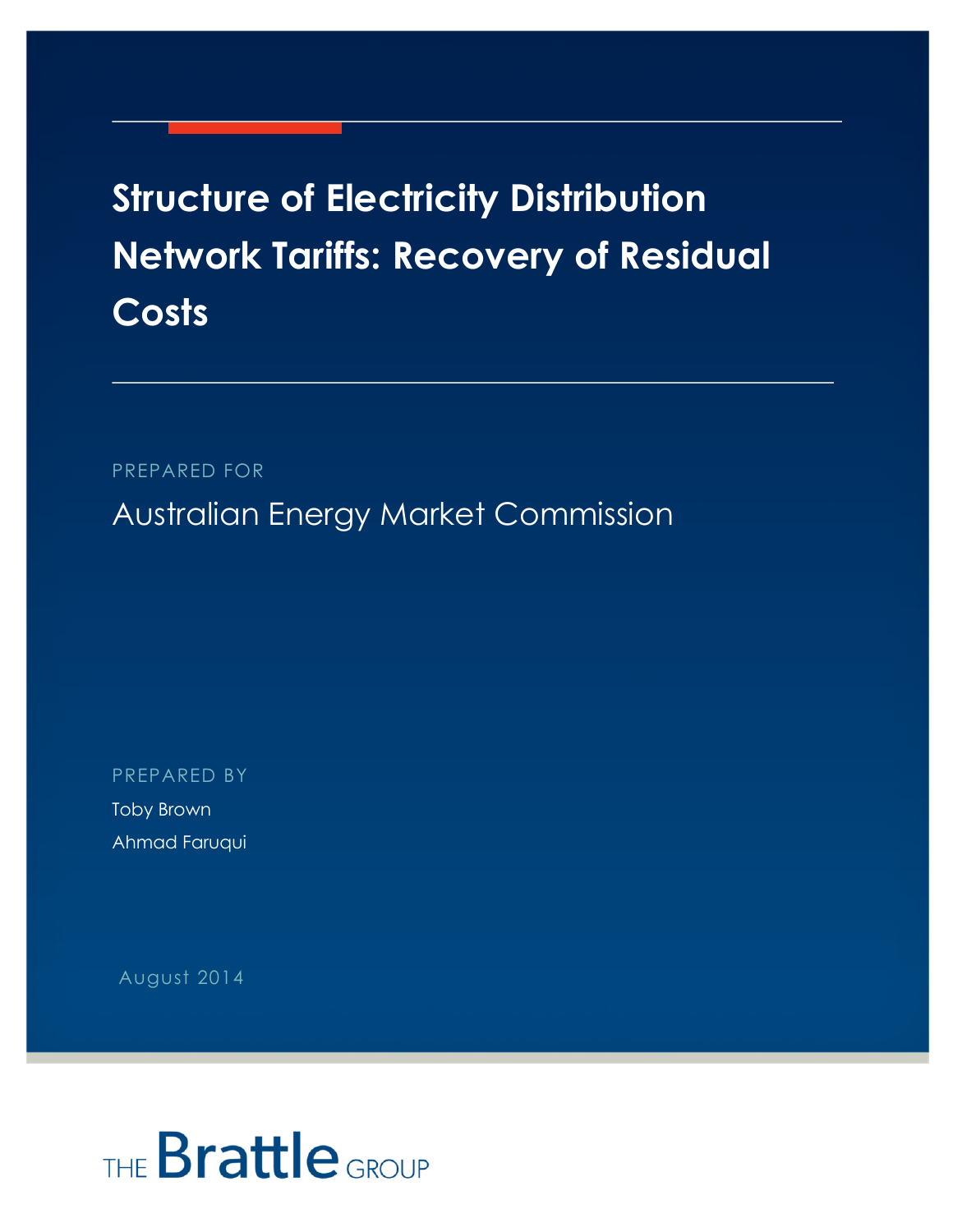# Structure of Electricity Distribution Network Tariffs: Recovery of Residual Costs

PREPARED FOR

Australian Energy Market Commission

PREPARED BY

Toby Brown

Ahmad Faruqui

August 2014

THE Brattle GROUP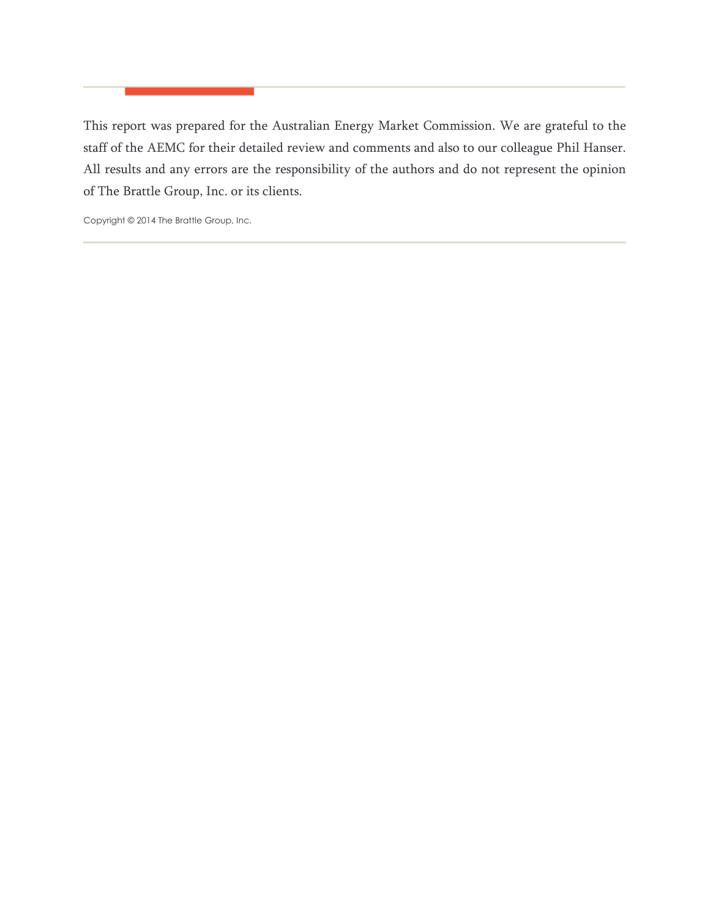This report was prepared for the Australian Energy Market Commission. We are grateful to the staff of the AEMC for their detailed review and comments and also to our colleague Phil Hanser. All results and any errors are the responsibility of the authors and do not represent the opinion of The Brattle Group, Inc. or its clients.

Copyright © 2014 The Brattle Group, Inc.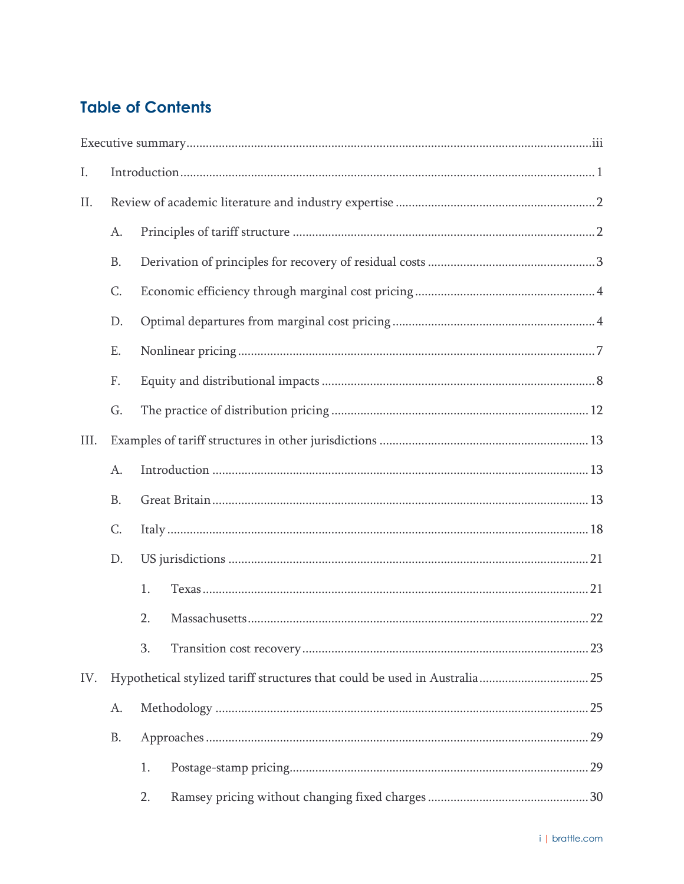## Table of Contents

Executive summary ..... iii

I. Introduction ..... 1

II. Review of academic literature and industry expertise ..... 2

- A. Principles of tariff structure ..... 2
- B. Derivation of principles for recovery of residual costs ..... 3
- C. Economic efficiency through marginal cost pricing ..... 4
- D. Optimal departures from marginal cost pricing ..... 4
- E. Nonlinear pricing ..... 7
- F. Equity and distributional impacts ..... 8
- G. The practice of distribution pricing ..... 12

III. Examples of tariff structures in other jurisdictions ..... 13

- A. Introduction ..... 13
- B. Great Britain ..... 13
- C. Italy ..... 18
- D. US jurisdictions ..... 21
  1. Texas ..... 21
  2. Massachusetts ..... 22
  3. Transition cost recovery ..... 23

IV. Hypothetical stylized tariff structures that could be used in Australia ..... 25

- A. Methodology ..... 25
- B. Approaches ..... 29
  1. Postage-stamp pricing ..... 29
  2. Ramsey pricing without changing fixed charges ..... 30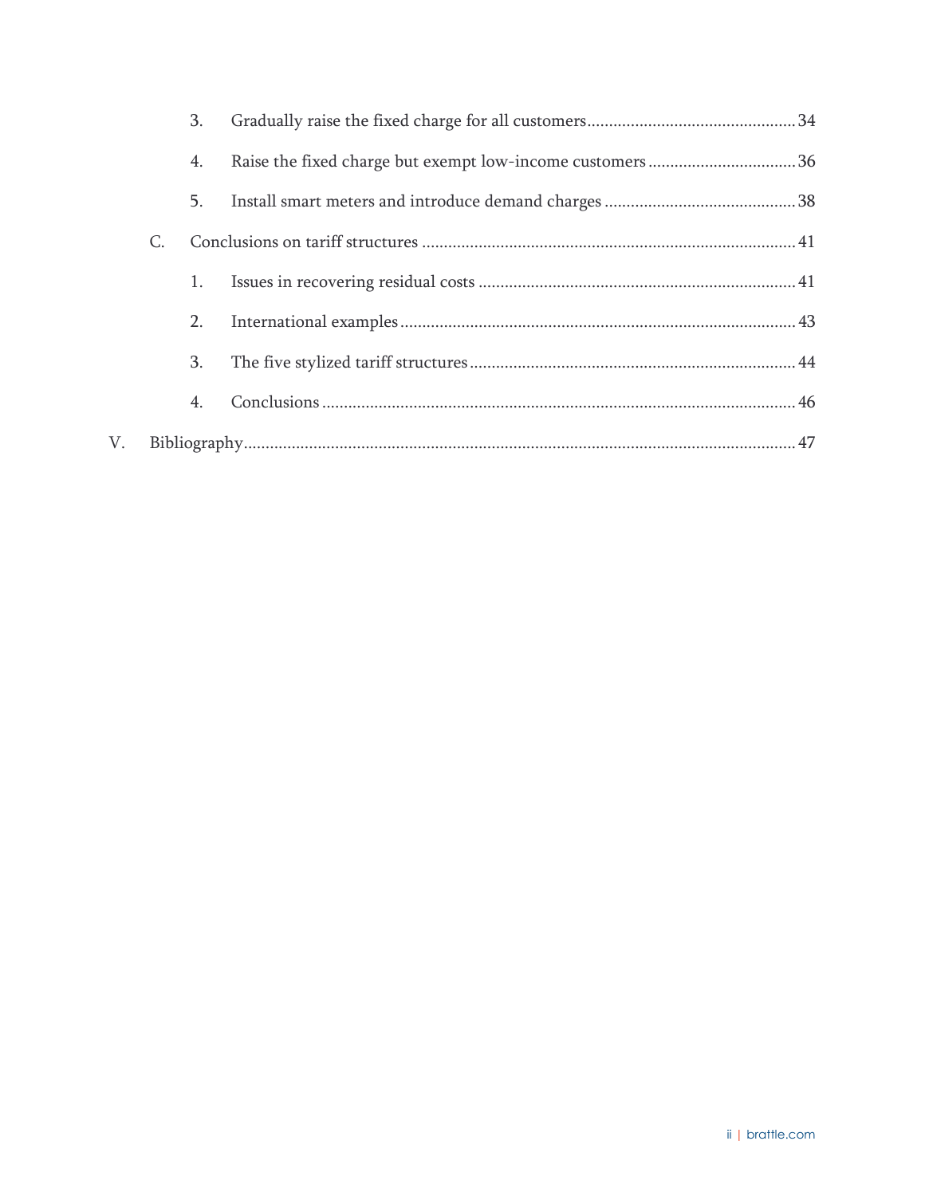3. Gradually raise the fixed charge for all customers ... 34
4. Raise the fixed charge but exempt low-income customers ... 36
5. Install smart meters and introduce demand charges ... 38

C. Conclusions on tariff structures ... 41

1. Issues in recovering residual costs ... 41
2. International examples ... 43
3. The five stylized tariff structures ... 44
4. Conclusions ... 46

V. Bibliography ... 47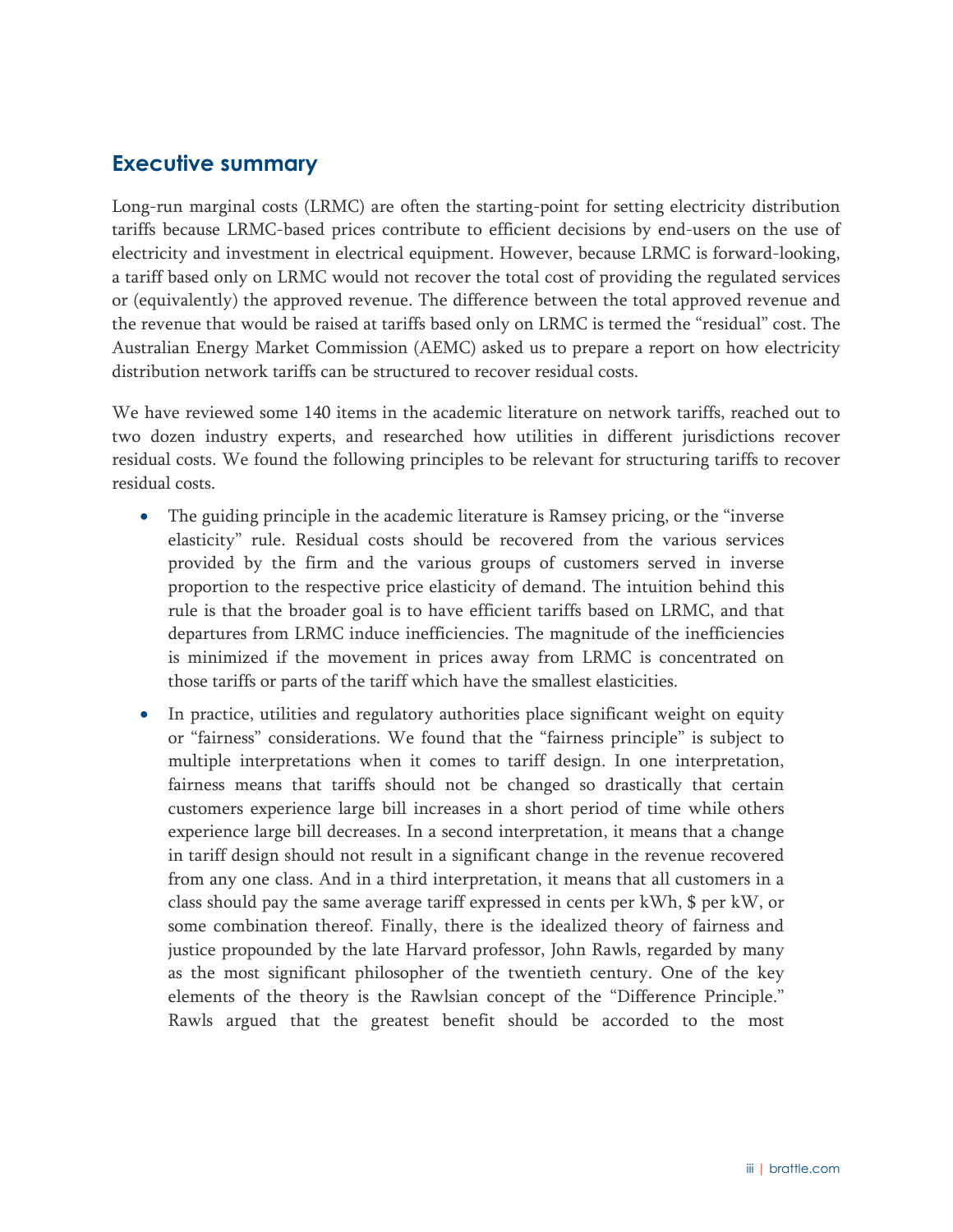## Executive summary

Long-run marginal costs (LRMC) are often the starting-point for setting electricity distribution tariffs because LRMC-based prices contribute to efficient decisions by end-users on the use of electricity and investment in electrical equipment. However, because LRMC is forward-looking, a tariff based only on LRMC would not recover the total cost of providing the regulated services or (equivalently) the approved revenue. The difference between the total approved revenue and the revenue that would be raised at tariffs based only on LRMC is termed the "residual" cost. The Australian Energy Market Commission (AEMC) asked us to prepare a report on how electricity distribution network tariffs can be structured to recover residual costs.

We have reviewed some 140 items in the academic literature on network tariffs, reached out to two dozen industry experts, and researched how utilities in different jurisdictions recover residual costs. We found the following principles to be relevant for structuring tariffs to recover residual costs.

- The guiding principle in the academic literature is Ramsey pricing, or the "inverse elasticity" rule. Residual costs should be recovered from the various services provided by the firm and the various groups of customers served in inverse proportion to the respective price elasticity of demand. The intuition behind this rule is that the broader goal is to have efficient tariffs based on LRMC, and that departures from LRMC induce inefficiencies. The magnitude of the inefficiencies is minimized if the movement in prices away from LRMC is concentrated on those tariffs or parts of the tariff which have the smallest elasticities.
- In practice, utilities and regulatory authorities place significant weight on equity or "fairness" considerations. We found that the "fairness principle" is subject to multiple interpretations when it comes to tariff design. In one interpretation, fairness means that tariffs should not be changed so drastically that certain customers experience large bill increases in a short period of time while others experience large bill decreases. In a second interpretation, it means that a change in tariff design should not result in a significant change in the revenue recovered from any one class. And in a third interpretation, it means that all customers in a class should pay the same average tariff expressed in cents per kWh, $ per kW, or some combination thereof. Finally, there is the idealized theory of fairness and justice propounded by the late Harvard professor, John Rawls, regarded by many as the most significant philosopher of the twentieth century. One of the key elements of the theory is the Rawlsian concept of the "Difference Principle." Rawls argued that the greatest benefit should be accorded to the most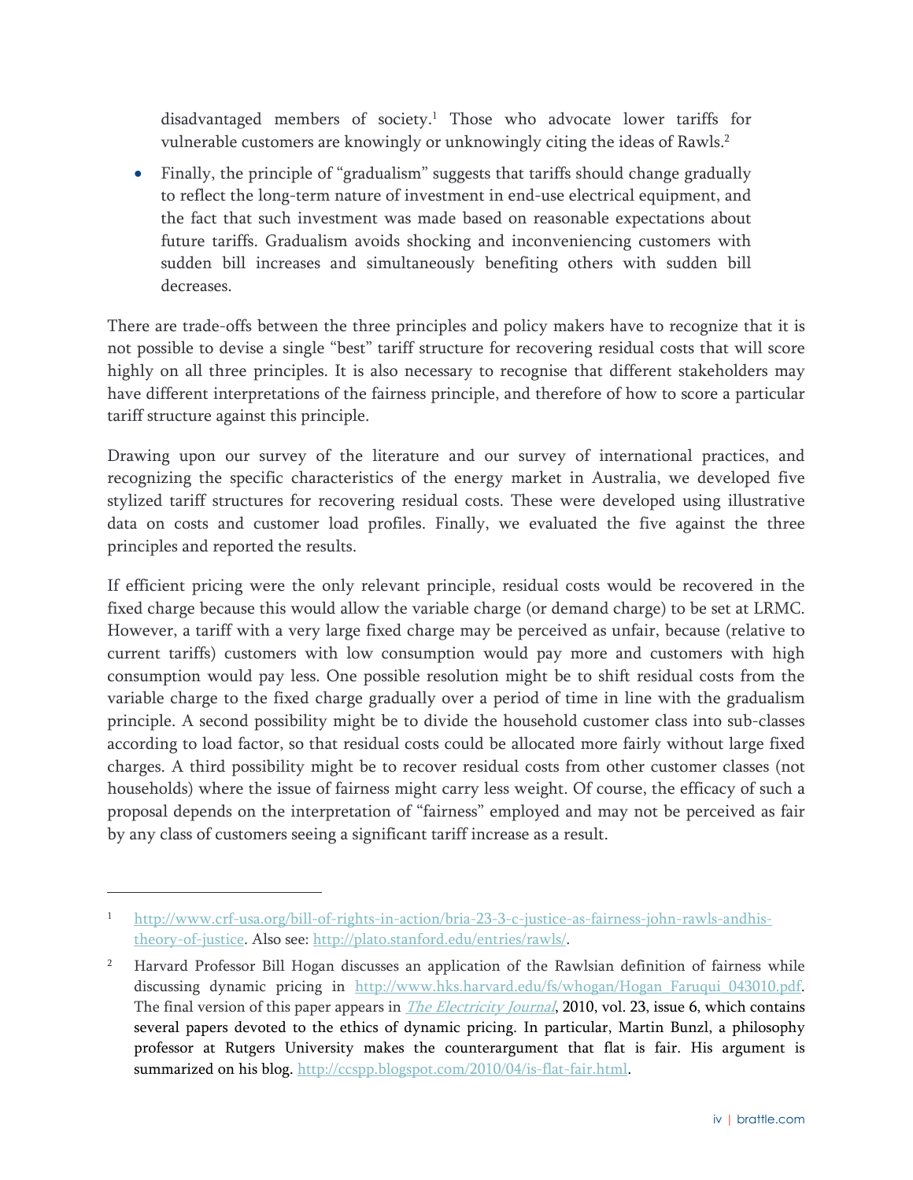disadvantaged members of society.[1] Those who advocate lower tariffs for vulnerable customers are knowingly or unknowingly citing the ideas of Rawls.[2]

- Finally, the principle of "gradualism" suggests that tariffs should change gradually to reflect the long-term nature of investment in end-use electrical equipment, and the fact that such investment was made based on reasonable expectations about future tariffs. Gradualism avoids shocking and inconveniencing customers with sudden bill increases and simultaneously benefiting others with sudden bill decreases.

There are trade-offs between the three principles and policy makers have to recognize that it is not possible to devise a single "best" tariff structure for recovering residual costs that will score highly on all three principles. It is also necessary to recognise that different stakeholders may have different interpretations of the fairness principle, and therefore of how to score a particular tariff structure against this principle.

Drawing upon our survey of the literature and our survey of international practices, and recognizing the specific characteristics of the energy market in Australia, we developed five stylized tariff structures for recovering residual costs. These were developed using illustrative data on costs and customer load profiles. Finally, we evaluated the five against the three principles and reported the results.

If efficient pricing were the only relevant principle, residual costs would be recovered in the fixed charge because this would allow the variable charge (or demand charge) to be set at LRMC. However, a tariff with a very large fixed charge may be perceived as unfair, because (relative to current tariffs) customers with low consumption would pay more and customers with high consumption would pay less. One possible resolution might be to shift residual costs from the variable charge to the fixed charge gradually over a period of time in line with the gradualism principle. A second possibility might be to divide the household customer class into sub-classes according to load factor, so that residual costs could be allocated more fairly without large fixed charges. A third possibility might be to recover residual costs from other customer classes (not households) where the issue of fairness might carry less weight. Of course, the efficacy of such a proposal depends on the interpretation of "fairness" employed and may not be perceived as fair by any class of customers seeing a significant tariff increase as a result.

---

[1] http://www.crf-usa.org/bill-of-rights-in-action/bria-23-3-c-justice-as-fairness-john-rawls-andhis-theory-of-justice. Also see: http://plato.stanford.edu/entries/rawls/.

[2] Harvard Professor Bill Hogan discusses an application of the Rawlsian definition of fairness while discussing dynamic pricing in http://www.hks.harvard.edu/fs/whogan/Hogan_Faruqui_043010.pdf. The final version of this paper appears in *The Electricity Journal*, 2010, vol. 23, issue 6, which contains several papers devoted to the ethics of dynamic pricing. In particular, Martin Bunzl, a philosophy professor at Rutgers University makes the counterargument that flat is fair. His argument is summarized on his blog. http://ccspp.blogspot.com/2010/04/is-flat-fair.html.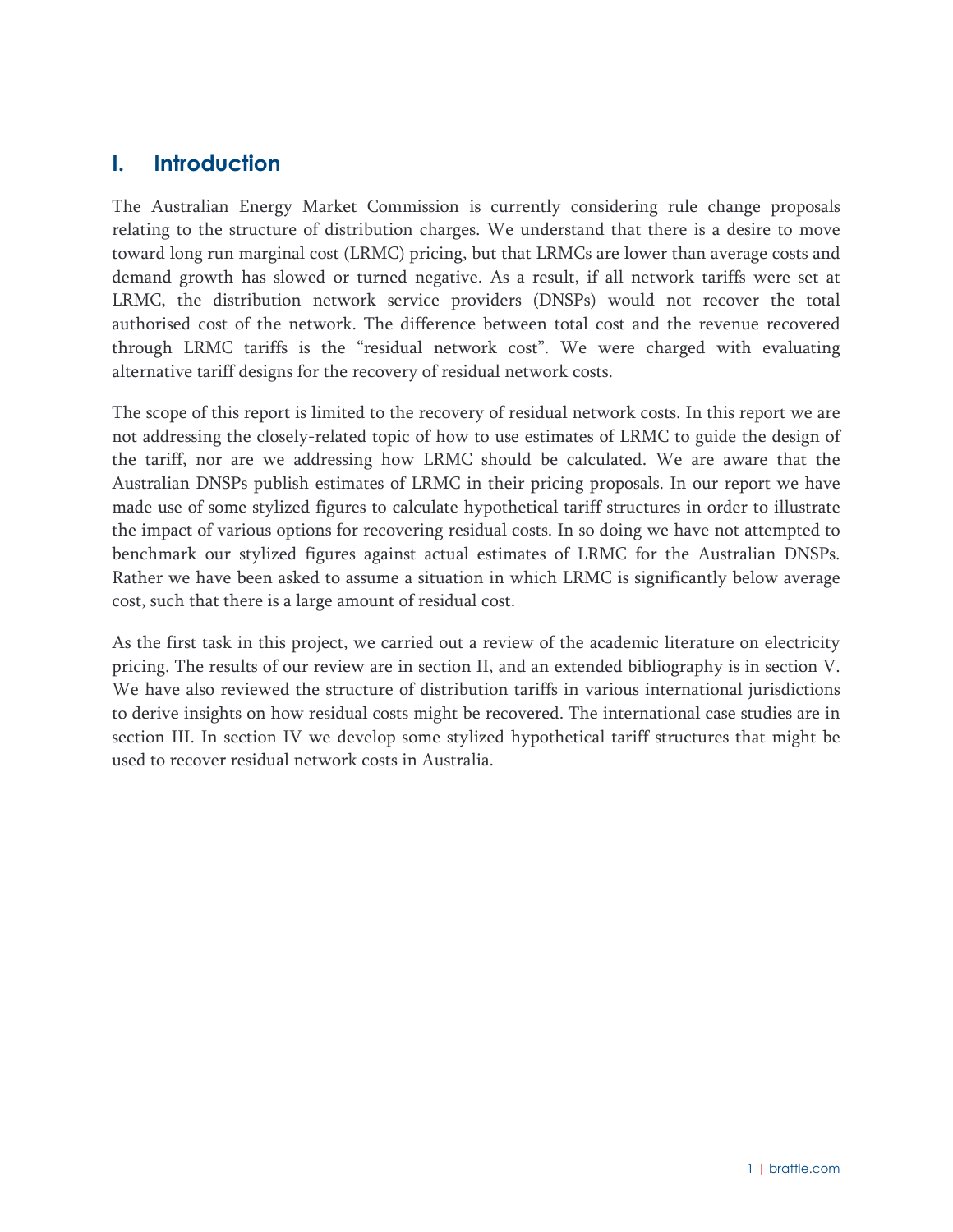## I. Introduction

The Australian Energy Market Commission is currently considering rule change proposals relating to the structure of distribution charges. We understand that there is a desire to move toward long run marginal cost (LRMC) pricing, but that LRMCs are lower than average costs and demand growth has slowed or turned negative. As a result, if all network tariffs were set at LRMC, the distribution network service providers (DNSPs) would not recover the total authorised cost of the network. The difference between total cost and the revenue recovered through LRMC tariffs is the "residual network cost". We were charged with evaluating alternative tariff designs for the recovery of residual network costs.

The scope of this report is limited to the recovery of residual network costs. In this report we are not addressing the closely-related topic of how to use estimates of LRMC to guide the design of the tariff, nor are we addressing how LRMC should be calculated. We are aware that the Australian DNSPs publish estimates of LRMC in their pricing proposals. In our report we have made use of some stylized figures to calculate hypothetical tariff structures in order to illustrate the impact of various options for recovering residual costs. In so doing we have not attempted to benchmark our stylized figures against actual estimates of LRMC for the Australian DNSPs. Rather we have been asked to assume a situation in which LRMC is significantly below average cost, such that there is a large amount of residual cost.

As the first task in this project, we carried out a review of the academic literature on electricity pricing. The results of our review are in section II, and an extended bibliography is in section V. We have also reviewed the structure of distribution tariffs in various international jurisdictions to derive insights on how residual costs might be recovered. The international case studies are in section III. In section IV we develop some stylized hypothetical tariff structures that might be used to recover residual network costs in Australia.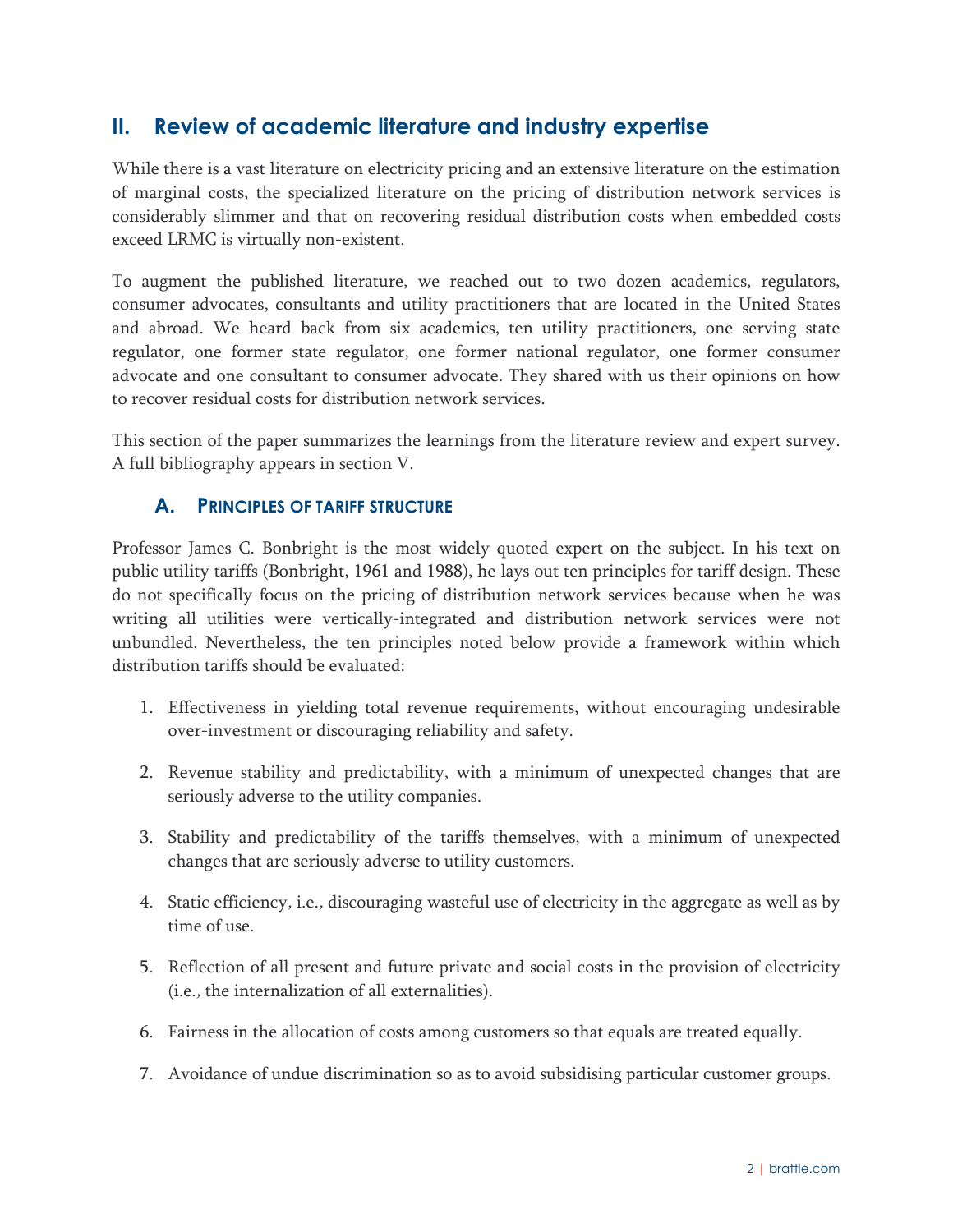## II. Review of academic literature and industry expertise

While there is a vast literature on electricity pricing and an extensive literature on the estimation of marginal costs, the specialized literature on the pricing of distribution network services is considerably slimmer and that on recovering residual distribution costs when embedded costs exceed LRMC is virtually non-existent.

To augment the published literature, we reached out to two dozen academics, regulators, consumer advocates, consultants and utility practitioners that are located in the United States and abroad. We heard back from six academics, ten utility practitioners, one serving state regulator, one former state regulator, one former national regulator, one former consumer advocate and one consultant to consumer advocate. They shared with us their opinions on how to recover residual costs for distribution network services.

This section of the paper summarizes the learnings from the literature review and expert survey. A full bibliography appears in section V.

### A. Principles of tariff structure

Professor James C. Bonbright is the most widely quoted expert on the subject. In his text on public utility tariffs (Bonbright, 1961 and 1988), he lays out ten principles for tariff design. These do not specifically focus on the pricing of distribution network services because when he was writing all utilities were vertically-integrated and distribution network services were not unbundled. Nevertheless, the ten principles noted below provide a framework within which distribution tariffs should be evaluated:

1. Effectiveness in yielding total revenue requirements, without encouraging undesirable over-investment or discouraging reliability and safety.
2. Revenue stability and predictability, with a minimum of unexpected changes that are seriously adverse to the utility companies.
3. Stability and predictability of the tariffs themselves, with a minimum of unexpected changes that are seriously adverse to utility customers.
4. Static efficiency*,* i.e.*,* discouraging wasteful use of electricity in the aggregate as well as by time of use.
5. Reflection of all present and future private and social costs in the provision of electricity (i.e.*,* the internalization of all externalities).
6. Fairness in the allocation of costs among customers so that equals are treated equally.
7. Avoidance of undue discrimination so as to avoid subsidising particular customer groups.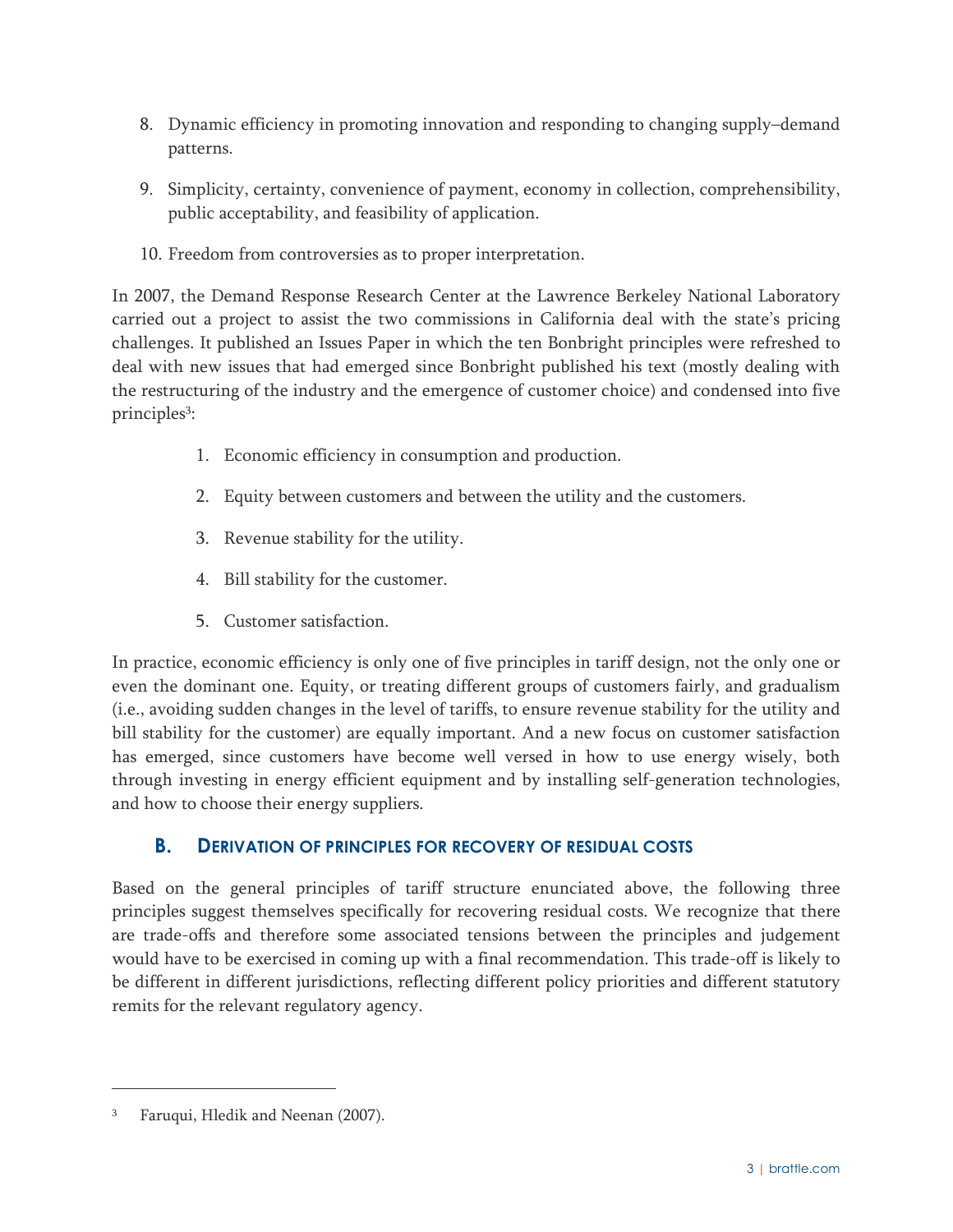8. Dynamic efficiency in promoting innovation and responding to changing supply–demand patterns.

9. Simplicity, certainty, convenience of payment, economy in collection, comprehensibility, public acceptability, and feasibility of application.

10. Freedom from controversies as to proper interpretation.

In 2007, the Demand Response Research Center at the Lawrence Berkeley National Laboratory carried out a project to assist the two commissions in California deal with the state's pricing challenges. It published an Issues Paper in which the ten Bonbright principles were refreshed to deal with new issues that had emerged since Bonbright published his text (mostly dealing with the restructuring of the industry and the emergence of customer choice) and condensed into five principles[3]:

1. Economic efficiency in consumption and production.
2. Equity between customers and between the utility and the customers.
3. Revenue stability for the utility.
4. Bill stability for the customer.
5. Customer satisfaction.

In practice, economic efficiency is only one of five principles in tariff design, not the only one or even the dominant one. Equity, or treating different groups of customers fairly, and gradualism (i.e., avoiding sudden changes in the level of tariffs, to ensure revenue stability for the utility and bill stability for the customer) are equally important. And a new focus on customer satisfaction has emerged, since customers have become well versed in how to use energy wisely, both through investing in energy efficient equipment and by installing self-generation technologies, and how to choose their energy suppliers.

## B. Derivation of principles for recovery of residual costs

Based on the general principles of tariff structure enunciated above, the following three principles suggest themselves specifically for recovering residual costs. We recognize that there are trade-offs and therefore some associated tensions between the principles and judgement would have to be exercised in coming up with a final recommendation. This trade-off is likely to be different in different jurisdictions, reflecting different policy priorities and different statutory remits for the relevant regulatory agency.

---

[3] Faruqui, Hledik and Neenan (2007).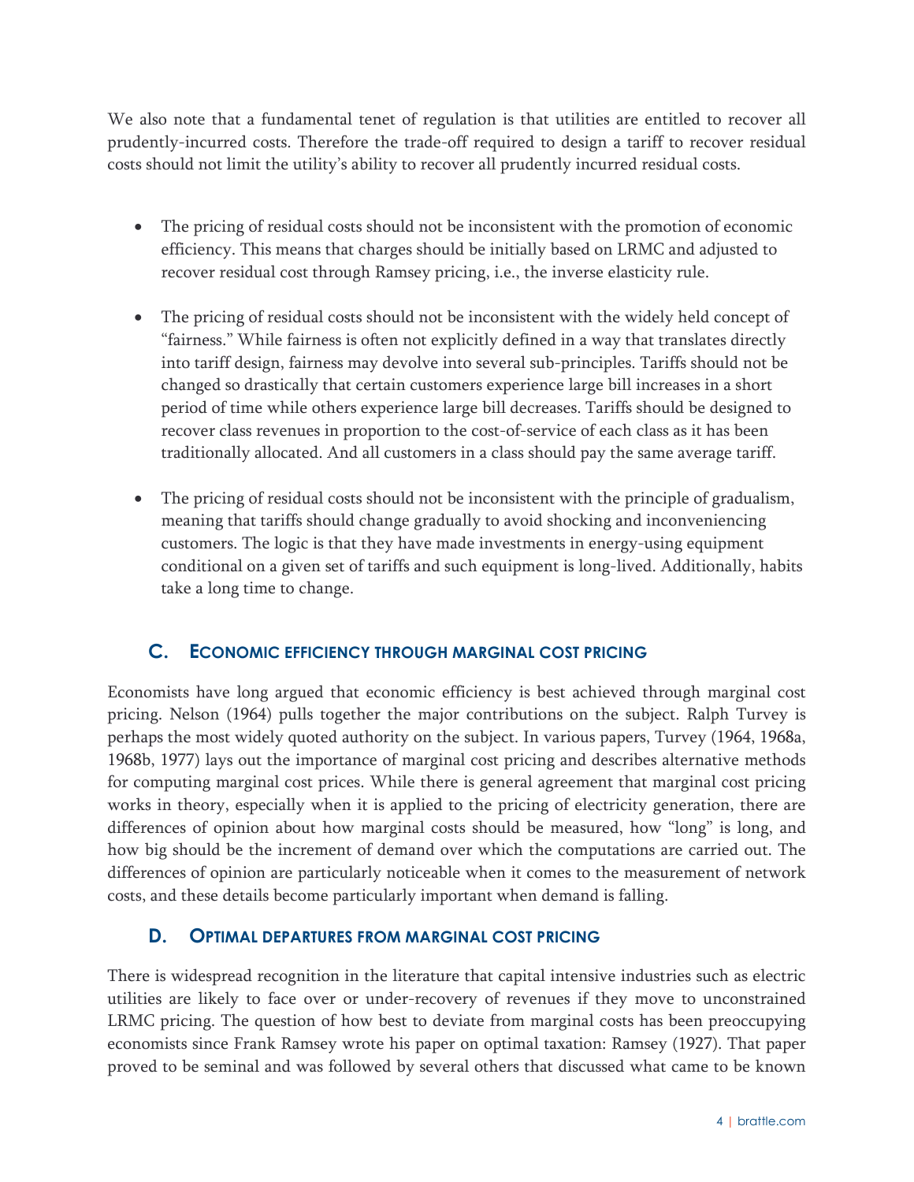We also note that a fundamental tenet of regulation is that utilities are entitled to recover all prudently-incurred costs. Therefore the trade-off required to design a tariff to recover residual costs should not limit the utility's ability to recover all prudently incurred residual costs.

- The pricing of residual costs should not be inconsistent with the promotion of economic efficiency. This means that charges should be initially based on LRMC and adjusted to recover residual cost through Ramsey pricing, i.e., the inverse elasticity rule.
- The pricing of residual costs should not be inconsistent with the widely held concept of "fairness." While fairness is often not explicitly defined in a way that translates directly into tariff design, fairness may devolve into several sub-principles. Tariffs should not be changed so drastically that certain customers experience large bill increases in a short period of time while others experience large bill decreases. Tariffs should be designed to recover class revenues in proportion to the cost-of-service of each class as it has been traditionally allocated. And all customers in a class should pay the same average tariff.
- The pricing of residual costs should not be inconsistent with the principle of gradualism, meaning that tariffs should change gradually to avoid shocking and inconveniencing customers. The logic is that they have made investments in energy-using equipment conditional on a given set of tariffs and such equipment is long-lived. Additionally, habits take a long time to change.

## C. Economic Efficiency Through Marginal Cost Pricing

Economists have long argued that economic efficiency is best achieved through marginal cost pricing. Nelson (1964) pulls together the major contributions on the subject. Ralph Turvey is perhaps the most widely quoted authority on the subject. In various papers, Turvey (1964, 1968a, 1968b, 1977) lays out the importance of marginal cost pricing and describes alternative methods for computing marginal cost prices. While there is general agreement that marginal cost pricing works in theory, especially when it is applied to the pricing of electricity generation, there are differences of opinion about how marginal costs should be measured, how "long" is long, and how big should be the increment of demand over which the computations are carried out. The differences of opinion are particularly noticeable when it comes to the measurement of network costs, and these details become particularly important when demand is falling.

## D. Optimal Departures From Marginal Cost Pricing

There is widespread recognition in the literature that capital intensive industries such as electric utilities are likely to face over or under-recovery of revenues if they move to unconstrained LRMC pricing. The question of how best to deviate from marginal costs has been preoccupying economists since Frank Ramsey wrote his paper on optimal taxation: Ramsey (1927). That paper proved to be seminal and was followed by several others that discussed what came to be known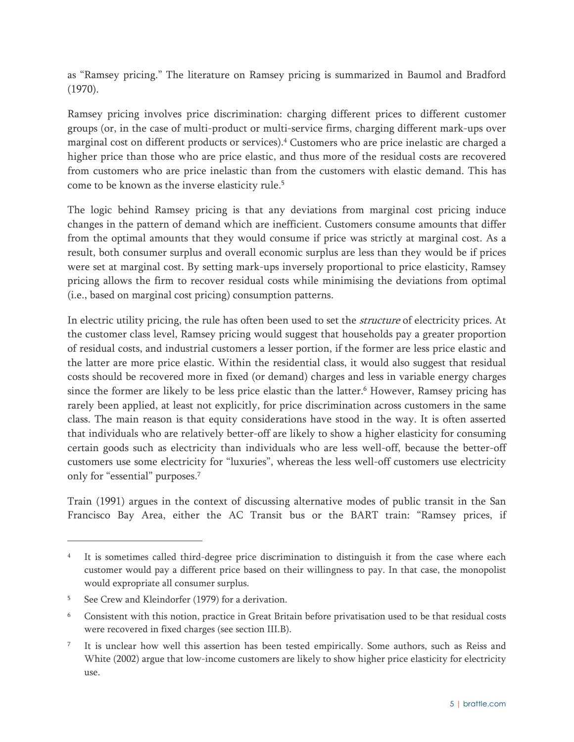as "Ramsey pricing." The literature on Ramsey pricing is summarized in Baumol and Bradford (1970).

Ramsey pricing involves price discrimination: charging different prices to different customer groups (or, in the case of multi-product or multi-service firms, charging different mark-ups over marginal cost on different products or services).[4] Customers who are price inelastic are charged a higher price than those who are price elastic, and thus more of the residual costs are recovered from customers who are price inelastic than from the customers with elastic demand. This has come to be known as the inverse elasticity rule.[5]

The logic behind Ramsey pricing is that any deviations from marginal cost pricing induce changes in the pattern of demand which are inefficient. Customers consume amounts that differ from the optimal amounts that they would consume if price was strictly at marginal cost. As a result, both consumer surplus and overall economic surplus are less than they would be if prices were set at marginal cost. By setting mark-ups inversely proportional to price elasticity, Ramsey pricing allows the firm to recover residual costs while minimising the deviations from optimal (i.e., based on marginal cost pricing) consumption patterns.

In electric utility pricing, the rule has often been used to set the *structure* of electricity prices. At the customer class level, Ramsey pricing would suggest that households pay a greater proportion of residual costs, and industrial customers a lesser portion, if the former are less price elastic and the latter are more price elastic. Within the residential class, it would also suggest that residual costs should be recovered more in fixed (or demand) charges and less in variable energy charges since the former are likely to be less price elastic than the latter.[6] However, Ramsey pricing has rarely been applied, at least not explicitly, for price discrimination across customers in the same class. The main reason is that equity considerations have stood in the way. It is often asserted that individuals who are relatively better-off are likely to show a higher elasticity for consuming certain goods such as electricity than individuals who are less well-off, because the better-off customers use some electricity for "luxuries", whereas the less well-off customers use electricity only for "essential" purposes.[7]

Train (1991) argues in the context of discussing alternative modes of public transit in the San Francisco Bay Area, either the AC Transit bus or the BART train: "Ramsey prices, if

---

[4] It is sometimes called third-degree price discrimination to distinguish it from the case where each customer would pay a different price based on their willingness to pay. In that case, the monopolist would expropriate all consumer surplus.

[5] See Crew and Kleindorfer (1979) for a derivation.

[6] Consistent with this notion, practice in Great Britain before privatisation used to be that residual costs were recovered in fixed charges (see section III.B).

[7] It is unclear how well this assertion has been tested empirically. Some authors, such as Reiss and White (2002) argue that low-income customers are likely to show higher price elasticity for electricity use.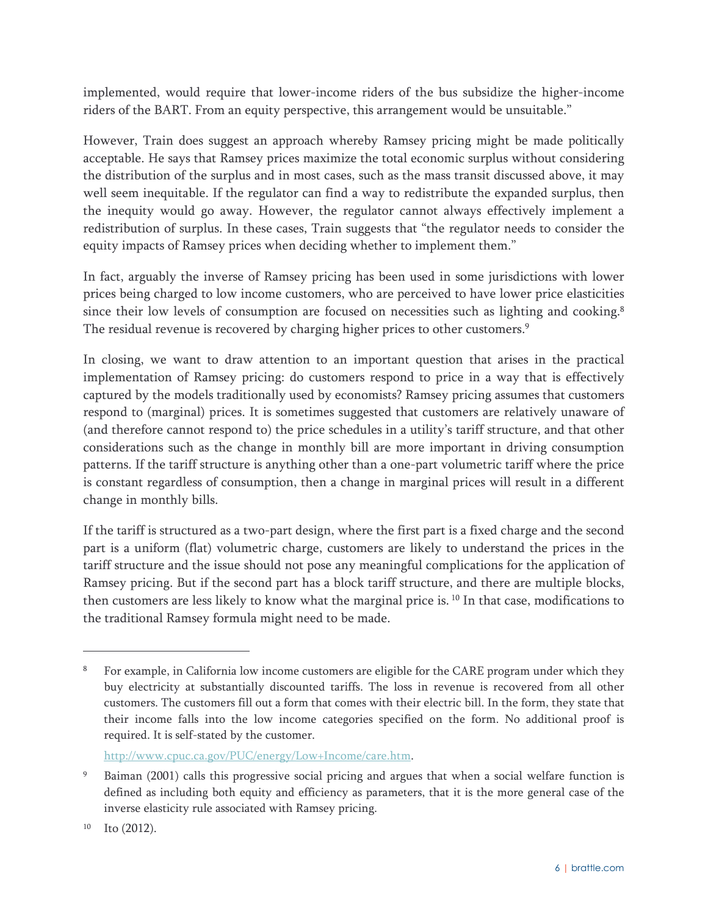implemented, would require that lower-income riders of the bus subsidize the higher-income riders of the BART. From an equity perspective, this arrangement would be unsuitable."

However, Train does suggest an approach whereby Ramsey pricing might be made politically acceptable. He says that Ramsey prices maximize the total economic surplus without considering the distribution of the surplus and in most cases, such as the mass transit discussed above, it may well seem inequitable. If the regulator can find a way to redistribute the expanded surplus, then the inequity would go away. However, the regulator cannot always effectively implement a redistribution of surplus. In these cases, Train suggests that "the regulator needs to consider the equity impacts of Ramsey prices when deciding whether to implement them."

In fact, arguably the inverse of Ramsey pricing has been used in some jurisdictions with lower prices being charged to low income customers, who are perceived to have lower price elasticities since their low levels of consumption are focused on necessities such as lighting and cooking.[8] The residual revenue is recovered by charging higher prices to other customers.[9]

In closing, we want to draw attention to an important question that arises in the practical implementation of Ramsey pricing: do customers respond to price in a way that is effectively captured by the models traditionally used by economists? Ramsey pricing assumes that customers respond to (marginal) prices. It is sometimes suggested that customers are relatively unaware of (and therefore cannot respond to) the price schedules in a utility's tariff structure, and that other considerations such as the change in monthly bill are more important in driving consumption patterns. If the tariff structure is anything other than a one-part volumetric tariff where the price is constant regardless of consumption, then a change in marginal prices will result in a different change in monthly bills.

If the tariff is structured as a two-part design, where the first part is a fixed charge and the second part is a uniform (flat) volumetric charge, customers are likely to understand the prices in the tariff structure and the issue should not pose any meaningful complications for the application of Ramsey pricing. But if the second part has a block tariff structure, and there are multiple blocks, then customers are less likely to know what the marginal price is.[10] In that case, modifications to the traditional Ramsey formula might need to be made.

---

[8] For example, in California low income customers are eligible for the CARE program under which they buy electricity at substantially discounted tariffs. The loss in revenue is recovered from all other customers. The customers fill out a form that comes with their electric bill. In the form, they state that their income falls into the low income categories specified on the form. No additional proof is required. It is self-stated by the customer.

http://www.cpuc.ca.gov/PUC/energy/Low+Income/care.htm.

[9] Baiman (2001) calls this progressive social pricing and argues that when a social welfare function is defined as including both equity and efficiency as parameters, that it is the more general case of the inverse elasticity rule associated with Ramsey pricing.

[10] Ito (2012).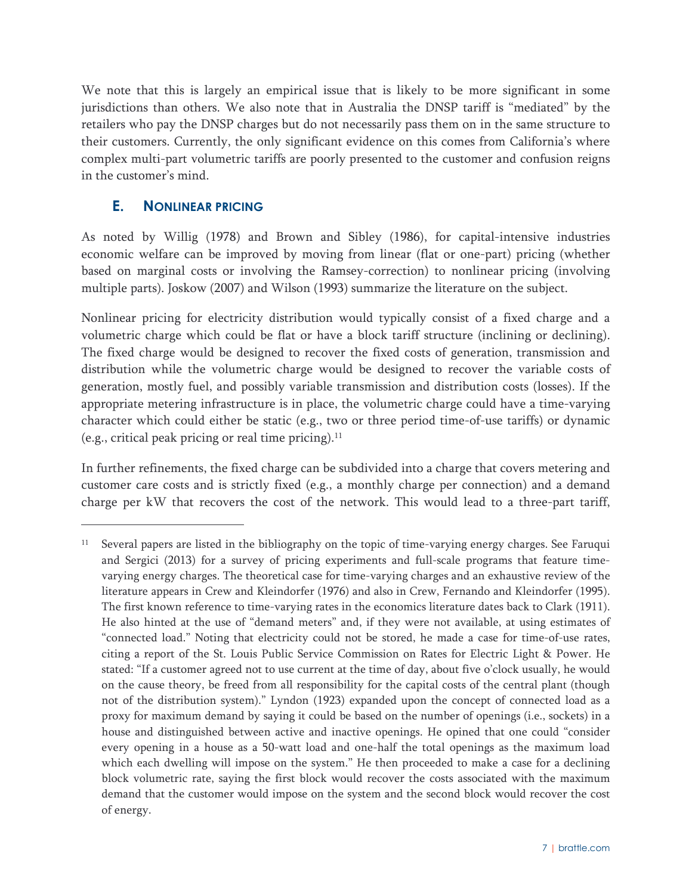We note that this is largely an empirical issue that is likely to be more significant in some jurisdictions than others. We also note that in Australia the DNSP tariff is "mediated" by the retailers who pay the DNSP charges but do not necessarily pass them on in the same structure to their customers. Currently, the only significant evidence on this comes from California's where complex multi-part volumetric tariffs are poorly presented to the customer and confusion reigns in the customer's mind.

## E. Nonlinear Pricing

As noted by Willig (1978) and Brown and Sibley (1986), for capital-intensive industries economic welfare can be improved by moving from linear (flat or one-part) pricing (whether based on marginal costs or involving the Ramsey-correction) to nonlinear pricing (involving multiple parts). Joskow (2007) and Wilson (1993) summarize the literature on the subject.

Nonlinear pricing for electricity distribution would typically consist of a fixed charge and a volumetric charge which could be flat or have a block tariff structure (inclining or declining). The fixed charge would be designed to recover the fixed costs of generation, transmission and distribution while the volumetric charge would be designed to recover the variable costs of generation, mostly fuel, and possibly variable transmission and distribution costs (losses). If the appropriate metering infrastructure is in place, the volumetric charge could have a time-varying character which could either be static (e.g., two or three period time-of-use tariffs) or dynamic (e.g., critical peak pricing or real time pricing).[11]

In further refinements, the fixed charge can be subdivided into a charge that covers metering and customer care costs and is strictly fixed (e.g., a monthly charge per connection) and a demand charge per kW that recovers the cost of the network. This would lead to a three-part tariff,

---

[11] Several papers are listed in the bibliography on the topic of time-varying energy charges. See Faruqui and Sergici (2013) for a survey of pricing experiments and full-scale programs that feature time-varying energy charges. The theoretical case for time-varying charges and an exhaustive review of the literature appears in Crew and Kleindorfer (1976) and also in Crew, Fernando and Kleindorfer (1995). The first known reference to time-varying rates in the economics literature dates back to Clark (1911). He also hinted at the use of "demand meters" and, if they were not available, at using estimates of "connected load." Noting that electricity could not be stored, he made a case for time-of-use rates, citing a report of the St. Louis Public Service Commission on Rates for Electric Light & Power. He stated: "If a customer agreed not to use current at the time of day, about five o'clock usually, he would on the cause theory, be freed from all responsibility for the capital costs of the central plant (though not of the distribution system)." Lyndon (1923) expanded upon the concept of connected load as a proxy for maximum demand by saying it could be based on the number of openings (i.e., sockets) in a house and distinguished between active and inactive openings. He opined that one could "consider every opening in a house as a 50-watt load and one-half the total openings as the maximum load which each dwelling will impose on the system." He then proceeded to make a case for a declining block volumetric rate, saying the first block would recover the costs associated with the maximum demand that the customer would impose on the system and the second block would recover the cost of energy.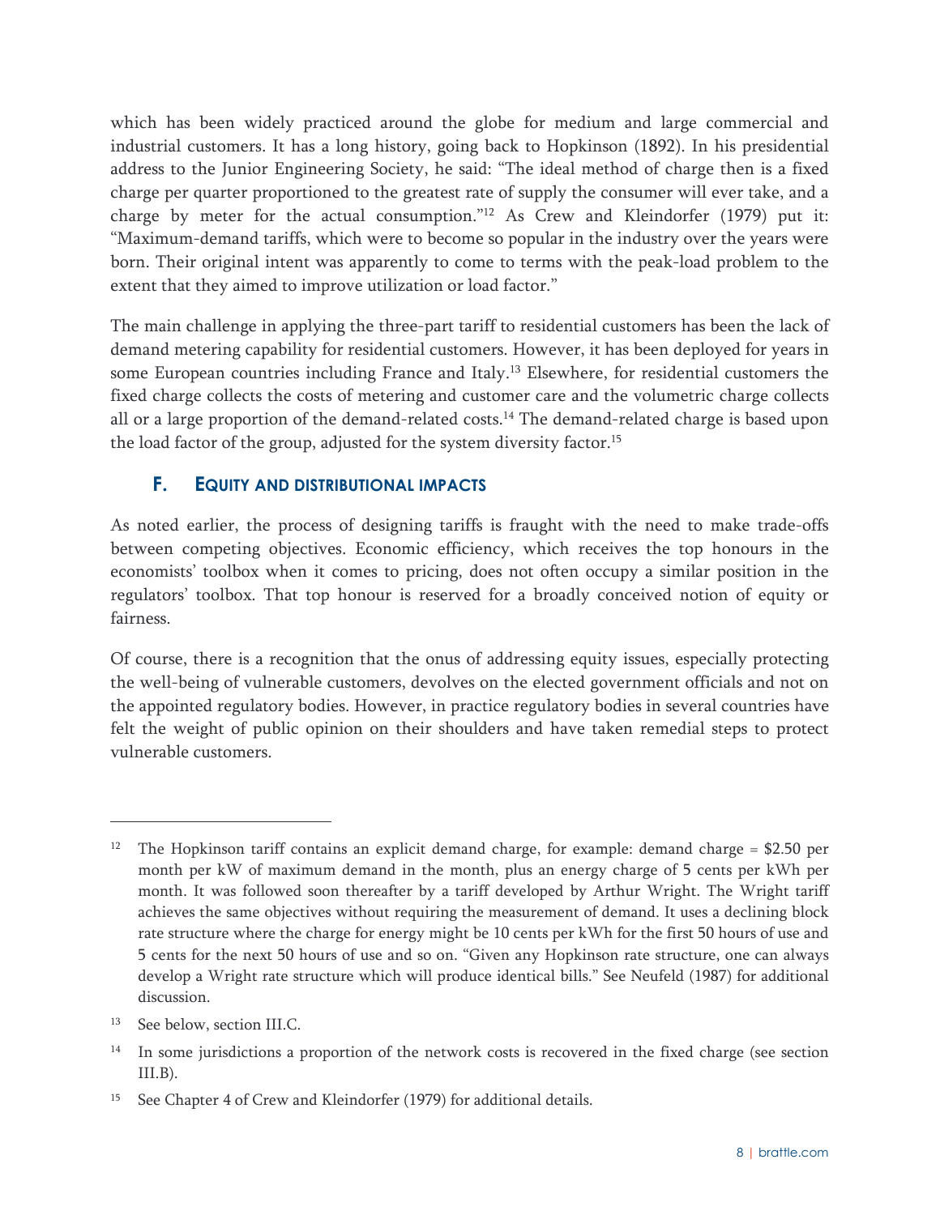which has been widely practiced around the globe for medium and large commercial and industrial customers. It has a long history, going back to Hopkinson (1892). In his presidential address to the Junior Engineering Society, he said: "The ideal method of charge then is a fixed charge per quarter proportioned to the greatest rate of supply the consumer will ever take, and a charge by meter for the actual consumption."[12] As Crew and Kleindorfer (1979) put it: "Maximum-demand tariffs, which were to become so popular in the industry over the years were born. Their original intent was apparently to come to terms with the peak-load problem to the extent that they aimed to improve utilization or load factor."

The main challenge in applying the three-part tariff to residential customers has been the lack of demand metering capability for residential customers. However, it has been deployed for years in some European countries including France and Italy.[13] Elsewhere, for residential customers the fixed charge collects the costs of metering and customer care and the volumetric charge collects all or a large proportion of the demand-related costs.[14] The demand-related charge is based upon the load factor of the group, adjusted for the system diversity factor.[15]

### F. EQUITY AND DISTRIBUTIONAL IMPACTS

As noted earlier, the process of designing tariffs is fraught with the need to make trade-offs between competing objectives. Economic efficiency, which receives the top honours in the economists' toolbox when it comes to pricing, does not often occupy a similar position in the regulators' toolbox. That top honour is reserved for a broadly conceived notion of equity or fairness.

Of course, there is a recognition that the onus of addressing equity issues, especially protecting the well-being of vulnerable customers, devolves on the elected government officials and not on the appointed regulatory bodies. However, in practice regulatory bodies in several countries have felt the weight of public opinion on their shoulders and have taken remedial steps to protect vulnerable customers.

---

[12] The Hopkinson tariff contains an explicit demand charge, for example: demand charge = $2.50 per month per kW of maximum demand in the month, plus an energy charge of 5 cents per kWh per month. It was followed soon thereafter by a tariff developed by Arthur Wright. The Wright tariff achieves the same objectives without requiring the measurement of demand. It uses a declining block rate structure where the charge for energy might be 10 cents per kWh for the first 50 hours of use and 5 cents for the next 50 hours of use and so on. "Given any Hopkinson rate structure, one can always develop a Wright rate structure which will produce identical bills." See Neufeld (1987) for additional discussion.

[13] See below, section III.C.

[14] In some jurisdictions a proportion of the network costs is recovered in the fixed charge (see section III.B).

[15] See Chapter 4 of Crew and Kleindorfer (1979) for additional details.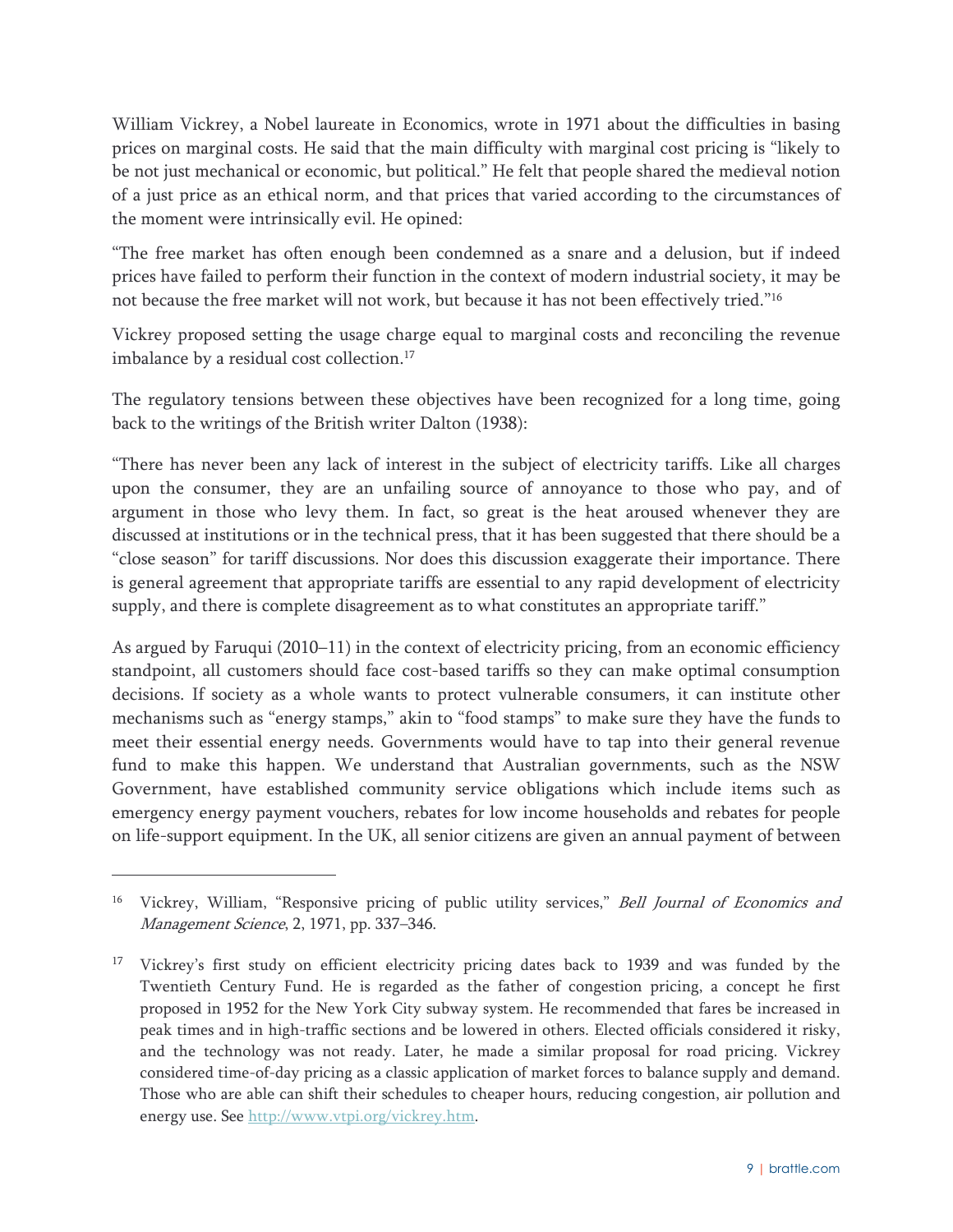William Vickrey, a Nobel laureate in Economics, wrote in 1971 about the difficulties in basing prices on marginal costs. He said that the main difficulty with marginal cost pricing is "likely to be not just mechanical or economic, but political." He felt that people shared the medieval notion of a just price as an ethical norm, and that prices that varied according to the circumstances of the moment were intrinsically evil. He opined:

"The free market has often enough been condemned as a snare and a delusion, but if indeed prices have failed to perform their function in the context of modern industrial society, it may be not because the free market will not work, but because it has not been effectively tried."[16]

Vickrey proposed setting the usage charge equal to marginal costs and reconciling the revenue imbalance by a residual cost collection.[17]

The regulatory tensions between these objectives have been recognized for a long time, going back to the writings of the British writer Dalton (1938):

"There has never been any lack of interest in the subject of electricity tariffs. Like all charges upon the consumer, they are an unfailing source of annoyance to those who pay, and of argument in those who levy them. In fact, so great is the heat aroused whenever they are discussed at institutions or in the technical press, that it has been suggested that there should be a "close season" for tariff discussions. Nor does this discussion exaggerate their importance. There is general agreement that appropriate tariffs are essential to any rapid development of electricity supply, and there is complete disagreement as to what constitutes an appropriate tariff."

As argued by Faruqui (2010–11) in the context of electricity pricing, from an economic efficiency standpoint, all customers should face cost-based tariffs so they can make optimal consumption decisions. If society as a whole wants to protect vulnerable consumers, it can institute other mechanisms such as "energy stamps," akin to "food stamps" to make sure they have the funds to meet their essential energy needs. Governments would have to tap into their general revenue fund to make this happen. We understand that Australian governments, such as the NSW Government, have established community service obligations which include items such as emergency energy payment vouchers, rebates for low income households and rebates for people on life-support equipment. In the UK, all senior citizens are given an annual payment of between

---

[16] Vickrey, William, "Responsive pricing of public utility services," *Bell Journal of Economics and Management Science*, 2, 1971, pp. 337–346.

[17] Vickrey's first study on efficient electricity pricing dates back to 1939 and was funded by the Twentieth Century Fund. He is regarded as the father of congestion pricing, a concept he first proposed in 1952 for the New York City subway system. He recommended that fares be increased in peak times and in high-traffic sections and be lowered in others. Elected officials considered it risky, and the technology was not ready. Later, he made a similar proposal for road pricing. Vickrey considered time-of-day pricing as a classic application of market forces to balance supply and demand. Those who are able can shift their schedules to cheaper hours, reducing congestion, air pollution and energy use. See http://www.vtpi.org/vickrey.htm.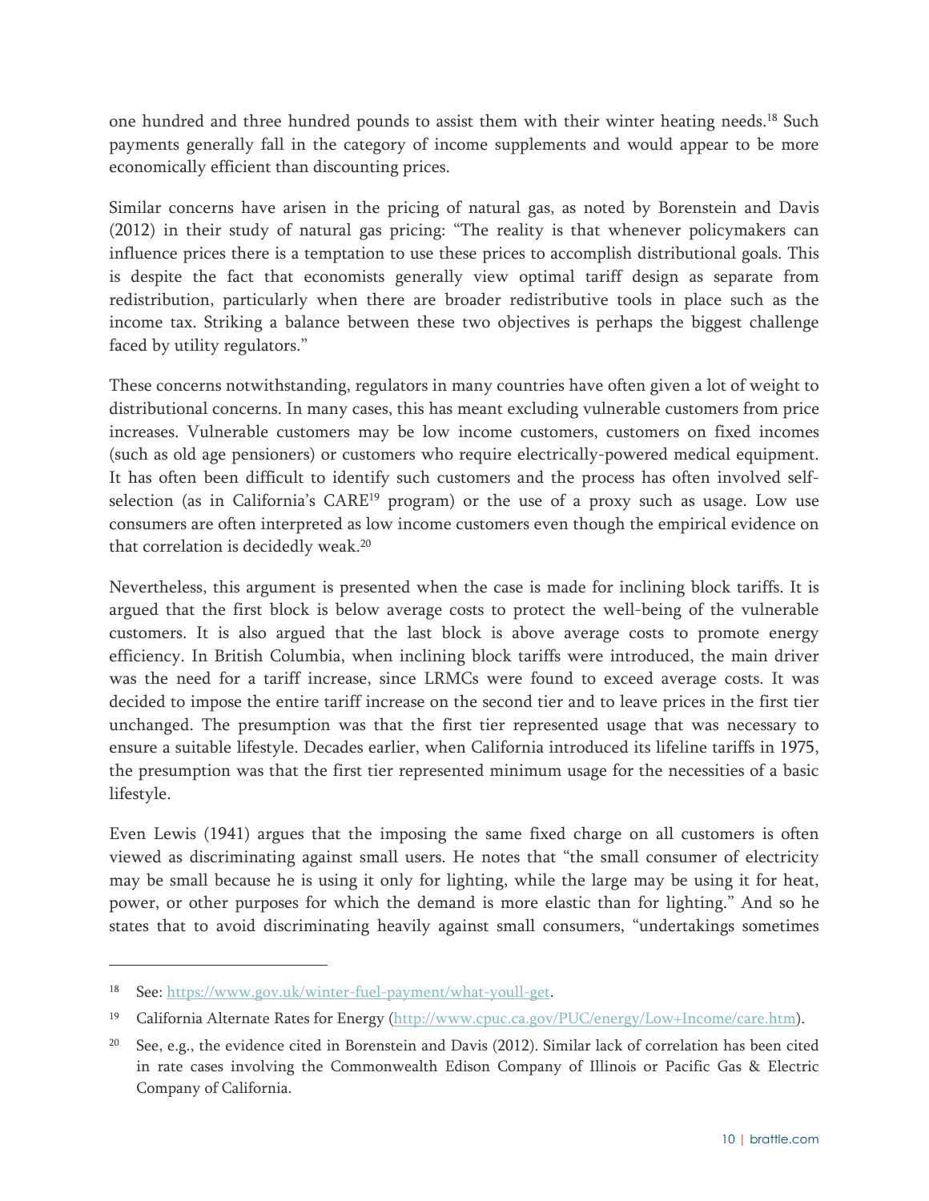one hundred and three hundred pounds to assist them with their winter heating needs.[18] Such payments generally fall in the category of income supplements and would appear to be more economically efficient than discounting prices.

Similar concerns have arisen in the pricing of natural gas, as noted by Borenstein and Davis (2012) in their study of natural gas pricing: "The reality is that whenever policymakers can influence prices there is a temptation to use these prices to accomplish distributional goals. This is despite the fact that economists generally view optimal tariff design as separate from redistribution, particularly when there are broader redistributive tools in place such as the income tax. Striking a balance between these two objectives is perhaps the biggest challenge faced by utility regulators."

These concerns notwithstanding, regulators in many countries have often given a lot of weight to distributional concerns. In many cases, this has meant excluding vulnerable customers from price increases. Vulnerable customers may be low income customers, customers on fixed incomes (such as old age pensioners) or customers who require electrically-powered medical equipment. It has often been difficult to identify such customers and the process has often involved self-selection (as in California's CARE[19] program) or the use of a proxy such as usage. Low use consumers are often interpreted as low income customers even though the empirical evidence on that correlation is decidedly weak.[20]

Nevertheless, this argument is presented when the case is made for inclining block tariffs. It is argued that the first block is below average costs to protect the well-being of the vulnerable customers. It is also argued that the last block is above average costs to promote energy efficiency. In British Columbia, when inclining block tariffs were introduced, the main driver was the need for a tariff increase, since LRMCs were found to exceed average costs. It was decided to impose the entire tariff increase on the second tier and to leave prices in the first tier unchanged. The presumption was that the first tier represented usage that was necessary to ensure a suitable lifestyle. Decades earlier, when California introduced its lifeline tariffs in 1975, the presumption was that the first tier represented minimum usage for the necessities of a basic lifestyle.

Even Lewis (1941) argues that the imposing the same fixed charge on all customers is often viewed as discriminating against small users. He notes that "the small consumer of electricity may be small because he is using it only for lighting, while the large may be using it for heat, power, or other purposes for which the demand is more elastic than for lighting." And so he states that to avoid discriminating heavily against small consumers, "undertakings sometimes

---

[18] See: https://www.gov.uk/winter-fuel-payment/what-youll-get.

[19] California Alternate Rates for Energy (http://www.cpuc.ca.gov/PUC/energy/Low+Income/care.htm).

[20] See, e.g., the evidence cited in Borenstein and Davis (2012). Similar lack of correlation has been cited in rate cases involving the Commonwealth Edison Company of Illinois or Pacific Gas & Electric Company of California.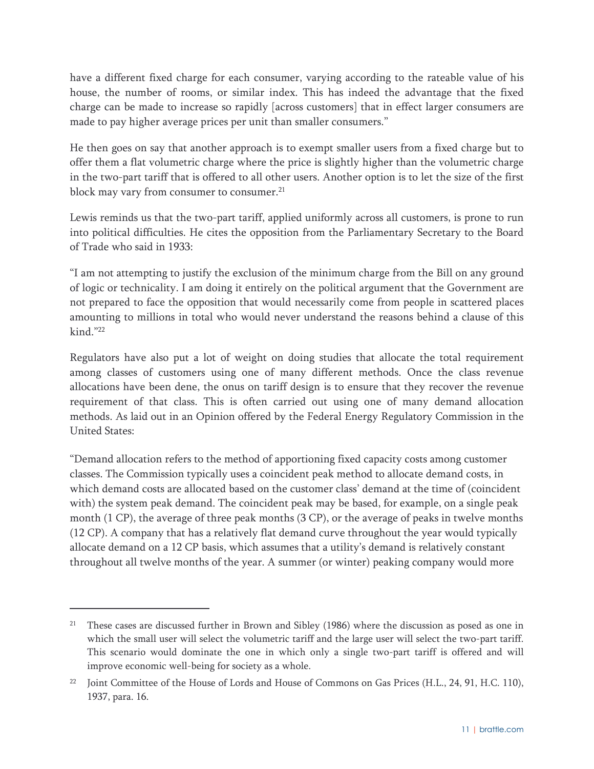have a different fixed charge for each consumer, varying according to the rateable value of his house, the number of rooms, or similar index. This has indeed the advantage that the fixed charge can be made to increase so rapidly [across customers] that in effect larger consumers are made to pay higher average prices per unit than smaller consumers."

He then goes on say that another approach is to exempt smaller users from a fixed charge but to offer them a flat volumetric charge where the price is slightly higher than the volumetric charge in the two-part tariff that is offered to all other users. Another option is to let the size of the first block may vary from consumer to consumer.[21]

Lewis reminds us that the two-part tariff, applied uniformly across all customers, is prone to run into political difficulties. He cites the opposition from the Parliamentary Secretary to the Board of Trade who said in 1933:

"I am not attempting to justify the exclusion of the minimum charge from the Bill on any ground of logic or technicality. I am doing it entirely on the political argument that the Government are not prepared to face the opposition that would necessarily come from people in scattered places amounting to millions in total who would never understand the reasons behind a clause of this kind."[22]

Regulators have also put a lot of weight on doing studies that allocate the total requirement among classes of customers using one of many different methods. Once the class revenue allocations have been dene, the onus on tariff design is to ensure that they recover the revenue requirement of that class. This is often carried out using one of many demand allocation methods. As laid out in an Opinion offered by the Federal Energy Regulatory Commission in the United States:

"Demand allocation refers to the method of apportioning fixed capacity costs among customer classes. The Commission typically uses a coincident peak method to allocate demand costs, in which demand costs are allocated based on the customer class' demand at the time of (coincident with) the system peak demand. The coincident peak may be based, for example, on a single peak month (1 CP), the average of three peak months (3 CP), or the average of peaks in twelve months (12 CP). A company that has a relatively flat demand curve throughout the year would typically allocate demand on a 12 CP basis, which assumes that a utility's demand is relatively constant throughout all twelve months of the year. A summer (or winter) peaking company would more

---

[21] These cases are discussed further in Brown and Sibley (1986) where the discussion as posed as one in which the small user will select the volumetric tariff and the large user will select the two-part tariff. This scenario would dominate the one in which only a single two-part tariff is offered and will improve economic well-being for society as a whole.

[22] Joint Committee of the House of Lords and House of Commons on Gas Prices (H.L., 24, 91, H.C. 110), 1937, para. 16.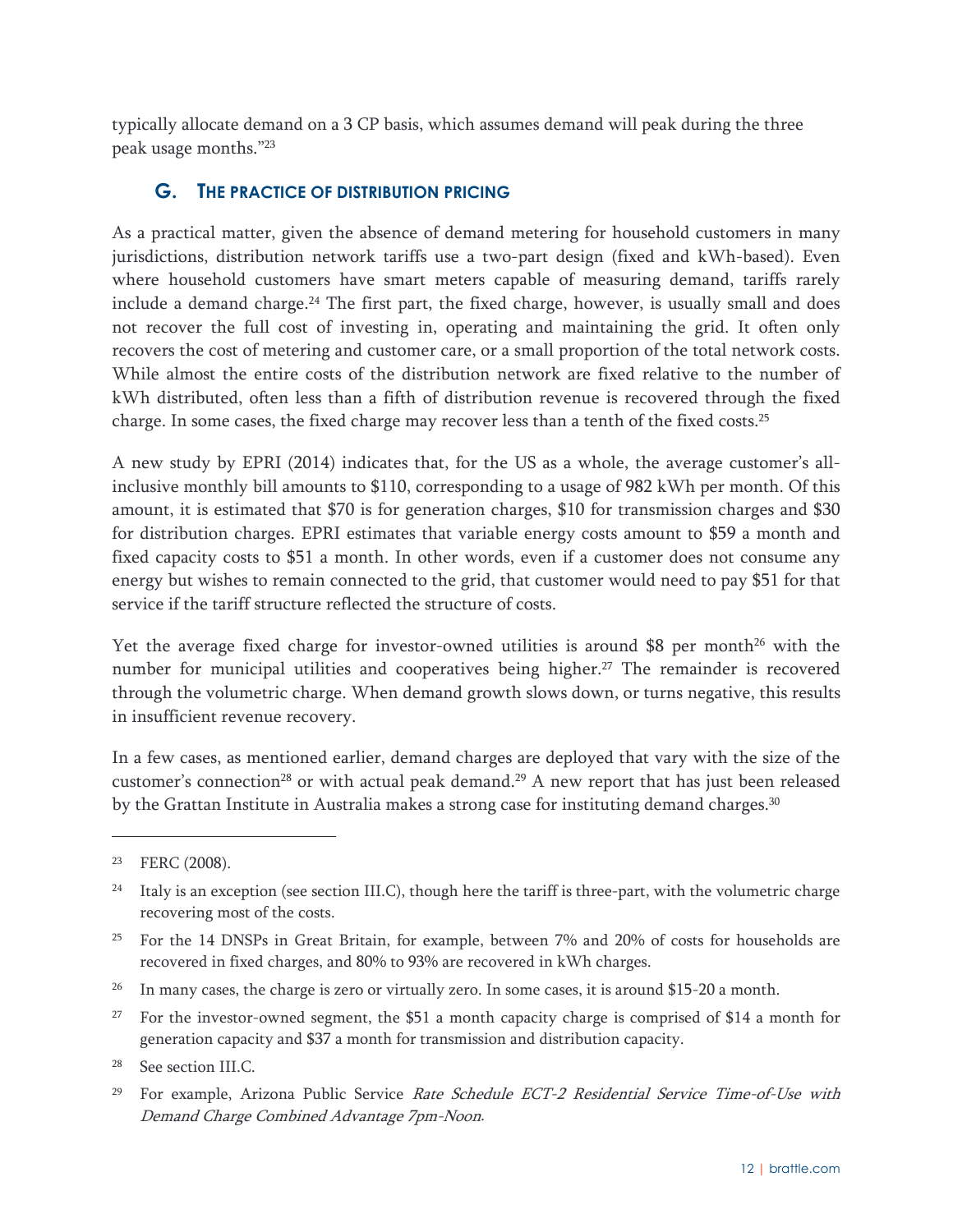typically allocate demand on a 3 CP basis, which assumes demand will peak during the three peak usage months."[23]

### G. THE PRACTICE OF DISTRIBUTION PRICING

As a practical matter, given the absence of demand metering for household customers in many jurisdictions, distribution network tariffs use a two-part design (fixed and kWh-based). Even where household customers have smart meters capable of measuring demand, tariffs rarely include a demand charge.[24] The first part, the fixed charge, however, is usually small and does not recover the full cost of investing in, operating and maintaining the grid. It often only recovers the cost of metering and customer care, or a small proportion of the total network costs. While almost the entire costs of the distribution network are fixed relative to the number of kWh distributed, often less than a fifth of distribution revenue is recovered through the fixed charge. In some cases, the fixed charge may recover less than a tenth of the fixed costs.[25]

A new study by EPRI (2014) indicates that, for the US as a whole, the average customer's all-inclusive monthly bill amounts to $110, corresponding to a usage of 982 kWh per month. Of this amount, it is estimated that $70 is for generation charges, $10 for transmission charges and $30 for distribution charges. EPRI estimates that variable energy costs amount to $59 a month and fixed capacity costs to $51 a month. In other words, even if a customer does not consume any energy but wishes to remain connected to the grid, that customer would need to pay $51 for that service if the tariff structure reflected the structure of costs.

Yet the average fixed charge for investor-owned utilities is around $8 per month[26] with the number for municipal utilities and cooperatives being higher.[27] The remainder is recovered through the volumetric charge. When demand growth slows down, or turns negative, this results in insufficient revenue recovery.

In a few cases, as mentioned earlier, demand charges are deployed that vary with the size of the customer's connection[28] or with actual peak demand.[29] A new report that has just been released by the Grattan Institute in Australia makes a strong case for instituting demand charges.[30]

---

[23] FERC (2008).

[24] Italy is an exception (see section III.C), though here the tariff is three-part, with the volumetric charge recovering most of the costs.

[25] For the 14 DNSPs in Great Britain, for example, between 7% and 20% of costs for households are recovered in fixed charges, and 80% to 93% are recovered in kWh charges.

[26] In many cases, the charge is zero or virtually zero. In some cases, it is around $15-20 a month.

[27] For the investor-owned segment, the $51 a month capacity charge is comprised of $14 a month for generation capacity and $37 a month for transmission and distribution capacity.

[28] See section III.C.

[29] For example, Arizona Public Service *Rate Schedule ECT-2 Residential Service Time-of-Use with Demand Charge Combined Advantage 7pm-Noon*.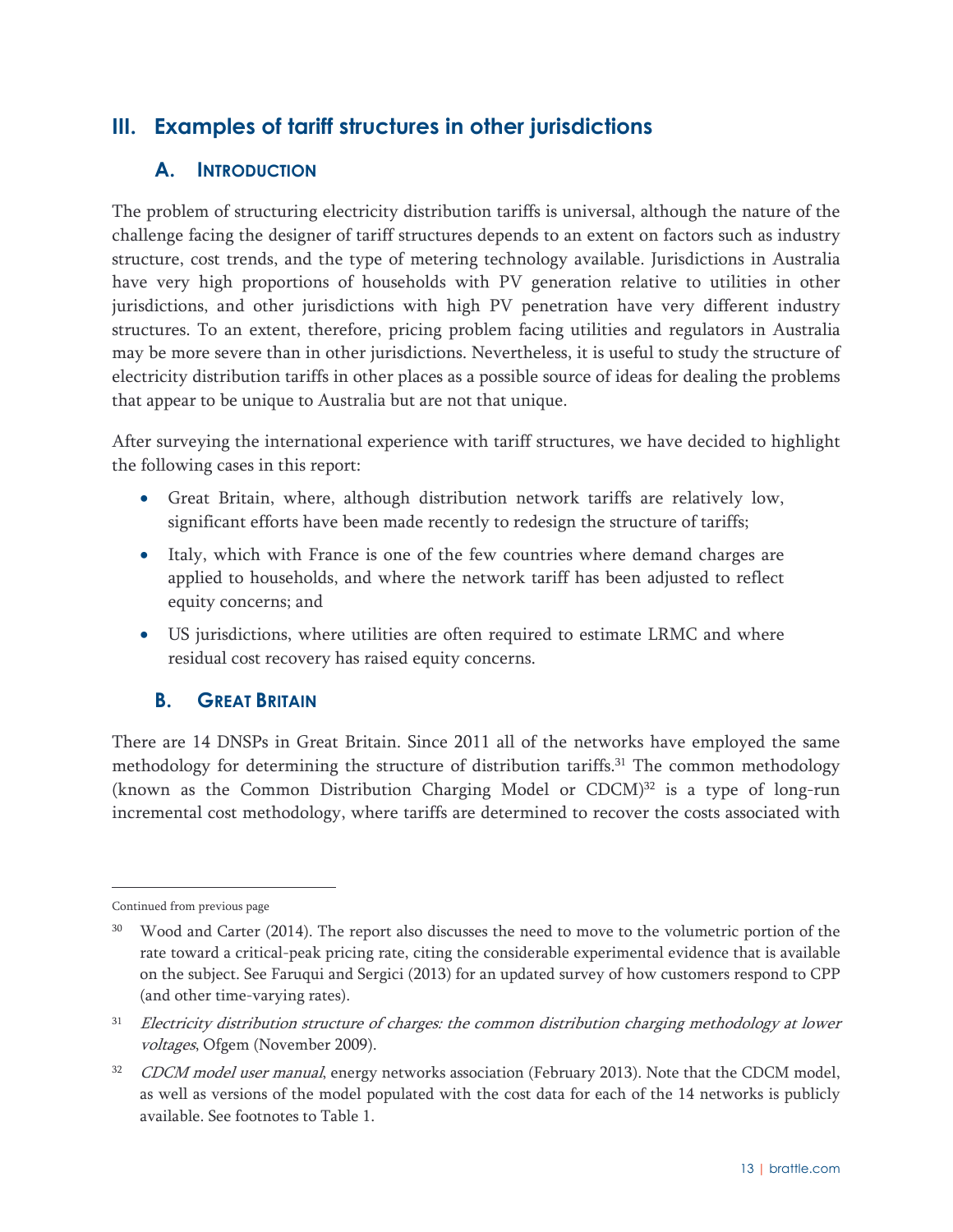# III. Examples of tariff structures in other jurisdictions

## A. Introduction

The problem of structuring electricity distribution tariffs is universal, although the nature of the challenge facing the designer of tariff structures depends to an extent on factors such as industry structure, cost trends, and the type of metering technology available. Jurisdictions in Australia have very high proportions of households with PV generation relative to utilities in other jurisdictions, and other jurisdictions with high PV penetration have very different industry structures. To an extent, therefore, pricing problem facing utilities and regulators in Australia may be more severe than in other jurisdictions. Nevertheless, it is useful to study the structure of electricity distribution tariffs in other places as a possible source of ideas for dealing the problems that appear to be unique to Australia but are not that unique.

After surveying the international experience with tariff structures, we have decided to highlight the following cases in this report:

- Great Britain, where, although distribution network tariffs are relatively low, significant efforts have been made recently to redesign the structure of tariffs;
- Italy, which with France is one of the few countries where demand charges are applied to households, and where the network tariff has been adjusted to reflect equity concerns; and
- US jurisdictions, where utilities are often required to estimate LRMC and where residual cost recovery has raised equity concerns.

## B. Great Britain

There are 14 DNSPs in Great Britain. Since 2011 all of the networks have employed the same methodology for determining the structure of distribution tariffs.[31] The common methodology (known as the Common Distribution Charging Model or CDCM)[32] is a type of long-run incremental cost methodology, where tariffs are determined to recover the costs associated with

---

Continued from previous page

[30] Wood and Carter (2014). The report also discusses the need to move to the volumetric portion of the rate toward a critical-peak pricing rate, citing the considerable experimental evidence that is available on the subject. See Faruqui and Sergici (2013) for an updated survey of how customers respond to CPP (and other time-varying rates).

[31] *Electricity distribution structure of charges: the common distribution charging methodology at lower voltages*, Ofgem (November 2009).

[32] *CDCM model user manual*, energy networks association (February 2013). Note that the CDCM model, as well as versions of the model populated with the cost data for each of the 14 networks is publicly available. See footnotes to Table 1.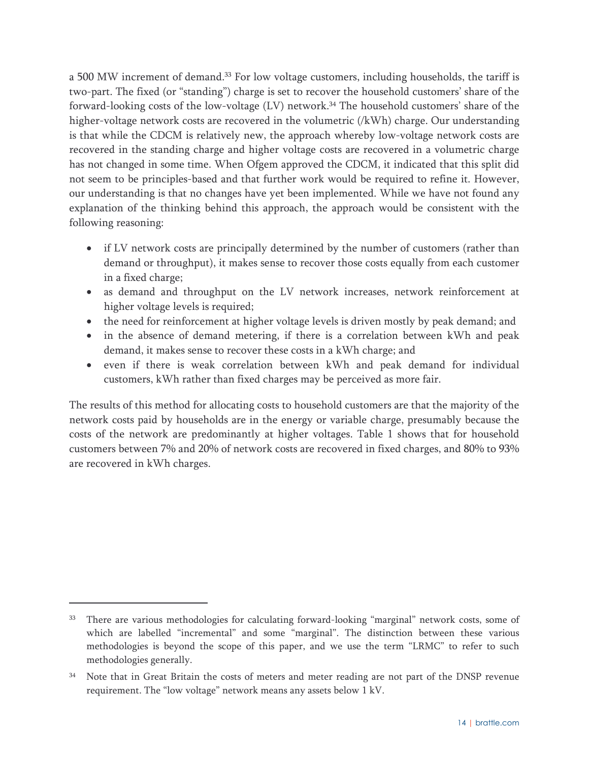a 500 MW increment of demand.[33] For low voltage customers, including households, the tariff is two-part. The fixed (or "standing") charge is set to recover the household customers' share of the forward-looking costs of the low-voltage (LV) network.[34] The household customers' share of the higher-voltage network costs are recovered in the volumetric (/kWh) charge. Our understanding is that while the CDCM is relatively new, the approach whereby low-voltage network costs are recovered in the standing charge and higher voltage costs are recovered in a volumetric charge has not changed in some time. When Ofgem approved the CDCM, it indicated that this split did not seem to be principles-based and that further work would be required to refine it. However, our understanding is that no changes have yet been implemented. While we have not found any explanation of the thinking behind this approach, the approach would be consistent with the following reasoning:

- if LV network costs are principally determined by the number of customers (rather than demand or throughput), it makes sense to recover those costs equally from each customer in a fixed charge;
- as demand and throughput on the LV network increases, network reinforcement at higher voltage levels is required;
- the need for reinforcement at higher voltage levels is driven mostly by peak demand; and
- in the absence of demand metering, if there is a correlation between kWh and peak demand, it makes sense to recover these costs in a kWh charge; and
- even if there is weak correlation between kWh and peak demand for individual customers, kWh rather than fixed charges may be perceived as more fair.

The results of this method for allocating costs to household customers are that the majority of the network costs paid by households are in the energy or variable charge, presumably because the costs of the network are predominantly at higher voltages. Table 1 shows that for household customers between 7% and 20% of network costs are recovered in fixed charges, and 80% to 93% are recovered in kWh charges.

---

[33] There are various methodologies for calculating forward-looking "marginal" network costs, some of which are labelled "incremental" and some "marginal". The distinction between these various methodologies is beyond the scope of this paper, and we use the term "LRMC" to refer to such methodologies generally.

[34] Note that in Great Britain the costs of meters and meter reading are not part of the DNSP revenue requirement. The "low voltage" network means any assets below 1 kV.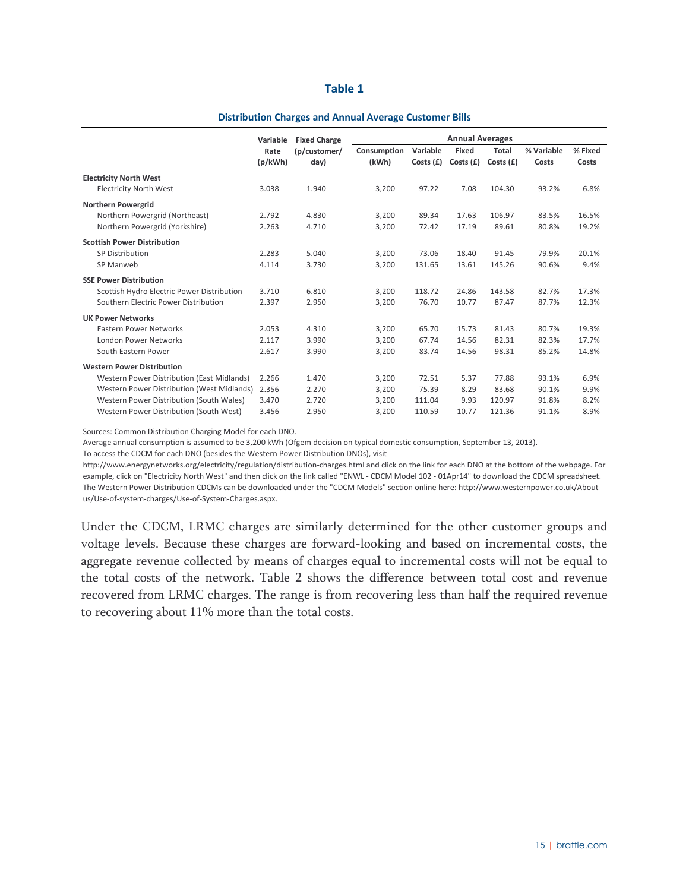# Table 1

**Distribution Charges and Annual Average Customer Bills**

| | Variable Rate (p/kWh) | Fixed Charge (p/customer/ day) | Annual Averages | | | | | |
|---|---|---|---|---|---|---|---|---|
| | | | Consumption (kWh) | Variable Costs (£) | Fixed Costs (£) | Total Costs (£) | % Variable Costs | % Fixed Costs |
| **Electricity North West** | | | | | | | | |
| Electricity North West | 3.038 | 1.940 | 3,200 | 97.22 | 7.08 | 104.30 | 93.2% | 6.8% |
| **Northern Powergrid** | | | | | | | | |
| Northern Powergrid (Northeast) | 2.792 | 4.830 | 3,200 | 89.34 | 17.63 | 106.97 | 83.5% | 16.5% |
| Northern Powergrid (Yorkshire) | 2.263 | 4.710 | 3,200 | 72.42 | 17.19 | 89.61 | 80.8% | 19.2% |
| **Scottish Power Distribution** | | | | | | | | |
| SP Distribution | 2.283 | 5.040 | 3,200 | 73.06 | 18.40 | 91.45 | 79.9% | 20.1% |
| SP Manweb | 4.114 | 3.730 | 3,200 | 131.65 | 13.61 | 145.26 | 90.6% | 9.4% |
| **SSE Power Distribution** | | | | | | | | |
| Scottish Hydro Electric Power Distribution | 3.710 | 6.810 | 3,200 | 118.72 | 24.86 | 143.58 | 82.7% | 17.3% |
| Southern Electric Power Distribution | 2.397 | 2.950 | 3,200 | 76.70 | 10.77 | 87.47 | 87.7% | 12.3% |
| **UK Power Networks** | | | | | | | | |
| Eastern Power Networks | 2.053 | 4.310 | 3,200 | 65.70 | 15.73 | 81.43 | 80.7% | 19.3% |
| London Power Networks | 2.117 | 3.990 | 3,200 | 67.74 | 14.56 | 82.31 | 82.3% | 17.7% |
| South Eastern Power | 2.617 | 3.990 | 3,200 | 83.74 | 14.56 | 98.31 | 85.2% | 14.8% |
| **Western Power Distribution** | | | | | | | | |
| Western Power Distribution (East Midlands) | 2.266 | 1.470 | 3,200 | 72.51 | 5.37 | 77.88 | 93.1% | 6.9% |
| Western Power Distribution (West Midlands) | 2.356 | 2.270 | 3,200 | 75.39 | 8.29 | 83.68 | 90.1% | 9.9% |
| Western Power Distribution (South Wales) | 3.470 | 2.720 | 3,200 | 111.04 | 9.93 | 120.97 | 91.8% | 8.2% |
| Western Power Distribution (South West) | 3.456 | 2.950 | 3,200 | 110.59 | 10.77 | 121.36 | 91.1% | 8.9% |

Sources: Common Distribution Charging Model for each DNO.
Average annual consumption is assumed to be 3,200 kWh (Ofgem decision on typical domestic consumption, September 13, 2013).
To access the CDCM for each DNO (besides the Western Power Distribution DNOs), visit
http://www.energynetworks.org/electricity/regulation/distribution-charges.html and click on the link for each DNO at the bottom of the webpage. For example, click on "Electricity North West" and then click on the link called "ENWL - CDCM Model 102 - 01Apr14" to download the CDCM spreadsheet. The Western Power Distribution CDCMs can be downloaded under the "CDCM Models" section online here: http://www.westernpower.co.uk/About-us/Use-of-system-charges/Use-of-System-Charges.aspx.

Under the CDCM, LRMC charges are similarly determined for the other customer groups and voltage levels. Because these charges are forward-looking and based on incremental costs, the aggregate revenue collected by means of charges equal to incremental costs will not be equal to the total costs of the network. Table 2 shows the difference between total cost and revenue recovered from LRMC charges. The range is from recovering less than half the required revenue to recovering about 11% more than the total costs.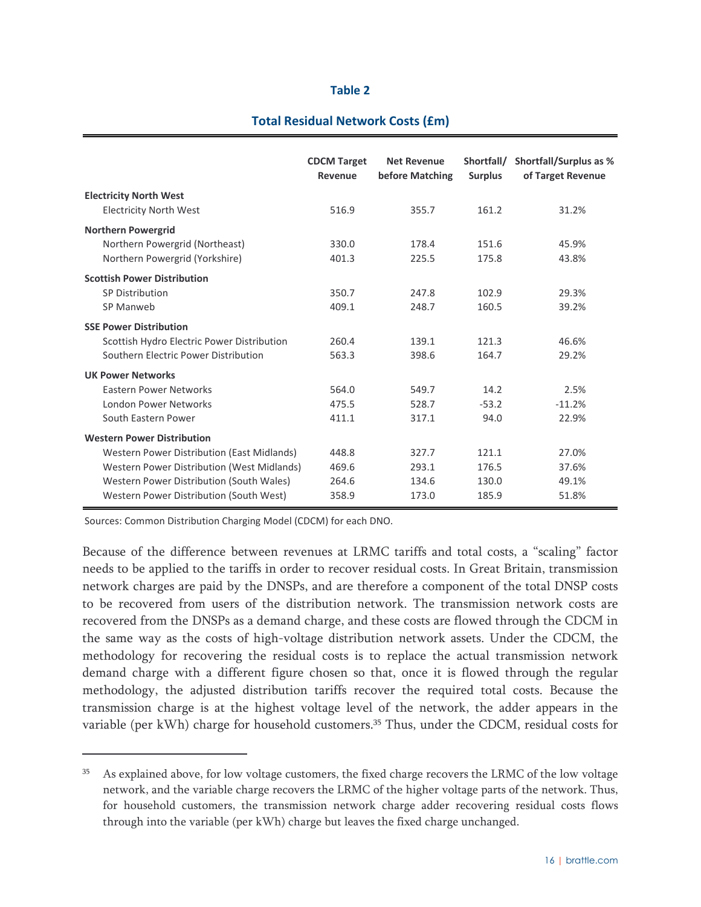**Table 2**

**Total Residual Network Costs (£m)**

| | CDCM Target Revenue | Net Revenue before Matching | Shortfall/ Surplus | Shortfall/Surplus as % of Target Revenue |
|---|---|---|---|---|
| **Electricity North West** | | | | |
| Electricity North West | 516.9 | 355.7 | 161.2 | 31.2% |
| **Northern Powergrid** | | | | |
| Northern Powergrid (Northeast) | 330.0 | 178.4 | 151.6 | 45.9% |
| Northern Powergrid (Yorkshire) | 401.3 | 225.5 | 175.8 | 43.8% |
| **Scottish Power Distribution** | | | | |
| SP Distribution | 350.7 | 247.8 | 102.9 | 29.3% |
| SP Manweb | 409.1 | 248.7 | 160.5 | 39.2% |
| **SSE Power Distribution** | | | | |
| Scottish Hydro Electric Power Distribution | 260.4 | 139.1 | 121.3 | 46.6% |
| Southern Electric Power Distribution | 563.3 | 398.6 | 164.7 | 29.2% |
| **UK Power Networks** | | | | |
| Eastern Power Networks | 564.0 | 549.7 | 14.2 | 2.5% |
| London Power Networks | 475.5 | 528.7 | -53.2 | -11.2% |
| South Eastern Power | 411.1 | 317.1 | 94.0 | 22.9% |
| **Western Power Distribution** | | | | |
| Western Power Distribution (East Midlands) | 448.8 | 327.7 | 121.1 | 27.0% |
| Western Power Distribution (West Midlands) | 469.6 | 293.1 | 176.5 | 37.6% |
| Western Power Distribution (South Wales) | 264.6 | 134.6 | 130.0 | 49.1% |
| Western Power Distribution (South West) | 358.9 | 173.0 | 185.9 | 51.8% |

Sources: Common Distribution Charging Model (CDCM) for each DNO.

Because of the difference between revenues at LRMC tariffs and total costs, a "scaling" factor needs to be applied to the tariffs in order to recover residual costs. In Great Britain, transmission network charges are paid by the DNSPs, and are therefore a component of the total DNSP costs to be recovered from users of the distribution network. The transmission network costs are recovered from the DNSPs as a demand charge, and these costs are flowed through the CDCM in the same way as the costs of high-voltage distribution network assets. Under the CDCM, the methodology for recovering the residual costs is to replace the actual transmission network demand charge with a different figure chosen so that, once it is flowed through the regular methodology, the adjusted distribution tariffs recover the required total costs. Because the transmission charge is at the highest voltage level of the network, the adder appears in the variable (per kWh) charge for household customers.[35] Thus, under the CDCM, residual costs for

[35] As explained above, for low voltage customers, the fixed charge recovers the LRMC of the low voltage network, and the variable charge recovers the LRMC of the higher voltage parts of the network. Thus, for household customers, the transmission network charge adder recovering residual costs flows through into the variable (per kWh) charge but leaves the fixed charge unchanged.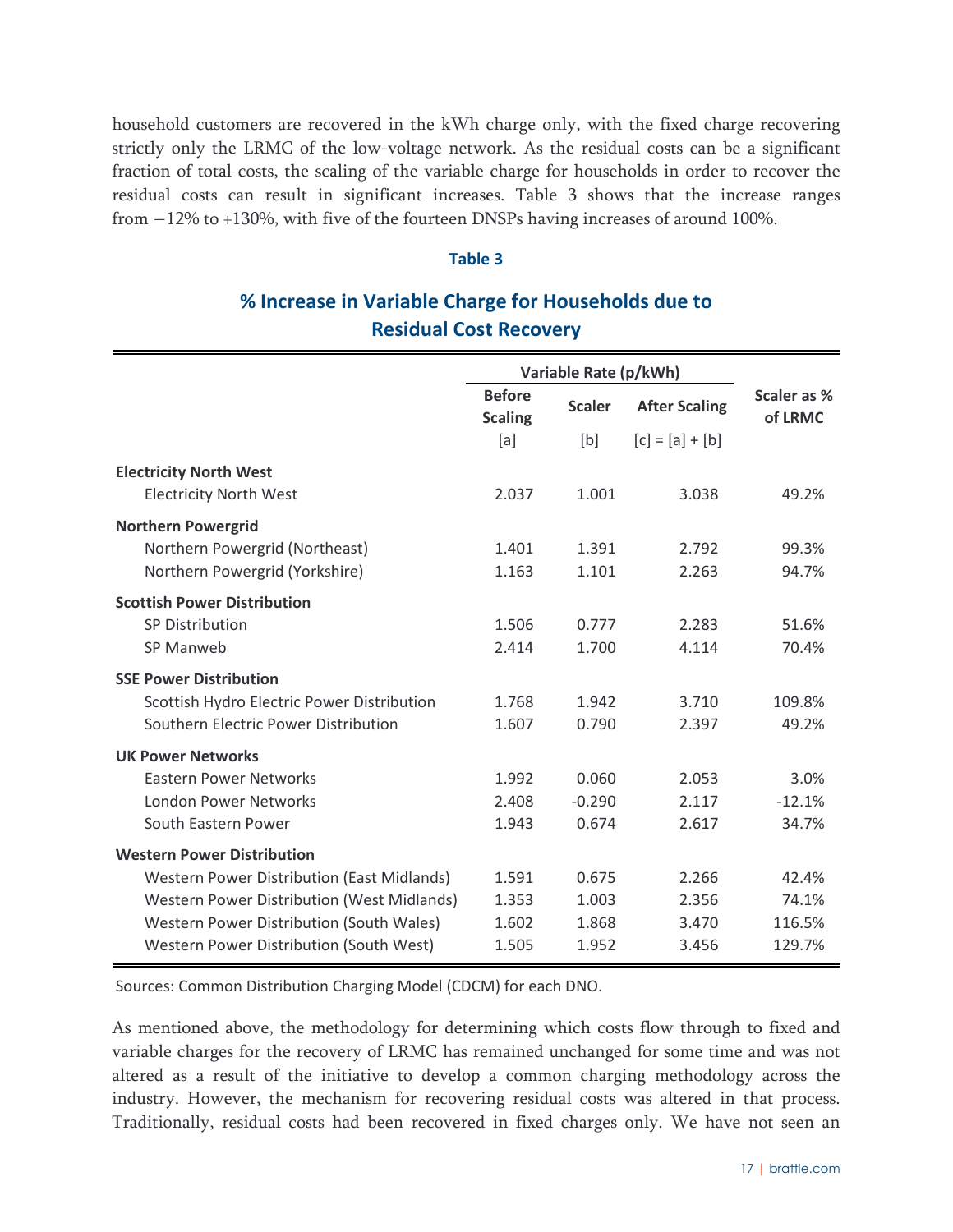household customers are recovered in the kWh charge only, with the fixed charge recovering strictly only the LRMC of the low-voltage network. As the residual costs can be a significant fraction of total costs, the scaling of the variable charge for households in order to recover the residual costs can result in significant increases. Table 3 shows that the increase ranges from −12% to +130%, with five of the fourteen DNSPs having increases of around 100%.

**Table 3**

## % Increase in Variable Charge for Households due to Residual Cost Recovery

| | Variable Rate (p/kWh) | | | Scaler as % of LRMC |
|---|---|---|---|---|
| | Before Scaling | Scaler | After Scaling | |
| | [a] | [b] | [c] = [a] + [b] | |
| **Electricity North West** | | | | |
| Electricity North West | 2.037 | 1.001 | 3.038 | 49.2% |
| **Northern Powergrid** | | | | |
| Northern Powergrid (Northeast) | 1.401 | 1.391 | 2.792 | 99.3% |
| Northern Powergrid (Yorkshire) | 1.163 | 1.101 | 2.263 | 94.7% |
| **Scottish Power Distribution** | | | | |
| SP Distribution | 1.506 | 0.777 | 2.283 | 51.6% |
| SP Manweb | 2.414 | 1.700 | 4.114 | 70.4% |
| **SSE Power Distribution** | | | | |
| Scottish Hydro Electric Power Distribution | 1.768 | 1.942 | 3.710 | 109.8% |
| Southern Electric Power Distribution | 1.607 | 0.790 | 2.397 | 49.2% |
| **UK Power Networks** | | | | |
| Eastern Power Networks | 1.992 | 0.060 | 2.053 | 3.0% |
| London Power Networks | 2.408 | -0.290 | 2.117 | -12.1% |
| South Eastern Power | 1.943 | 0.674 | 2.617 | 34.7% |
| **Western Power Distribution** | | | | |
| Western Power Distribution (East Midlands) | 1.591 | 0.675 | 2.266 | 42.4% |
| Western Power Distribution (West Midlands) | 1.353 | 1.003 | 2.356 | 74.1% |
| Western Power Distribution (South Wales) | 1.602 | 1.868 | 3.470 | 116.5% |
| Western Power Distribution (South West) | 1.505 | 1.952 | 3.456 | 129.7% |

Sources: Common Distribution Charging Model (CDCM) for each DNO.

As mentioned above, the methodology for determining which costs flow through to fixed and variable charges for the recovery of LRMC has remained unchanged for some time and was not altered as a result of the initiative to develop a common charging methodology across the industry. However, the mechanism for recovering residual costs was altered in that process. Traditionally, residual costs had been recovered in fixed charges only. We have not seen an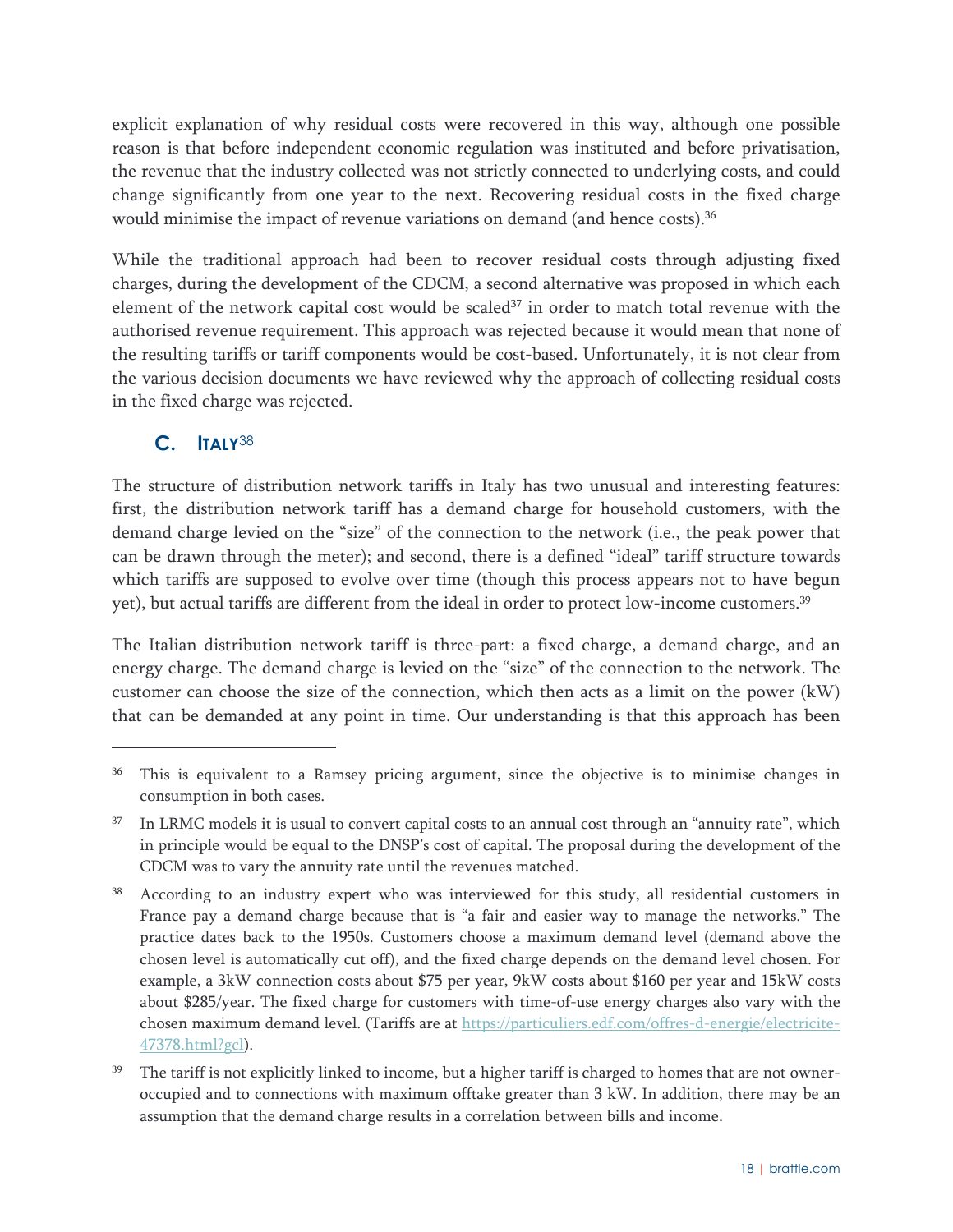explicit explanation of why residual costs were recovered in this way, although one possible reason is that before independent economic regulation was instituted and before privatisation, the revenue that the industry collected was not strictly connected to underlying costs, and could change significantly from one year to the next. Recovering residual costs in the fixed charge would minimise the impact of revenue variations on demand (and hence costs).[36]

While the traditional approach had been to recover residual costs through adjusting fixed charges, during the development of the CDCM, a second alternative was proposed in which each element of the network capital cost would be scaled[37] in order to match total revenue with the authorised revenue requirement. This approach was rejected because it would mean that none of the resulting tariffs or tariff components would be cost-based. Unfortunately, it is not clear from the various decision documents we have reviewed why the approach of collecting residual costs in the fixed charge was rejected.

### C. Italy[38]

The structure of distribution network tariffs in Italy has two unusual and interesting features: first, the distribution network tariff has a demand charge for household customers, with the demand charge levied on the "size" of the connection to the network (i.e., the peak power that can be drawn through the meter); and second, there is a defined "ideal" tariff structure towards which tariffs are supposed to evolve over time (though this process appears not to have begun yet), but actual tariffs are different from the ideal in order to protect low-income customers.[39]

The Italian distribution network tariff is three-part: a fixed charge, a demand charge, and an energy charge. The demand charge is levied on the "size" of the connection to the network. The customer can choose the size of the connection, which then acts as a limit on the power (kW) that can be demanded at any point in time. Our understanding is that this approach has been

---

[36] This is equivalent to a Ramsey pricing argument, since the objective is to minimise changes in consumption in both cases.

[37] In LRMC models it is usual to convert capital costs to an annual cost through an "annuity rate", which in principle would be equal to the DNSP's cost of capital. The proposal during the development of the CDCM was to vary the annuity rate until the revenues matched.

[38] According to an industry expert who was interviewed for this study, all residential customers in France pay a demand charge because that is "a fair and easier way to manage the networks." The practice dates back to the 1950s. Customers choose a maximum demand level (demand above the chosen level is automatically cut off), and the fixed charge depends on the demand level chosen. For example, a 3kW connection costs about $75 per year, 9kW costs about $160 per year and 15kW costs about $285/year. The fixed charge for customers with time-of-use energy charges also vary with the chosen maximum demand level. (Tariffs are at https://particuliers.edf.com/offres-d-energie/electricite-47378.html?gcl).

[39] The tariff is not explicitly linked to income, but a higher tariff is charged to homes that are not owner-occupied and to connections with maximum offtake greater than 3 kW. In addition, there may be an assumption that the demand charge results in a correlation between bills and income.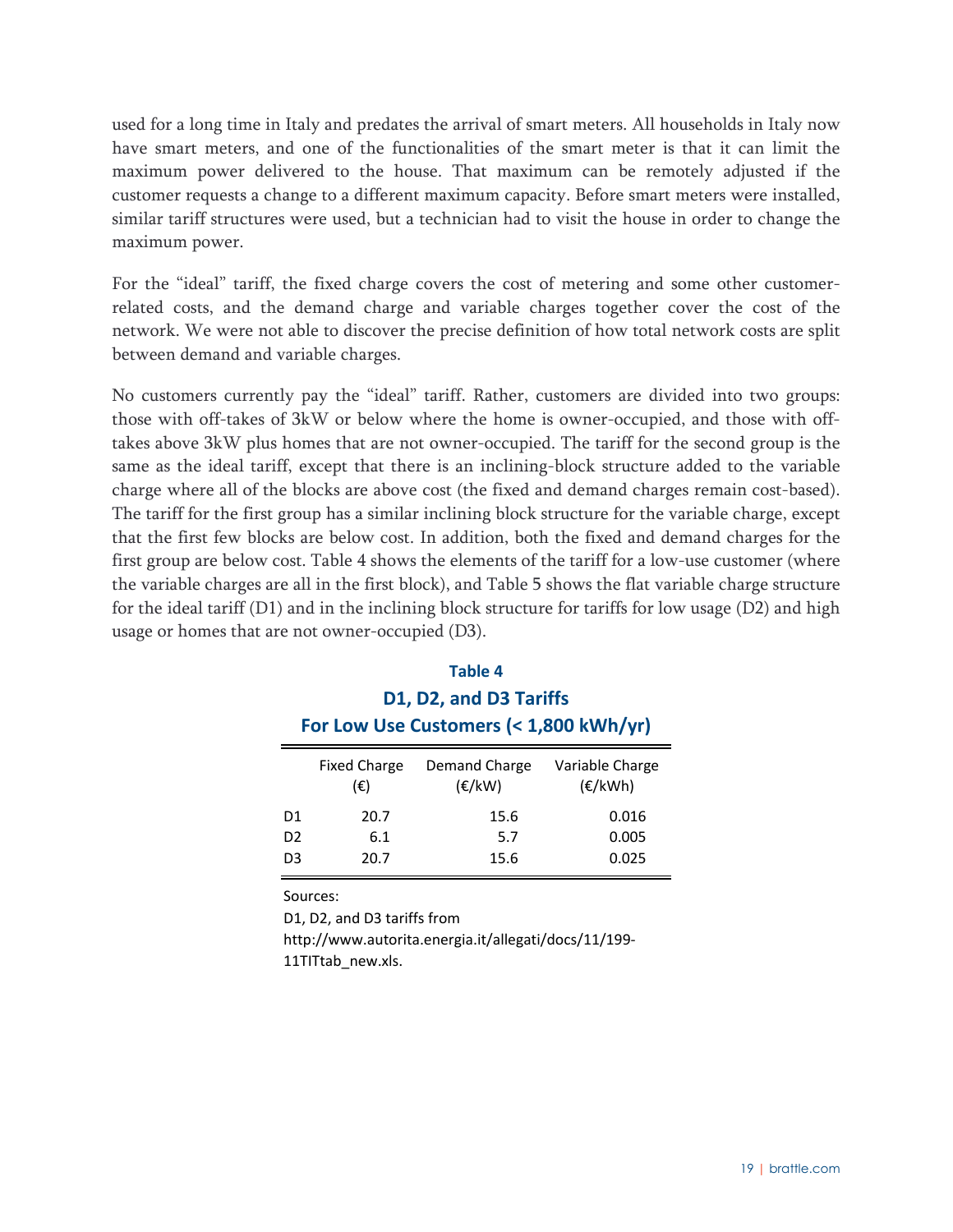used for a long time in Italy and predates the arrival of smart meters. All households in Italy now have smart meters, and one of the functionalities of the smart meter is that it can limit the maximum power delivered to the house. That maximum can be remotely adjusted if the customer requests a change to a different maximum capacity. Before smart meters were installed, similar tariff structures were used, but a technician had to visit the house in order to change the maximum power.

For the "ideal" tariff, the fixed charge covers the cost of metering and some other customer-related costs, and the demand charge and variable charges together cover the cost of the network. We were not able to discover the precise definition of how total network costs are split between demand and variable charges.

No customers currently pay the "ideal" tariff. Rather, customers are divided into two groups: those with off-takes of 3kW or below where the home is owner-occupied, and those with off-takes above 3kW plus homes that are not owner-occupied. The tariff for the second group is the same as the ideal tariff, except that there is an inclining-block structure added to the variable charge where all of the blocks are above cost (the fixed and demand charges remain cost-based). The tariff for the first group has a similar inclining block structure for the variable charge, except that the first few blocks are below cost. In addition, both the fixed and demand charges for the first group are below cost. Table 4 shows the elements of the tariff for a low-use customer (where the variable charges are all in the first block), and Table 5 shows the flat variable charge structure for the ideal tariff (D1) and in the inclining block structure for tariffs for low usage (D2) and high usage or homes that are not owner-occupied (D3).

**Table 4**
**D1, D2, and D3 Tariffs**
**For Low Use Customers (< 1,800 kWh/yr)**

| | Fixed Charge (€) | Demand Charge (€/kW) | Variable Charge (€/kWh) |
|---|---|---|---|
| D1 | 20.7 | 15.6 | 0.016 |
| D2 | 6.1 | 5.7 | 0.005 |
| D3 | 20.7 | 15.6 | 0.025 |

Sources:
D1, D2, and D3 tariffs from http://www.autorita.energia.it/allegati/docs/11/199-11TITtab_new.xls.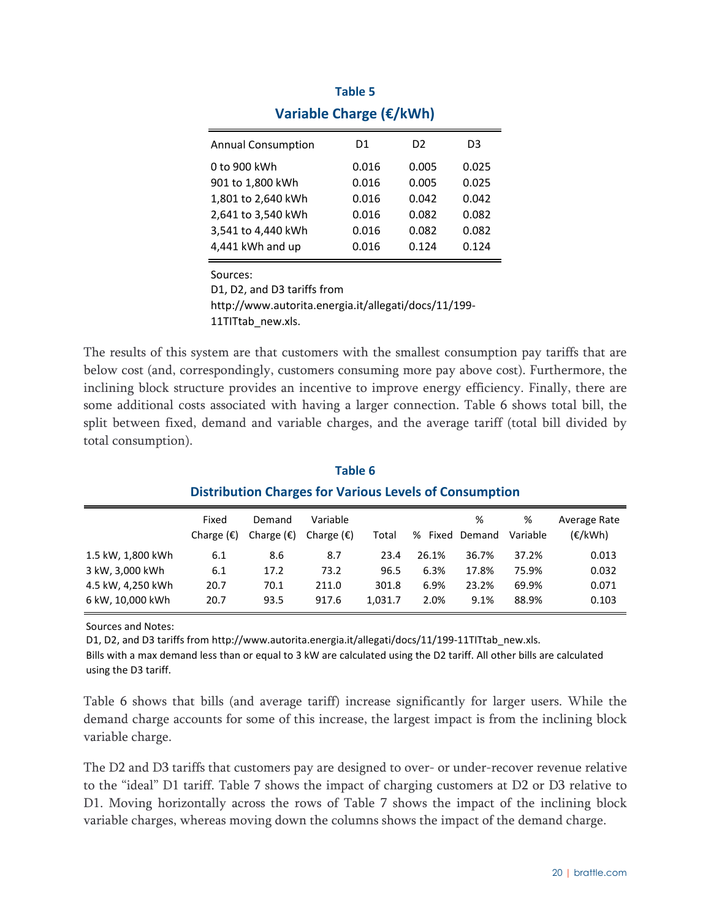**Table 5**

**Variable Charge (€/kWh)**

| Annual Consumption | D1 | D2 | D3 |
|---|---|---|---|
| 0 to 900 kWh | 0.016 | 0.005 | 0.025 |
| 901 to 1,800 kWh | 0.016 | 0.005 | 0.025 |
| 1,801 to 2,640 kWh | 0.016 | 0.042 | 0.042 |
| 2,641 to 3,540 kWh | 0.016 | 0.082 | 0.082 |
| 3,541 to 4,440 kWh | 0.016 | 0.082 | 0.082 |
| 4,441 kWh and up | 0.016 | 0.124 | 0.124 |

Sources:
D1, D2, and D3 tariffs from http://www.autorita.energia.it/allegati/docs/11/199-11TITtab_new.xls.

The results of this system are that customers with the smallest consumption pay tariffs that are below cost (and, correspondingly, customers consuming more pay above cost). Furthermore, the inclining block structure provides an incentive to improve energy efficiency. Finally, there are some additional costs associated with having a larger connection. Table 6 shows total bill, the split between fixed, demand and variable charges, and the average tariff (total bill divided by total consumption).

**Table 6**

**Distribution Charges for Various Levels of Consumption**

| | Fixed Charge (€) | Demand Charge (€) | Variable Charge (€) | Total | % Fixed | % Demand | % Variable | Average Rate (€/kWh) |
|---|---|---|---|---|---|---|---|---|
| 1.5 kW, 1,800 kWh | 6.1 | 8.6 | 8.7 | 23.4 | 26.1% | 36.7% | 37.2% | 0.013 |
| 3 kW, 3,000 kWh | 6.1 | 17.2 | 73.2 | 96.5 | 6.3% | 17.8% | 75.9% | 0.032 |
| 4.5 kW, 4,250 kWh | 20.7 | 70.1 | 211.0 | 301.8 | 6.9% | 23.2% | 69.9% | 0.071 |
| 6 kW, 10,000 kWh | 20.7 | 93.5 | 917.6 | 1,031.7 | 2.0% | 9.1% | 88.9% | 0.103 |

Sources and Notes:
D1, D2, and D3 tariffs from http://www.autorita.energia.it/allegati/docs/11/199-11TITtab_new.xls.
Bills with a max demand less than or equal to 3 kW are calculated using the D2 tariff. All other bills are calculated using the D3 tariff.

Table 6 shows that bills (and average tariff) increase significantly for larger users. While the demand charge accounts for some of this increase, the largest impact is from the inclining block variable charge.

The D2 and D3 tariffs that customers pay are designed to over- or under-recover revenue relative to the "ideal" D1 tariff. Table 7 shows the impact of charging customers at D2 or D3 relative to D1. Moving horizontally across the rows of Table 7 shows the impact of the inclining block variable charges, whereas moving down the columns shows the impact of the demand charge.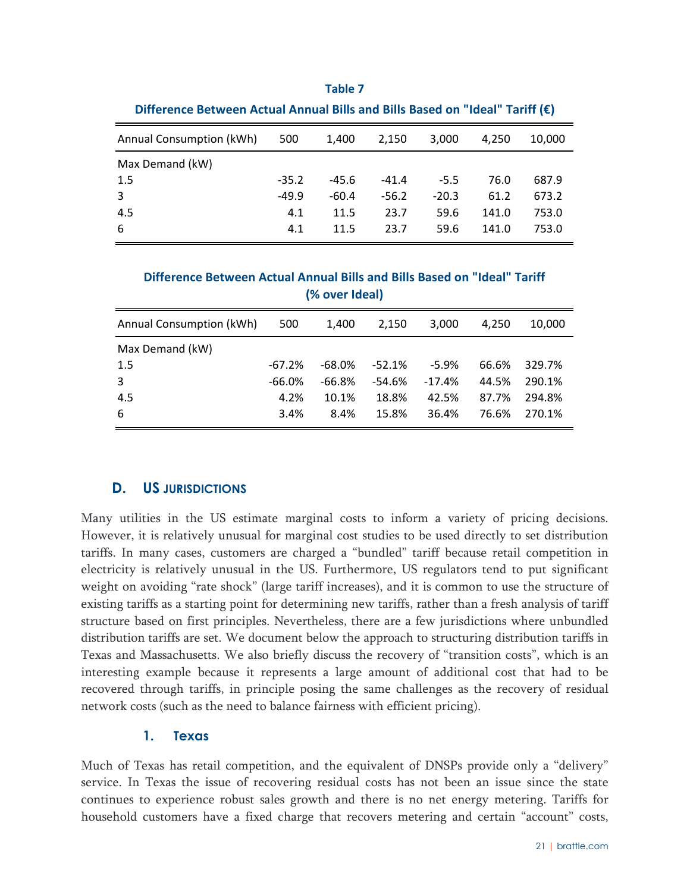**Table 7**

**Difference Between Actual Annual Bills and Bills Based on "Ideal" Tariff (€)**

| Annual Consumption (kWh) | 500 | 1,400 | 2,150 | 3,000 | 4,250 | 10,000 |
|---|---|---|---|---|---|---|
| Max Demand (kW) | | | | | | |
| 1.5 | -35.2 | -45.6 | -41.4 | -5.5 | 76.0 | 687.9 |
| 3 | -49.9 | -60.4 | -56.2 | -20.3 | 61.2 | 673.2 |
| 4.5 | 4.1 | 11.5 | 23.7 | 59.6 | 141.0 | 753.0 |
| 6 | 4.1 | 11.5 | 23.7 | 59.6 | 141.0 | 753.0 |

**Difference Between Actual Annual Bills and Bills Based on "Ideal" Tariff (% over Ideal)**

| Annual Consumption (kWh) | 500 | 1,400 | 2,150 | 3,000 | 4,250 | 10,000 |
|---|---|---|---|---|---|---|
| Max Demand (kW) | | | | | | |
| 1.5 | -67.2% | -68.0% | -52.1% | -5.9% | 66.6% | 329.7% |
| 3 | -66.0% | -66.8% | -54.6% | -17.4% | 44.5% | 290.1% |
| 4.5 | 4.2% | 10.1% | 18.8% | 42.5% | 87.7% | 294.8% |
| 6 | 3.4% | 8.4% | 15.8% | 36.4% | 76.6% | 270.1% |

## D. US JURISDICTIONS

Many utilities in the US estimate marginal costs to inform a variety of pricing decisions. However, it is relatively unusual for marginal cost studies to be used directly to set distribution tariffs. In many cases, customers are charged a "bundled" tariff because retail competition in electricity is relatively unusual in the US. Furthermore, US regulators tend to put significant weight on avoiding "rate shock" (large tariff increases), and it is common to use the structure of existing tariffs as a starting point for determining new tariffs, rather than a fresh analysis of tariff structure based on first principles. Nevertheless, there are a few jurisdictions where unbundled distribution tariffs are set. We document below the approach to structuring distribution tariffs in Texas and Massachusetts. We also briefly discuss the recovery of "transition costs", which is an interesting example because it represents a large amount of additional cost that had to be recovered through tariffs, in principle posing the same challenges as the recovery of residual network costs (such as the need to balance fairness with efficient pricing).

### 1. Texas

Much of Texas has retail competition, and the equivalent of DNSPs provide only a "delivery" service. In Texas the issue of recovering residual costs has not been an issue since the state continues to experience robust sales growth and there is no net energy metering. Tariffs for household customers have a fixed charge that recovers metering and certain "account" costs,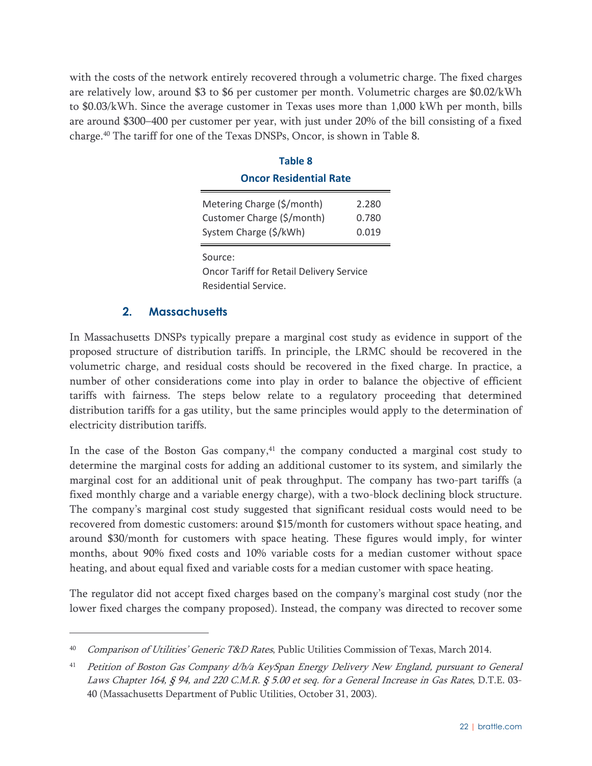with the costs of the network entirely recovered through a volumetric charge. The fixed charges are relatively low, around \$3 to \$6 per customer per month. Volumetric charges are \$0.02/kWh to \$0.03/kWh. Since the average customer in Texas uses more than 1,000 kWh per month, bills are around \$300–400 per customer per year, with just under 20% of the bill consisting of a fixed charge.[40] The tariff for one of the Texas DNSPs, Oncor, is shown in Table 8.

**Table 8**

**Oncor Residential Rate**

| | |
|---|---|
| Metering Charge (\$/month) | 2.280 |
| Customer Charge (\$/month) | 0.780 |
| System Charge (\$/kWh) | 0.019 |

Source:
Oncor Tariff for Retail Delivery Service Residential Service.

### 2. Massachusetts

In Massachusetts DNSPs typically prepare a marginal cost study as evidence in support of the proposed structure of distribution tariffs. In principle, the LRMC should be recovered in the volumetric charge, and residual costs should be recovered in the fixed charge. In practice, a number of other considerations come into play in order to balance the objective of efficient tariffs with fairness. The steps below relate to a regulatory proceeding that determined distribution tariffs for a gas utility, but the same principles would apply to the determination of electricity distribution tariffs.

In the case of the Boston Gas company,[41] the company conducted a marginal cost study to determine the marginal costs for adding an additional customer to its system, and similarly the marginal cost for an additional unit of peak throughput. The company has two-part tariffs (a fixed monthly charge and a variable energy charge), with a two-block declining block structure. The company's marginal cost study suggested that significant residual costs would need to be recovered from domestic customers: around \$15/month for customers without space heating, and around \$30/month for customers with space heating. These figures would imply, for winter months, about 90% fixed costs and 10% variable costs for a median customer without space heating, and about equal fixed and variable costs for a median customer with space heating.

The regulator did not accept fixed charges based on the company's marginal cost study (nor the lower fixed charges the company proposed). Instead, the company was directed to recover some

---

[40] *Comparison of Utilities' Generic T&D Rates*, Public Utilities Commission of Texas, March 2014.

[41] *Petition of Boston Gas Company d/b/a KeySpan Energy Delivery New England, pursuant to General Laws Chapter 164, § 94, and 220 C.M.R. § 5.00 et seq. for a General Increase in Gas Rates*, D.T.E. 03-40 (Massachusetts Department of Public Utilities, October 31, 2003).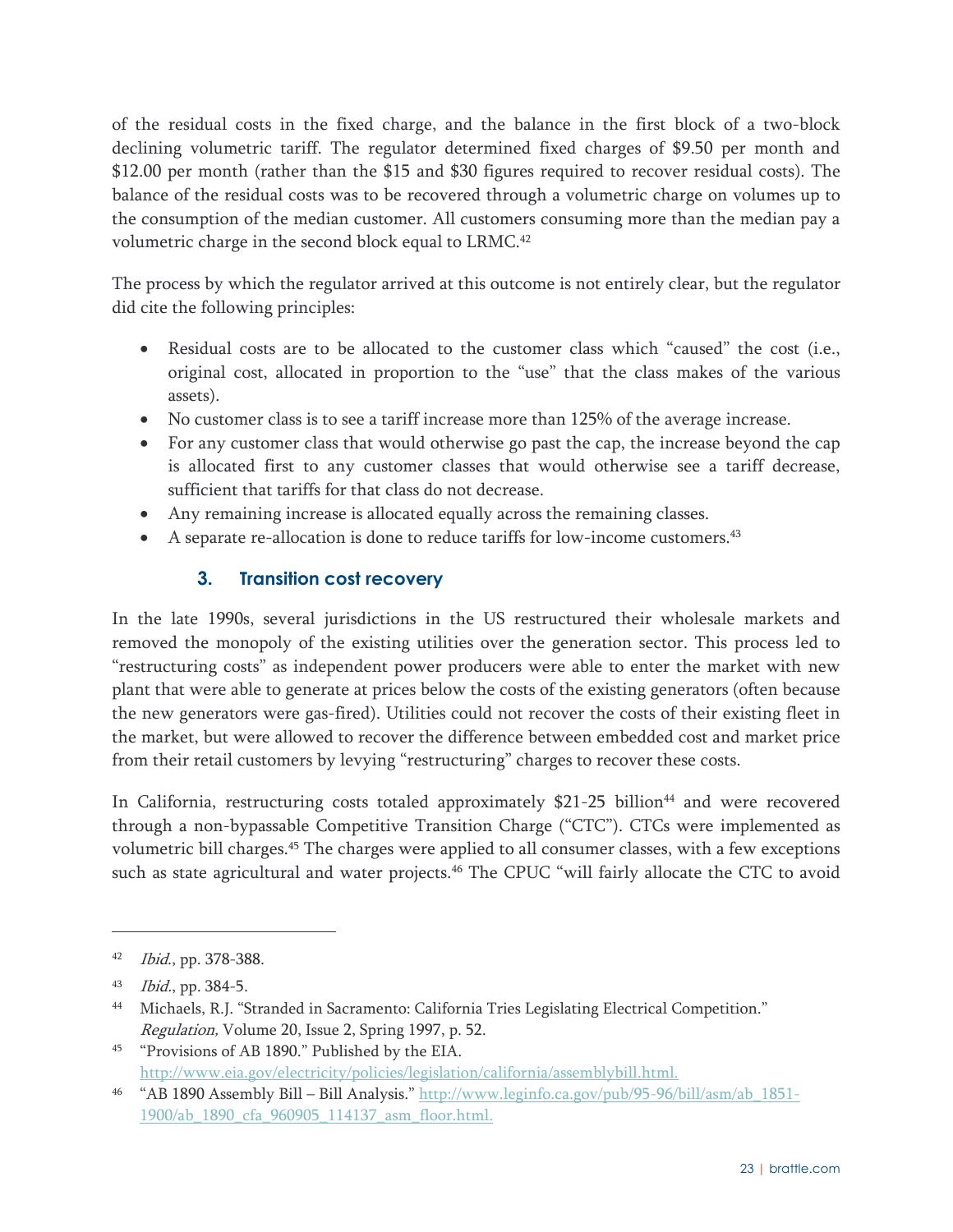of the residual costs in the fixed charge, and the balance in the first block of a two-block declining volumetric tariff. The regulator determined fixed charges of $9.50 per month and $12.00 per month (rather than the $15 and $30 figures required to recover residual costs). The balance of the residual costs was to be recovered through a volumetric charge on volumes up to the consumption of the median customer. All customers consuming more than the median pay a volumetric charge in the second block equal to LRMC.[42]

The process by which the regulator arrived at this outcome is not entirely clear, but the regulator did cite the following principles:

- Residual costs are to be allocated to the customer class which "caused" the cost (i.e., original cost, allocated in proportion to the "use" that the class makes of the various assets).
- No customer class is to see a tariff increase more than 125% of the average increase.
- For any customer class that would otherwise go past the cap, the increase beyond the cap is allocated first to any customer classes that would otherwise see a tariff decrease, sufficient that tariffs for that class do not decrease.
- Any remaining increase is allocated equally across the remaining classes.
- A separate re-allocation is done to reduce tariffs for low-income customers.[43]

### 3. Transition cost recovery

In the late 1990s, several jurisdictions in the US restructured their wholesale markets and removed the monopoly of the existing utilities over the generation sector. This process led to "restructuring costs" as independent power producers were able to enter the market with new plant that were able to generate at prices below the costs of the existing generators (often because the new generators were gas-fired). Utilities could not recover the costs of their existing fleet in the market, but were allowed to recover the difference between embedded cost and market price from their retail customers by levying "restructuring" charges to recover these costs.

In California, restructuring costs totaled approximately $21-25 billion[44] and were recovered through a non-bypassable Competitive Transition Charge ("CTC"). CTCs were implemented as volumetric bill charges.[45] The charges were applied to all consumer classes, with a few exceptions such as state agricultural and water projects.[46] The CPUC "will fairly allocate the CTC to avoid

---

[42] *Ibid.*, pp. 378-388.

[43] *Ibid.*, pp. 384-5.

[44] Michaels, R.J. "Stranded in Sacramento: California Tries Legislating Electrical Competition." *Regulation,* Volume 20, Issue 2, Spring 1997, p. 52.

[45] "Provisions of AB 1890." Published by the EIA. http://www.eia.gov/electricity/policies/legislation/california/assemblybill.html.

[46] "AB 1890 Assembly Bill – Bill Analysis." http://www.leginfo.ca.gov/pub/95-96/bill/asm/ab_1851-1900/ab_1890_cfa_960905_114137_asm_floor.html.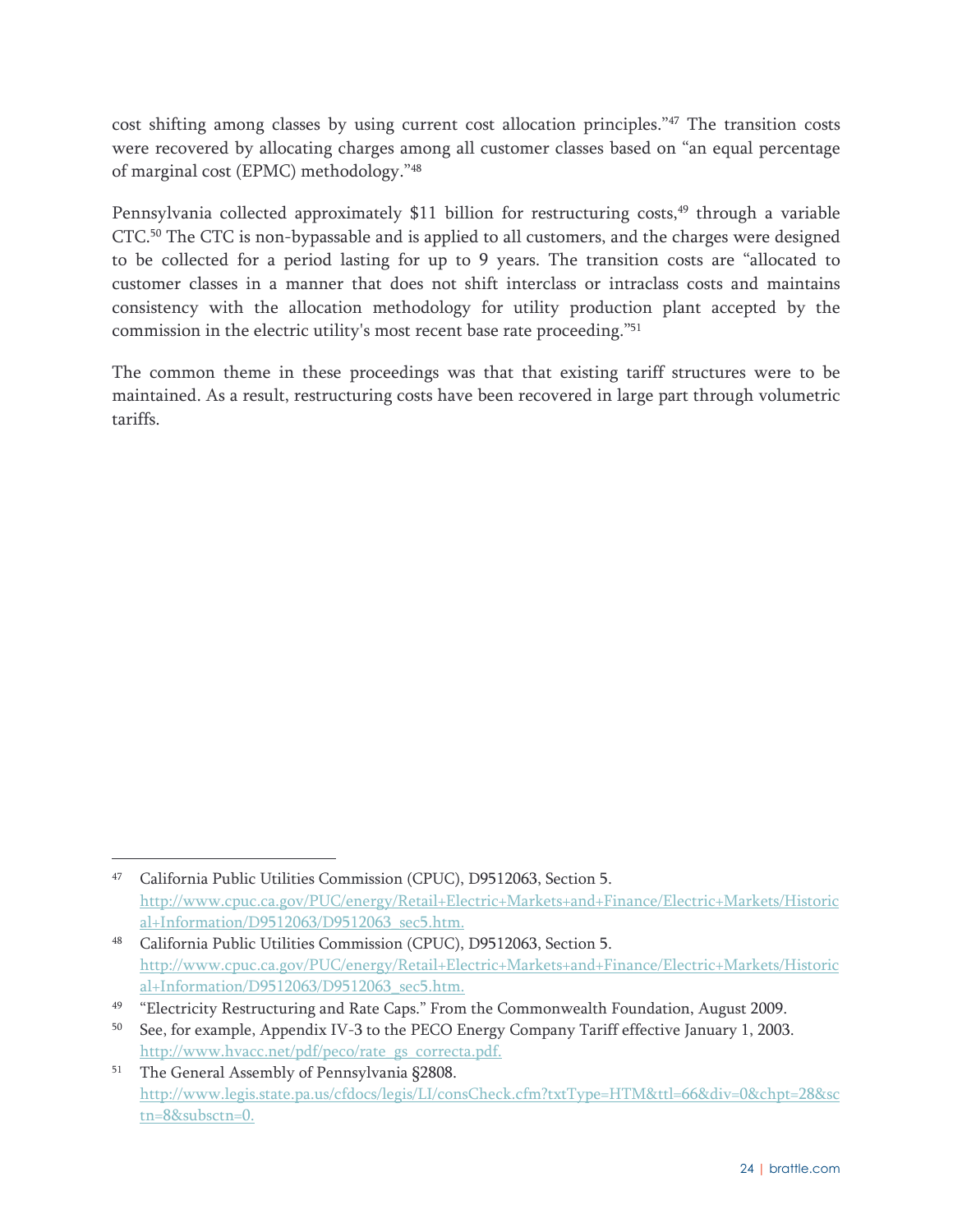cost shifting among classes by using current cost allocation principles."[47] The transition costs were recovered by allocating charges among all customer classes based on "an equal percentage of marginal cost (EPMC) methodology."[48]

Pennsylvania collected approximately $11 billion for restructuring costs,[49] through a variable CTC.[50] The CTC is non-bypassable and is applied to all customers, and the charges were designed to be collected for a period lasting for up to 9 years. The transition costs are "allocated to customer classes in a manner that does not shift interclass or intraclass costs and maintains consistency with the allocation methodology for utility production plant accepted by the commission in the electric utility's most recent base rate proceeding."[51]

The common theme in these proceedings was that that existing tariff structures were to be maintained. As a result, restructuring costs have been recovered in large part through volumetric tariffs.

---

[47] California Public Utilities Commission (CPUC), D9512063, Section 5. http://www.cpuc.ca.gov/PUC/energy/Retail+Electric+Markets+and+Finance/Electric+Markets/Historical+Information/D9512063/D9512063_sec5.htm.

[48] California Public Utilities Commission (CPUC), D9512063, Section 5. http://www.cpuc.ca.gov/PUC/energy/Retail+Electric+Markets+and+Finance/Electric+Markets/Historical+Information/D9512063/D9512063_sec5.htm.

[49] "Electricity Restructuring and Rate Caps." From the Commonwealth Foundation, August 2009.

[50] See, for example, Appendix IV-3 to the PECO Energy Company Tariff effective January 1, 2003. http://www.hvacc.net/pdf/peco/rate_gs_correcta.pdf.

[51] The General Assembly of Pennsylvania §2808. http://www.legis.state.pa.us/cfdocs/legis/LI/consCheck.cfm?txtType=HTM&ttl=66&div=0&chpt=28&sctn=8&subsctn=0.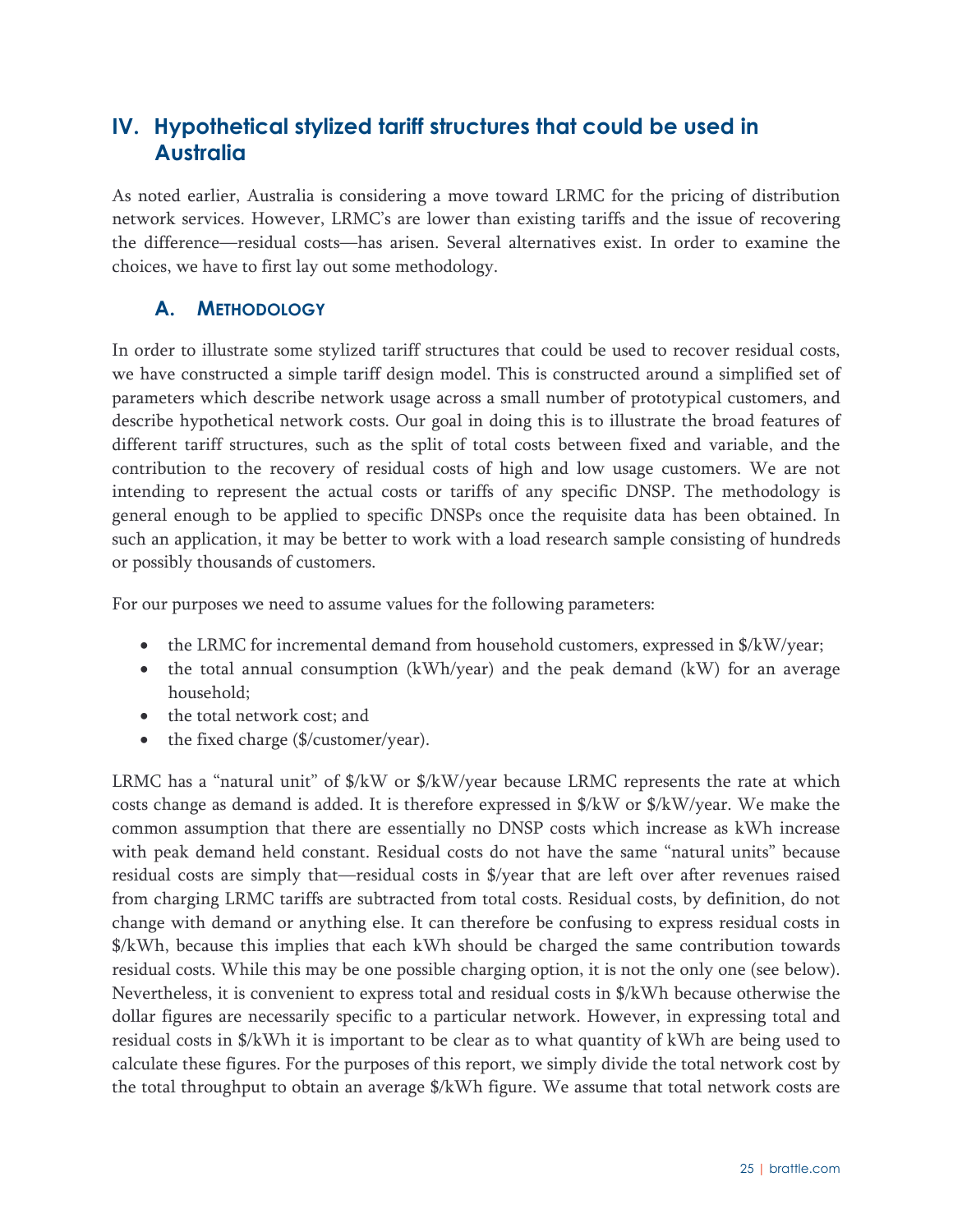## IV. Hypothetical stylized tariff structures that could be used in Australia

As noted earlier, Australia is considering a move toward LRMC for the pricing of distribution network services. However, LRMC's are lower than existing tariffs and the issue of recovering the difference—residual costs—has arisen. Several alternatives exist. In order to examine the choices, we have to first lay out some methodology.

### A. Methodology

In order to illustrate some stylized tariff structures that could be used to recover residual costs, we have constructed a simple tariff design model. This is constructed around a simplified set of parameters which describe network usage across a small number of prototypical customers, and describe hypothetical network costs. Our goal in doing this is to illustrate the broad features of different tariff structures, such as the split of total costs between fixed and variable, and the contribution to the recovery of residual costs of high and low usage customers. We are not intending to represent the actual costs or tariffs of any specific DNSP. The methodology is general enough to be applied to specific DNSPs once the requisite data has been obtained. In such an application, it may be better to work with a load research sample consisting of hundreds or possibly thousands of customers.

For our purposes we need to assume values for the following parameters:

- the LRMC for incremental demand from household customers, expressed in $/kW/year;
- the total annual consumption (kWh/year) and the peak demand (kW) for an average household;
- the total network cost; and
- the fixed charge ($/customer/year).

LRMC has a "natural unit" of $/kW or $/kW/year because LRMC represents the rate at which costs change as demand is added. It is therefore expressed in $/kW or $/kW/year. We make the common assumption that there are essentially no DNSP costs which increase as kWh increase with peak demand held constant. Residual costs do not have the same "natural units" because residual costs are simply that—residual costs in $/year that are left over after revenues raised from charging LRMC tariffs are subtracted from total costs. Residual costs, by definition, do not change with demand or anything else. It can therefore be confusing to express residual costs in $/kWh, because this implies that each kWh should be charged the same contribution towards residual costs. While this may be one possible charging option, it is not the only one (see below). Nevertheless, it is convenient to express total and residual costs in $/kWh because otherwise the dollar figures are necessarily specific to a particular network. However, in expressing total and residual costs in $/kWh it is important to be clear as to what quantity of kWh are being used to calculate these figures. For the purposes of this report, we simply divide the total network cost by the total throughput to obtain an average $/kWh figure. We assume that total network costs are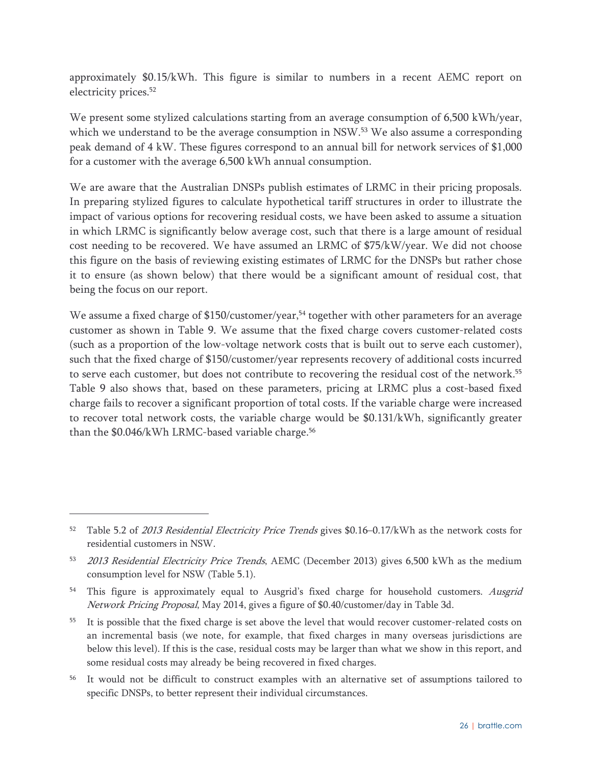approximately $0.15/kWh. This figure is similar to numbers in a recent AEMC report on electricity prices.[52]

We present some stylized calculations starting from an average consumption of 6,500 kWh/year, which we understand to be the average consumption in NSW.[53] We also assume a corresponding peak demand of 4 kW. These figures correspond to an annual bill for network services of $1,000 for a customer with the average 6,500 kWh annual consumption.

We are aware that the Australian DNSPs publish estimates of LRMC in their pricing proposals. In preparing stylized figures to calculate hypothetical tariff structures in order to illustrate the impact of various options for recovering residual costs, we have been asked to assume a situation in which LRMC is significantly below average cost, such that there is a large amount of residual cost needing to be recovered. We have assumed an LRMC of $75/kW/year. We did not choose this figure on the basis of reviewing existing estimates of LRMC for the DNSPs but rather chose it to ensure (as shown below) that there would be a significant amount of residual cost, that being the focus on our report.

We assume a fixed charge of $150/customer/year,[54] together with other parameters for an average customer as shown in Table 9. We assume that the fixed charge covers customer-related costs (such as a proportion of the low-voltage network costs that is built out to serve each customer), such that the fixed charge of $150/customer/year represents recovery of additional costs incurred to serve each customer, but does not contribute to recovering the residual cost of the network.[55] Table 9 also shows that, based on these parameters, pricing at LRMC plus a cost-based fixed charge fails to recover a significant proportion of total costs. If the variable charge were increased to recover total network costs, the variable charge would be $0.131/kWh, significantly greater than the $0.046/kWh LRMC-based variable charge.[56]

---

[52] Table 5.2 of *2013 Residential Electricity Price Trends* gives $0.16–0.17/kWh as the network costs for residential customers in NSW.

[53] *2013 Residential Electricity Price Trends*, AEMC (December 2013) gives 6,500 kWh as the medium consumption level for NSW (Table 5.1).

[54] This figure is approximately equal to Ausgrid's fixed charge for household customers. *Ausgrid Network Pricing Proposal*, May 2014, gives a figure of $0.40/customer/day in Table 3d.

[55] It is possible that the fixed charge is set above the level that would recover customer-related costs on an incremental basis (we note, for example, that fixed charges in many overseas jurisdictions are below this level). If this is the case, residual costs may be larger than what we show in this report, and some residual costs may already be being recovered in fixed charges.

[56] It would not be difficult to construct examples with an alternative set of assumptions tailored to specific DNSPs, to better represent their individual circumstances.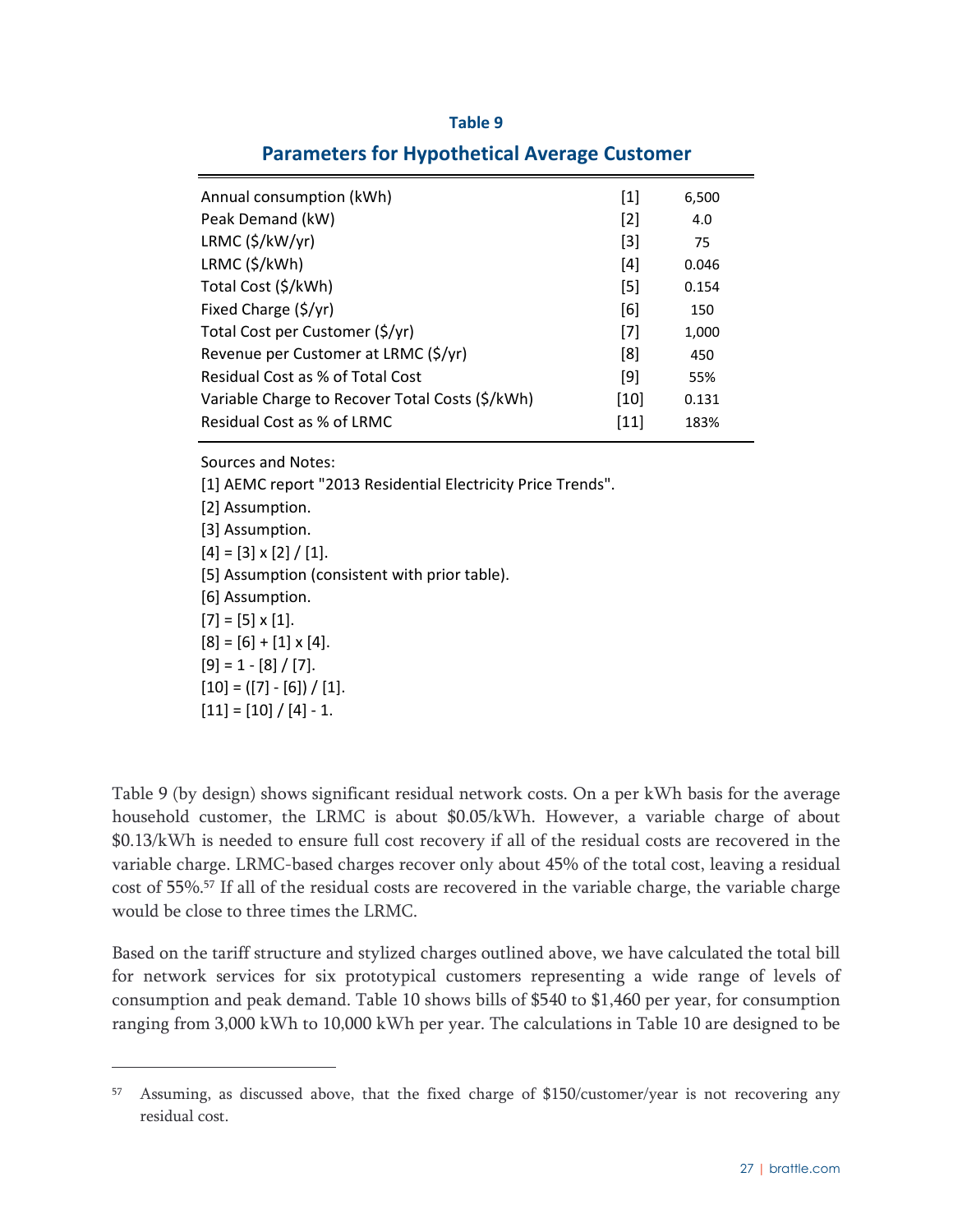**Table 9**

**Parameters for Hypothetical Average Customer**

| | | |
|---|---|---|
| Annual consumption (kWh) | [1] | 6,500 |
| Peak Demand (kW) | [2] | 4.0 |
| LRMC ($/kW/yr) | [3] | 75 |
| LRMC ($/kWh) | [4] | 0.046 |
| Total Cost ($/kWh) | [5] | 0.154 |
| Fixed Charge ($/yr) | [6] | 150 |
| Total Cost per Customer ($/yr) | [7] | 1,000 |
| Revenue per Customer at LRMC ($/yr) | [8] | 450 |
| Residual Cost as % of Total Cost | [9] | 55% |
| Variable Charge to Recover Total Costs ($/kWh) | [10] | 0.131 |
| Residual Cost as % of LRMC | [11] | 183% |

Sources and Notes:

[1] AEMC report "2013 Residential Electricity Price Trends".

[2] Assumption.

[3] Assumption.

[4] = [3] x [2] / [1].

[5] Assumption (consistent with prior table).

[6] Assumption.

[7] = [5] x [1].

[8] = [6] + [1] x [4].

[9] = 1 - [8] / [7].

[10] = ([7] - [6]) / [1].

[11] = [10] / [4] - 1.

Table 9 (by design) shows significant residual network costs. On a per kWh basis for the average household customer, the LRMC is about $0.05/kWh. However, a variable charge of about $0.13/kWh is needed to ensure full cost recovery if all of the residual costs are recovered in the variable charge. LRMC-based charges recover only about 45% of the total cost, leaving a residual cost of 55%.[57] If all of the residual costs are recovered in the variable charge, the variable charge would be close to three times the LRMC.

Based on the tariff structure and stylized charges outlined above, we have calculated the total bill for network services for six prototypical customers representing a wide range of levels of consumption and peak demand. Table 10 shows bills of $540 to $1,460 per year, for consumption ranging from 3,000 kWh to 10,000 kWh per year. The calculations in Table 10 are designed to be

[57] Assuming, as discussed above, that the fixed charge of $150/customer/year is not recovering any residual cost.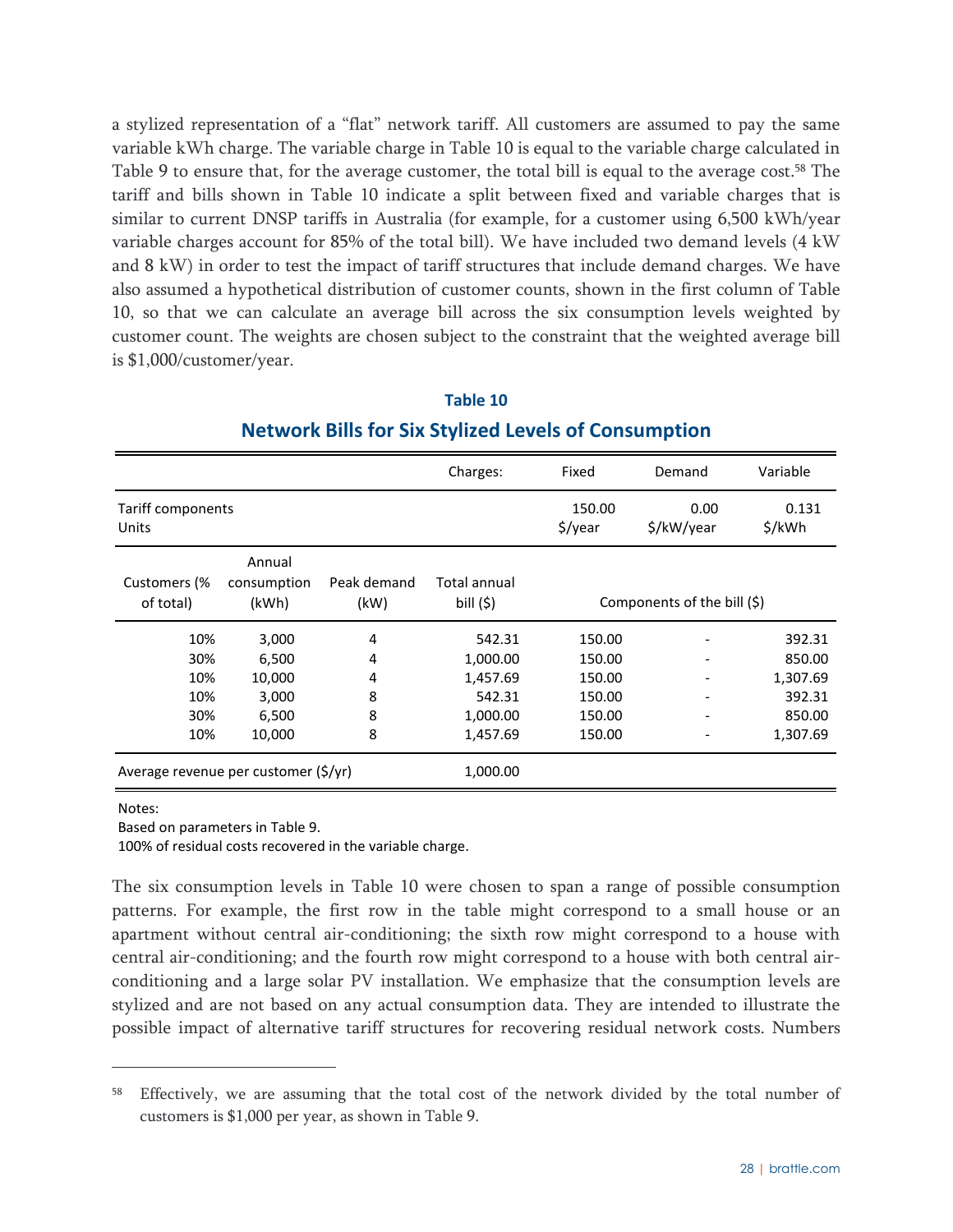a stylized representation of a "flat" network tariff. All customers are assumed to pay the same variable kWh charge. The variable charge in Table 10 is equal to the variable charge calculated in Table 9 to ensure that, for the average customer, the total bill is equal to the average cost.[58] The tariff and bills shown in Table 10 indicate a split between fixed and variable charges that is similar to current DNSP tariffs in Australia (for example, for a customer using 6,500 kWh/year variable charges account for 85% of the total bill). We have included two demand levels (4 kW and 8 kW) in order to test the impact of tariff structures that include demand charges. We have also assumed a hypothetical distribution of customer counts, shown in the first column of Table 10, so that we can calculate an average bill across the six consumption levels weighted by customer count. The weights are chosen subject to the constraint that the weighted average bill is $1,000/customer/year.

**Table 10**

**Network Bills for Six Stylized Levels of Consumption**

| | | | Charges: | Fixed | Demand | Variable |
|---|---|---|---|---|---|---|
| Tariff components<br>Units | | | | 150.00<br>$/year | 0.00<br>$/kW/year | 0.131<br>$/kWh |
| Customers (% of total) | Annual consumption (kWh) | Peak demand (kW) | Total annual bill ($) | Components of the bill ($) | | |
| 10% | 3,000 | 4 | 542.31 | 150.00 | - | 392.31 |
| 30% | 6,500 | 4 | 1,000.00 | 150.00 | - | 850.00 |
| 10% | 10,000 | 4 | 1,457.69 | 150.00 | - | 1,307.69 |
| 10% | 3,000 | 8 | 542.31 | 150.00 | - | 392.31 |
| 30% | 6,500 | 8 | 1,000.00 | 150.00 | - | 850.00 |
| 10% | 10,000 | 8 | 1,457.69 | 150.00 | - | 1,307.69 |
| Average revenue per customer ($/yr) | | | 1,000.00 | | | |

Notes:
Based on parameters in Table 9.
100% of residual costs recovered in the variable charge.

The six consumption levels in Table 10 were chosen to span a range of possible consumption patterns. For example, the first row in the table might correspond to a small house or an apartment without central air-conditioning; the sixth row might correspond to a house with central air-conditioning; and the fourth row might correspond to a house with both central air-conditioning and a large solar PV installation. We emphasize that the consumption levels are stylized and are not based on any actual consumption data. They are intended to illustrate the possible impact of alternative tariff structures for recovering residual network costs. Numbers

---

[58] Effectively, we are assuming that the total cost of the network divided by the total number of customers is $1,000 per year, as shown in Table 9.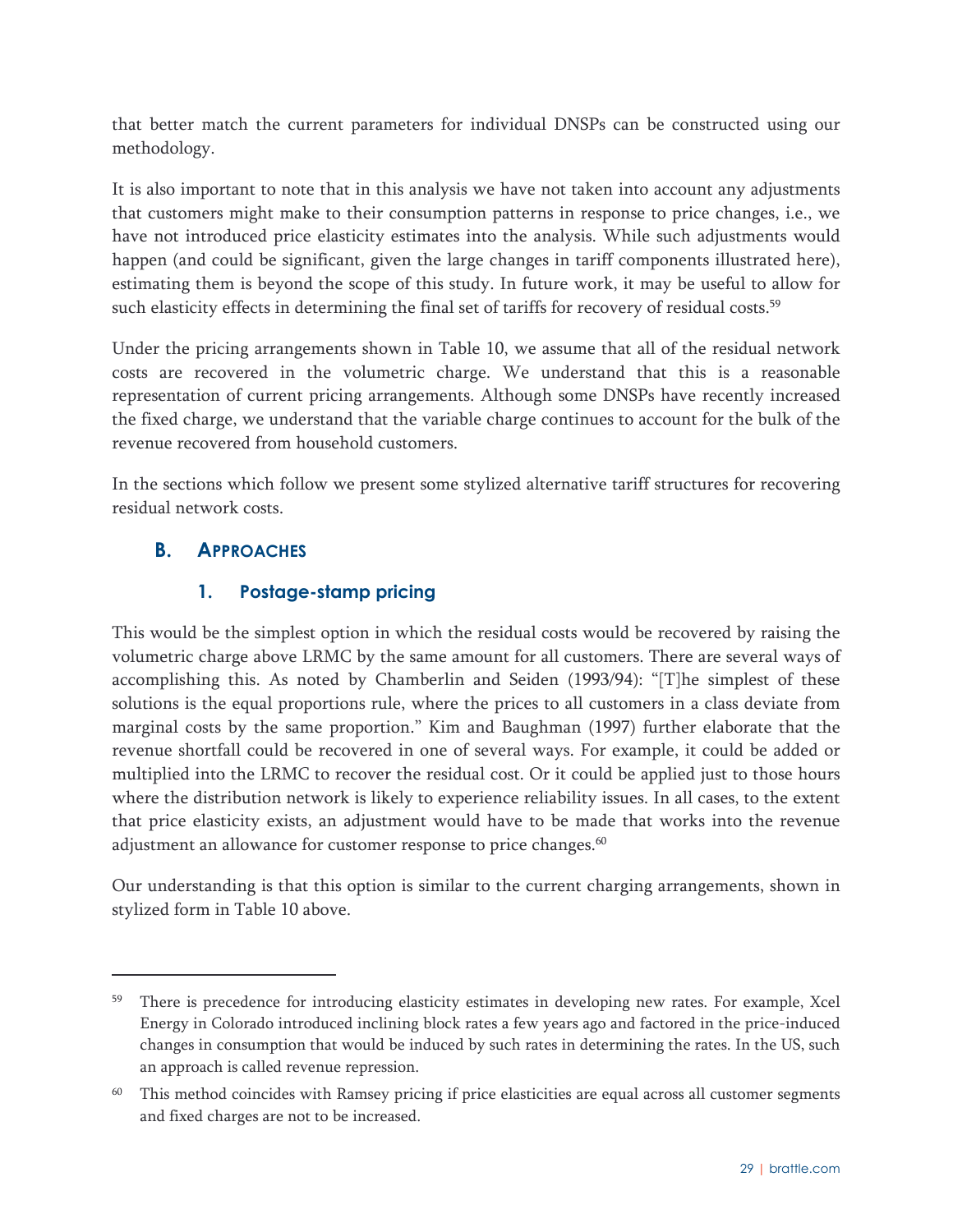that better match the current parameters for individual DNSPs can be constructed using our methodology.

It is also important to note that in this analysis we have not taken into account any adjustments that customers might make to their consumption patterns in response to price changes, i.e., we have not introduced price elasticity estimates into the analysis. While such adjustments would happen (and could be significant, given the large changes in tariff components illustrated here), estimating them is beyond the scope of this study. In future work, it may be useful to allow for such elasticity effects in determining the final set of tariffs for recovery of residual costs.[59]

Under the pricing arrangements shown in Table 10, we assume that all of the residual network costs are recovered in the volumetric charge. We understand that this is a reasonable representation of current pricing arrangements. Although some DNSPs have recently increased the fixed charge, we understand that the variable charge continues to account for the bulk of the revenue recovered from household customers.

In the sections which follow we present some stylized alternative tariff structures for recovering residual network costs.

## B. Approaches

### 1. Postage-stamp pricing

This would be the simplest option in which the residual costs would be recovered by raising the volumetric charge above LRMC by the same amount for all customers. There are several ways of accomplishing this. As noted by Chamberlin and Seiden (1993/94): "[T]he simplest of these solutions is the equal proportions rule, where the prices to all customers in a class deviate from marginal costs by the same proportion." Kim and Baughman (1997) further elaborate that the revenue shortfall could be recovered in one of several ways. For example, it could be added or multiplied into the LRMC to recover the residual cost. Or it could be applied just to those hours where the distribution network is likely to experience reliability issues. In all cases, to the extent that price elasticity exists, an adjustment would have to be made that works into the revenue adjustment an allowance for customer response to price changes.[60]

Our understanding is that this option is similar to the current charging arrangements, shown in stylized form in Table 10 above.

---

[59] There is precedence for introducing elasticity estimates in developing new rates. For example, Xcel Energy in Colorado introduced inclining block rates a few years ago and factored in the price-induced changes in consumption that would be induced by such rates in determining the rates. In the US, such an approach is called revenue repression.

[60] This method coincides with Ramsey pricing if price elasticities are equal across all customer segments and fixed charges are not to be increased.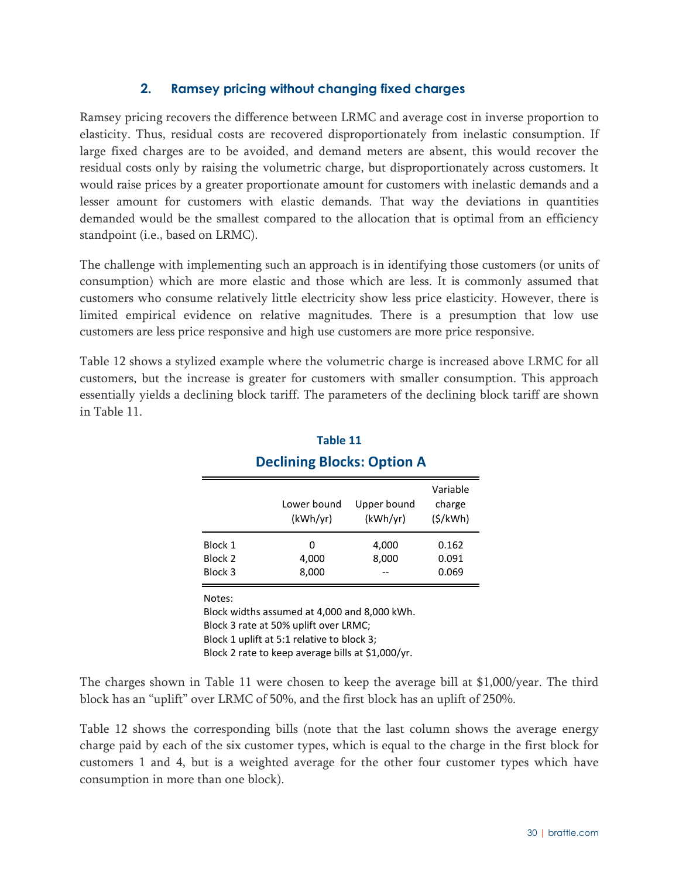## 2. Ramsey pricing without changing fixed charges

Ramsey pricing recovers the difference between LRMC and average cost in inverse proportion to elasticity. Thus, residual costs are recovered disproportionately from inelastic consumption. If large fixed charges are to be avoided, and demand meters are absent, this would recover the residual costs only by raising the volumetric charge, but disproportionately across customers. It would raise prices by a greater proportionate amount for customers with inelastic demands and a lesser amount for customers with elastic demands. That way the deviations in quantities demanded would be the smallest compared to the allocation that is optimal from an efficiency standpoint (i.e., based on LRMC).

The challenge with implementing such an approach is in identifying those customers (or units of consumption) which are more elastic and those which are less. It is commonly assumed that customers who consume relatively little electricity show less price elasticity. However, there is limited empirical evidence on relative magnitudes. There is a presumption that low use customers are less price responsive and high use customers are more price responsive.

Table 12 shows a stylized example where the volumetric charge is increased above LRMC for all customers, but the increase is greater for customers with smaller consumption. This approach essentially yields a declining block tariff. The parameters of the declining block tariff are shown in Table 11.

**Table 11**

**Declining Blocks: Option A**

| | Lower bound (kWh/yr) | Upper bound (kWh/yr) | Variable charge ($/kWh) |
|---|---|---|---|
| Block 1 | 0 | 4,000 | 0.162 |
| Block 2 | 4,000 | 8,000 | 0.091 |
| Block 3 | 8,000 | -- | 0.069 |

Notes:
Block widths assumed at 4,000 and 8,000 kWh.
Block 3 rate at 50% uplift over LRMC;
Block 1 uplift at 5:1 relative to block 3;
Block 2 rate to keep average bills at $1,000/yr.

The charges shown in Table 11 were chosen to keep the average bill at $1,000/year. The third block has an "uplift" over LRMC of 50%, and the first block has an uplift of 250%.

Table 12 shows the corresponding bills (note that the last column shows the average energy charge paid by each of the six customer types, which is equal to the charge in the first block for customers 1 and 4, but is a weighted average for the other four customer types which have consumption in more than one block).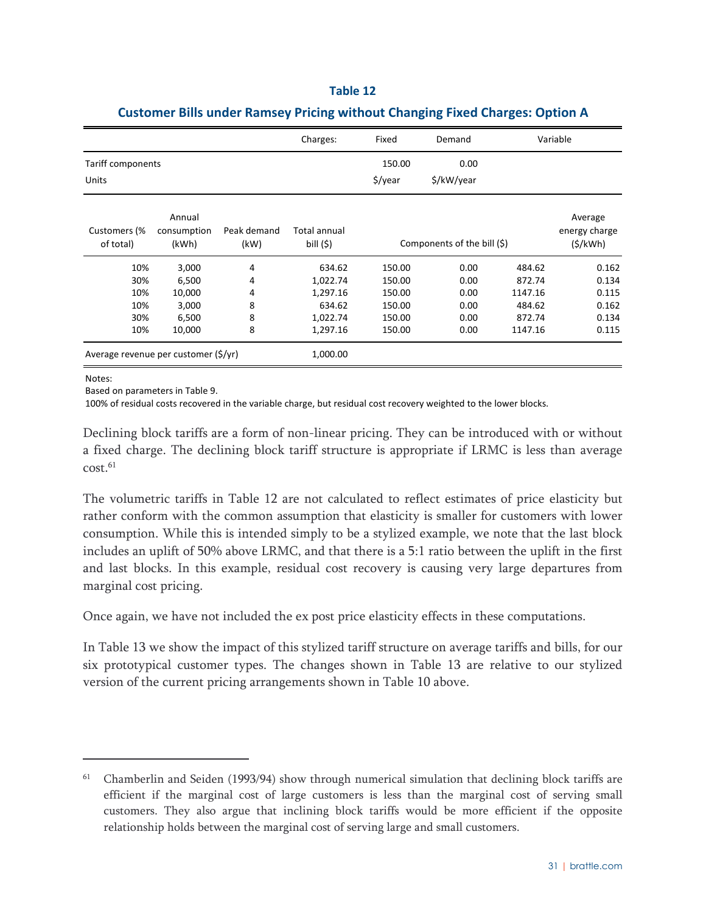**Table 12**

**Customer Bills under Ramsey Pricing without Changing Fixed Charges: Option A**

| | | | Charges: | Fixed | Demand | Variable | |
|---|---|---|---|---|---|---|---|
| Tariff components | | | | 150.00 | 0.00 | | |
| Units | | | | $/year | $/kW/year | | |
| Customers (% of total) | Annual consumption (kWh) | Peak demand (kW) | Total annual bill ($) | Components of the bill ($) | | | Average energy charge ($/kWh) |
| 10% | 3,000 | 4 | 634.62 | 150.00 | 0.00 | 484.62 | 0.162 |
| 30% | 6,500 | 4 | 1,022.74 | 150.00 | 0.00 | 872.74 | 0.134 |
| 10% | 10,000 | 4 | 1,297.16 | 150.00 | 0.00 | 1147.16 | 0.115 |
| 10% | 3,000 | 8 | 634.62 | 150.00 | 0.00 | 484.62 | 0.162 |
| 30% | 6,500 | 8 | 1,022.74 | 150.00 | 0.00 | 872.74 | 0.134 |
| 10% | 10,000 | 8 | 1,297.16 | 150.00 | 0.00 | 1147.16 | 0.115 |
| Average revenue per customer ($/yr) | | | 1,000.00 | | | | |

Notes:
Based on parameters in Table 9.
100% of residual costs recovered in the variable charge, but residual cost recovery weighted to the lower blocks.

Declining block tariffs are a form of non-linear pricing. They can be introduced with or without a fixed charge. The declining block tariff structure is appropriate if LRMC is less than average cost.[61]

The volumetric tariffs in Table 12 are not calculated to reflect estimates of price elasticity but rather conform with the common assumption that elasticity is smaller for customers with lower consumption. While this is intended simply to be a stylized example, we note that the last block includes an uplift of 50% above LRMC, and that there is a 5:1 ratio between the uplift in the first and last blocks. In this example, residual cost recovery is causing very large departures from marginal cost pricing.

Once again, we have not included the ex post price elasticity effects in these computations.

In Table 13 we show the impact of this stylized tariff structure on average tariffs and bills, for our six prototypical customer types. The changes shown in Table 13 are relative to our stylized version of the current pricing arrangements shown in Table 10 above.

---

[61] Chamberlin and Seiden (1993/94) show through numerical simulation that declining block tariffs are efficient if the marginal cost of large customers is less than the marginal cost of serving small customers. They also argue that inclining block tariffs would be more efficient if the opposite relationship holds between the marginal cost of serving large and small customers.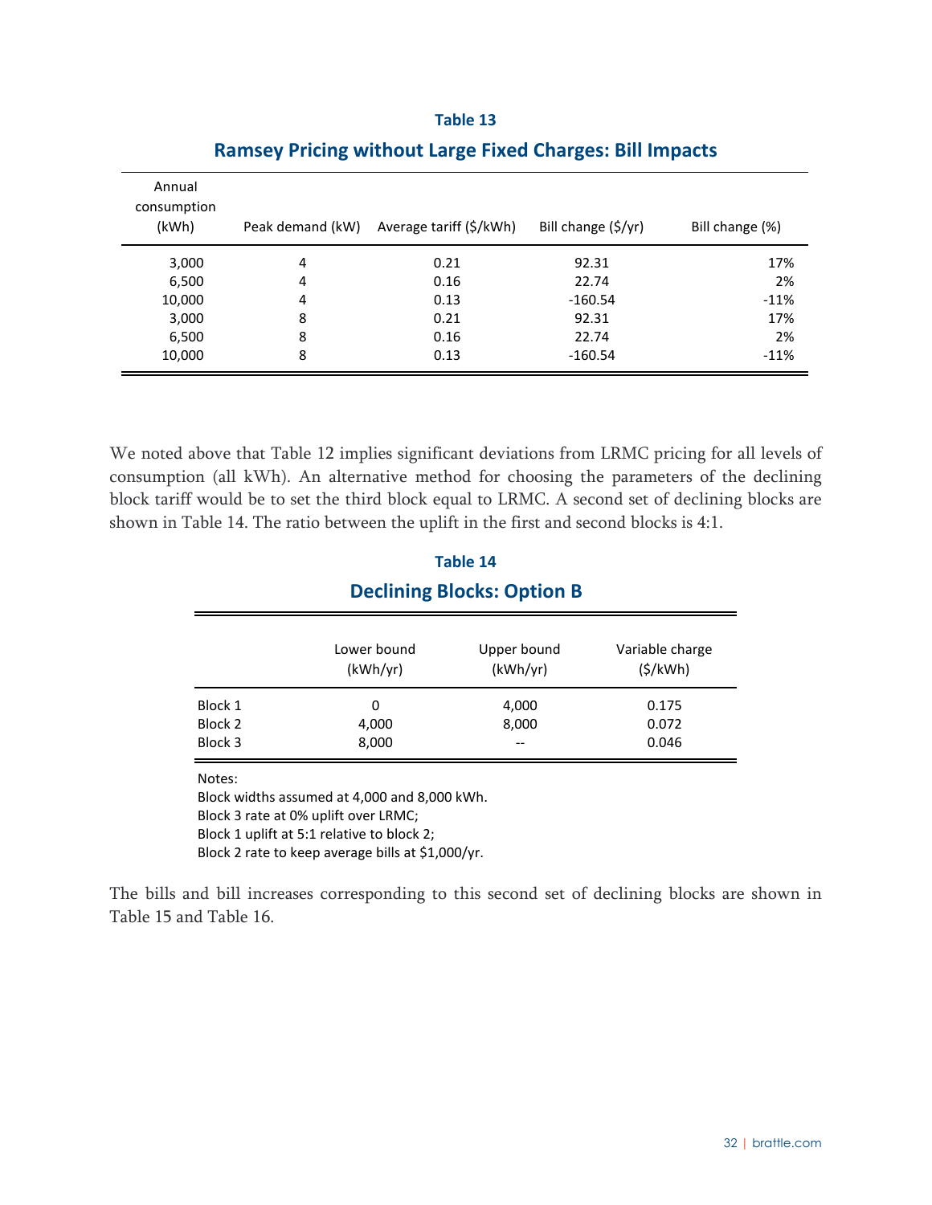**Table 13**

## Ramsey Pricing without Large Fixed Charges: Bill Impacts

| Annual consumption (kWh) | Peak demand (kW) | Average tariff ($/kWh) | Bill change ($/yr) | Bill change (%) |
|---|---|---|---|---|
| 3,000 | 4 | 0.21 | 92.31 | 17% |
| 6,500 | 4 | 0.16 | 22.74 | 2% |
| 10,000 | 4 | 0.13 | -160.54 | -11% |
| 3,000 | 8 | 0.21 | 92.31 | 17% |
| 6,500 | 8 | 0.16 | 22.74 | 2% |
| 10,000 | 8 | 0.13 | -160.54 | -11% |

We noted above that Table 12 implies significant deviations from LRMC pricing for all levels of consumption (all kWh). An alternative method for choosing the parameters of the declining block tariff would be to set the third block equal to LRMC. A second set of declining blocks are shown in Table 14. The ratio between the uplift in the first and second blocks is 4:1.

**Table 14**

## Declining Blocks: Option B

| | Lower bound (kWh/yr) | Upper bound (kWh/yr) | Variable charge ($/kWh) |
|---|---|---|---|
| Block 1 | 0 | 4,000 | 0.175 |
| Block 2 | 4,000 | 8,000 | 0.072 |
| Block 3 | 8,000 | -- | 0.046 |

Notes:
Block widths assumed at 4,000 and 8,000 kWh.
Block 3 rate at 0% uplift over LRMC;
Block 1 uplift at 5:1 relative to block 2;
Block 2 rate to keep average bills at $1,000/yr.

The bills and bill increases corresponding to this second set of declining blocks are shown in Table 15 and Table 16.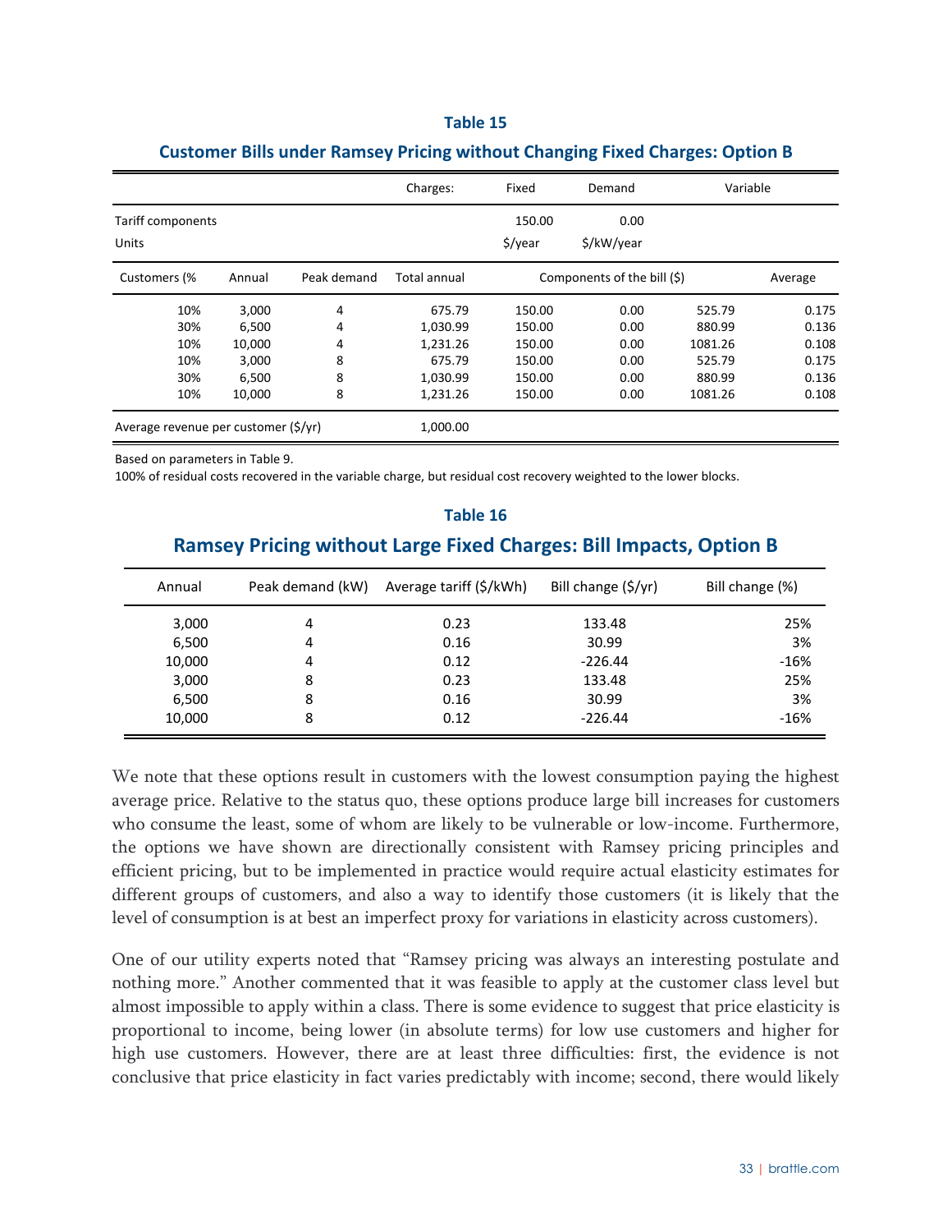**Table 15**

**Customer Bills under Ramsey Pricing without Changing Fixed Charges: Option B**

| | | | Charges: | Fixed | Demand | Variable | |
|---|---|---|---|---|---|---|---|
| Tariff components | | | | 150.00 | 0.00 | | |
| Units | | | | $/year | $/kW/year | | |
| Customers (% | Annual | Peak demand | Total annual | Components of the bill ($) | | | Average |
| 10% | 3,000 | 4 | 675.79 | 150.00 | 0.00 | 525.79 | 0.175 |
| 30% | 6,500 | 4 | 1,030.99 | 150.00 | 0.00 | 880.99 | 0.136 |
| 10% | 10,000 | 4 | 1,231.26 | 150.00 | 0.00 | 1081.26 | 0.108 |
| 10% | 3,000 | 8 | 675.79 | 150.00 | 0.00 | 525.79 | 0.175 |
| 30% | 6,500 | 8 | 1,030.99 | 150.00 | 0.00 | 880.99 | 0.136 |
| 10% | 10,000 | 8 | 1,231.26 | 150.00 | 0.00 | 1081.26 | 0.108 |
| Average revenue per customer ($/yr) | | | 1,000.00 | | | | |

Based on parameters in Table 9.
100% of residual costs recovered in the variable charge, but residual cost recovery weighted to the lower blocks.

**Table 16**

**Ramsey Pricing without Large Fixed Charges: Bill Impacts, Option B**

| Annual | Peak demand (kW) | Average tariff ($/kWh) | Bill change ($/yr) | Bill change (%) |
|---|---|---|---|---|
| 3,000 | 4 | 0.23 | 133.48 | 25% |
| 6,500 | 4 | 0.16 | 30.99 | 3% |
| 10,000 | 4 | 0.12 | -226.44 | -16% |
| 3,000 | 8 | 0.23 | 133.48 | 25% |
| 6,500 | 8 | 0.16 | 30.99 | 3% |
| 10,000 | 8 | 0.12 | -226.44 | -16% |

We note that these options result in customers with the lowest consumption paying the highest average price. Relative to the status quo, these options produce large bill increases for customers who consume the least, some of whom are likely to be vulnerable or low-income. Furthermore, the options we have shown are directionally consistent with Ramsey pricing principles and efficient pricing, but to be implemented in practice would require actual elasticity estimates for different groups of customers, and also a way to identify those customers (it is likely that the level of consumption is at best an imperfect proxy for variations in elasticity across customers).

One of our utility experts noted that "Ramsey pricing was always an interesting postulate and nothing more." Another commented that it was feasible to apply at the customer class level but almost impossible to apply within a class. There is some evidence to suggest that price elasticity is proportional to income, being lower (in absolute terms) for low use customers and higher for high use customers. However, there are at least three difficulties: first, the evidence is not conclusive that price elasticity in fact varies predictably with income; second, there would likely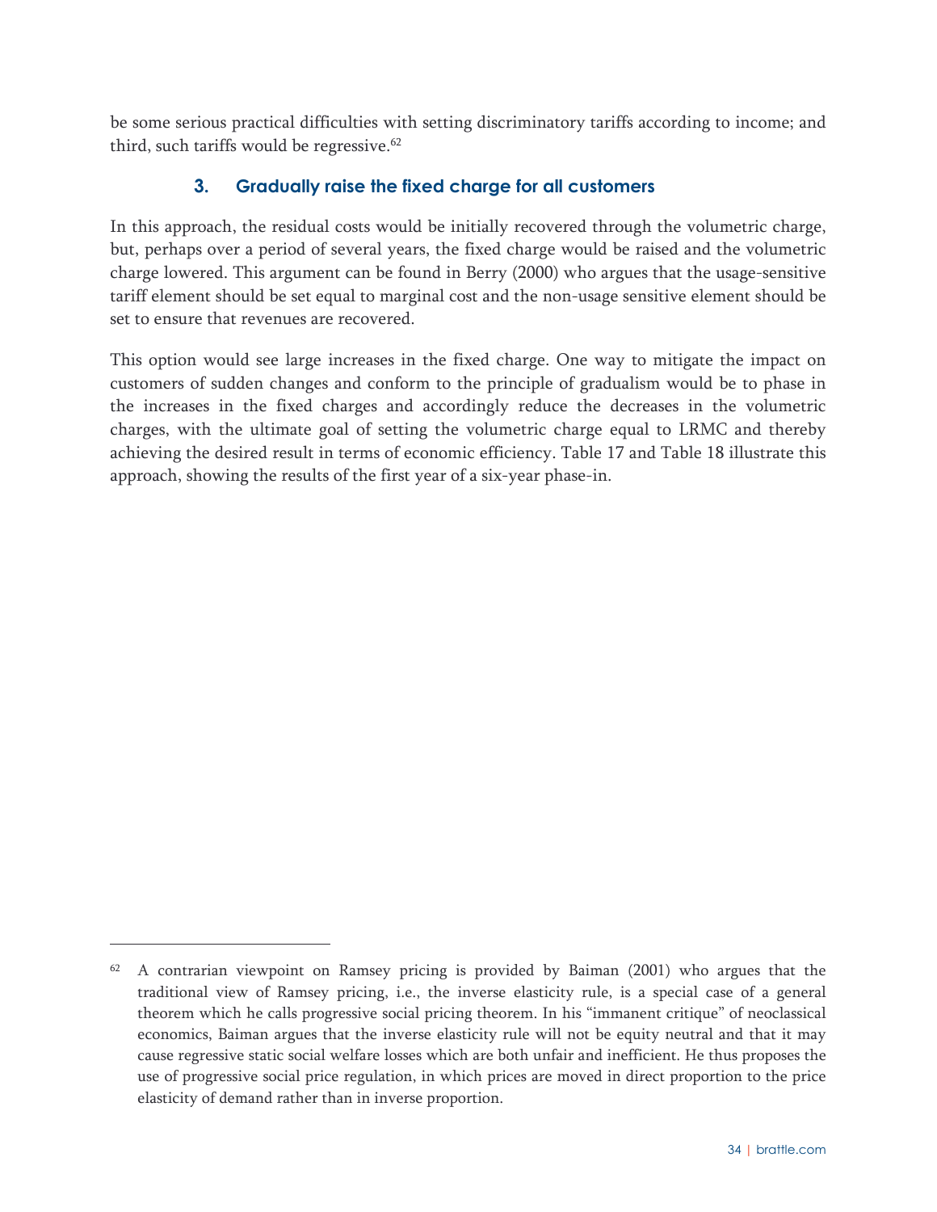be some serious practical difficulties with setting discriminatory tariffs according to income; and third, such tariffs would be regressive.[62]

### 3. Gradually raise the fixed charge for all customers

In this approach, the residual costs would be initially recovered through the volumetric charge, but, perhaps over a period of several years, the fixed charge would be raised and the volumetric charge lowered. This argument can be found in Berry (2000) who argues that the usage-sensitive tariff element should be set equal to marginal cost and the non-usage sensitive element should be set to ensure that revenues are recovered.

This option would see large increases in the fixed charge. One way to mitigate the impact on customers of sudden changes and conform to the principle of gradualism would be to phase in the increases in the fixed charges and accordingly reduce the decreases in the volumetric charges, with the ultimate goal of setting the volumetric charge equal to LRMC and thereby achieving the desired result in terms of economic efficiency. Table 17 and Table 18 illustrate this approach, showing the results of the first year of a six-year phase-in.

---

[62] A contrarian viewpoint on Ramsey pricing is provided by Baiman (2001) who argues that the traditional view of Ramsey pricing, i.e., the inverse elasticity rule, is a special case of a general theorem which he calls progressive social pricing theorem. In his "immanent critique" of neoclassical economics, Baiman argues that the inverse elasticity rule will not be equity neutral and that it may cause regressive static social welfare losses which are both unfair and inefficient. He thus proposes the use of progressive social price regulation, in which prices are moved in direct proportion to the price elasticity of demand rather than in inverse proportion.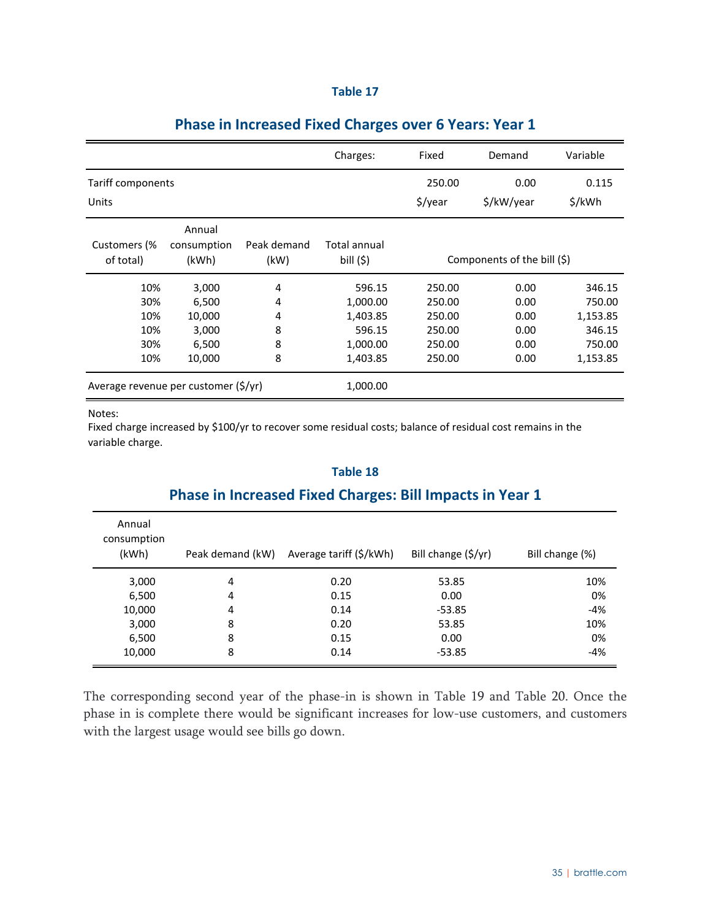**Table 17**

## Phase in Increased Fixed Charges over 6 Years: Year 1

| | | | Charges: | Fixed | Demand | Variable |
|---|---|---|---|---|---|---|
| Tariff components | | | | 250.00 | 0.00 | 0.115 |
| Units | | | | $/year | $/kW/year | $/kWh |
| Customers (% of total) | Annual consumption (kWh) | Peak demand (kW) | Total annual bill ($) | Components of the bill ($) | | |
| 10% | 3,000 | 4 | 596.15 | 250.00 | 0.00 | 346.15 |
| 30% | 6,500 | 4 | 1,000.00 | 250.00 | 0.00 | 750.00 |
| 10% | 10,000 | 4 | 1,403.85 | 250.00 | 0.00 | 1,153.85 |
| 10% | 3,000 | 8 | 596.15 | 250.00 | 0.00 | 346.15 |
| 30% | 6,500 | 8 | 1,000.00 | 250.00 | 0.00 | 750.00 |
| 10% | 10,000 | 8 | 1,403.85 | 250.00 | 0.00 | 1,153.85 |
| Average revenue per customer ($/yr) | | | 1,000.00 | | | |

Notes:
Fixed charge increased by $100/yr to recover some residual costs; balance of residual cost remains in the variable charge.

**Table 18**

## Phase in Increased Fixed Charges: Bill Impacts in Year 1

| Annual consumption (kWh) | Peak demand (kW) | Average tariff ($/kWh) | Bill change ($/yr) | Bill change (%) |
|---|---|---|---|---|
| 3,000 | 4 | 0.20 | 53.85 | 10% |
| 6,500 | 4 | 0.15 | 0.00 | 0% |
| 10,000 | 4 | 0.14 | -53.85 | -4% |
| 3,000 | 8 | 0.20 | 53.85 | 10% |
| 6,500 | 8 | 0.15 | 0.00 | 0% |
| 10,000 | 8 | 0.14 | -53.85 | -4% |

The corresponding second year of the phase-in is shown in Table 19 and Table 20. Once the phase in is complete there would be significant increases for low-use customers, and customers with the largest usage would see bills go down.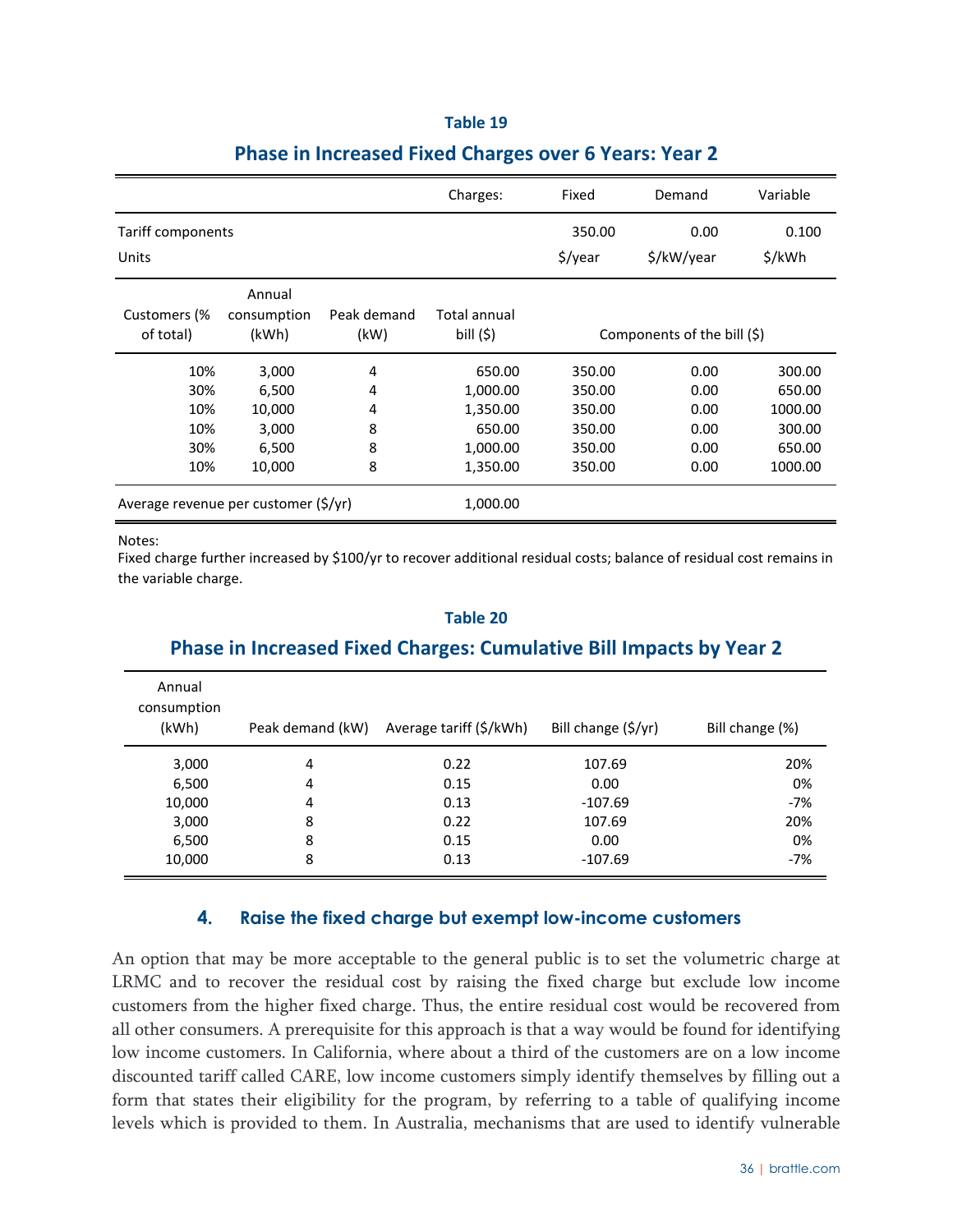**Table 19**

## Phase in Increased Fixed Charges over 6 Years: Year 2

| | | | Charges: | Fixed | Demand | Variable |
|---|---|---|---|---|---|---|
| Tariff components | | | | 350.00 | 0.00 | 0.100 |
| Units | | | | $/year | $/kW/year | $/kWh |
| **Customers (% of total)** | **Annual consumption (kWh)** | **Peak demand (kW)** | **Total annual bill ($)** | **Components of the bill ($)** | | |
| 10% | 3,000 | 4 | 650.00 | 350.00 | 0.00 | 300.00 |
| 30% | 6,500 | 4 | 1,000.00 | 350.00 | 0.00 | 650.00 |
| 10% | 10,000 | 4 | 1,350.00 | 350.00 | 0.00 | 1000.00 |
| 10% | 3,000 | 8 | 650.00 | 350.00 | 0.00 | 300.00 |
| 30% | 6,500 | 8 | 1,000.00 | 350.00 | 0.00 | 650.00 |
| 10% | 10,000 | 8 | 1,350.00 | 350.00 | 0.00 | 1000.00 |
| Average revenue per customer ($/yr) | | | 1,000.00 | | | |

Notes:
Fixed charge further increased by $100/yr to recover additional residual costs; balance of residual cost remains in the variable charge.

**Table 20**

## Phase in Increased Fixed Charges: Cumulative Bill Impacts by Year 2

| Annual consumption (kWh) | Peak demand (kW) | Average tariff ($/kWh) | Bill change ($/yr) | Bill change (%) |
|---|---|---|---|---|
| 3,000 | 4 | 0.22 | 107.69 | 20% |
| 6,500 | 4 | 0.15 | 0.00 | 0% |
| 10,000 | 4 | 0.13 | -107.69 | -7% |
| 3,000 | 8 | 0.22 | 107.69 | 20% |
| 6,500 | 8 | 0.15 | 0.00 | 0% |
| 10,000 | 8 | 0.13 | -107.69 | -7% |

### 4. Raise the fixed charge but exempt low-income customers

An option that may be more acceptable to the general public is to set the volumetric charge at LRMC and to recover the residual cost by raising the fixed charge but exclude low income customers from the higher fixed charge. Thus, the entire residual cost would be recovered from all other consumers. A prerequisite for this approach is that a way would be found for identifying low income customers. In California, where about a third of the customers are on a low income discounted tariff called CARE, low income customers simply identify themselves by filling out a form that states their eligibility for the program, by referring to a table of qualifying income levels which is provided to them. In Australia, mechanisms that are used to identify vulnerable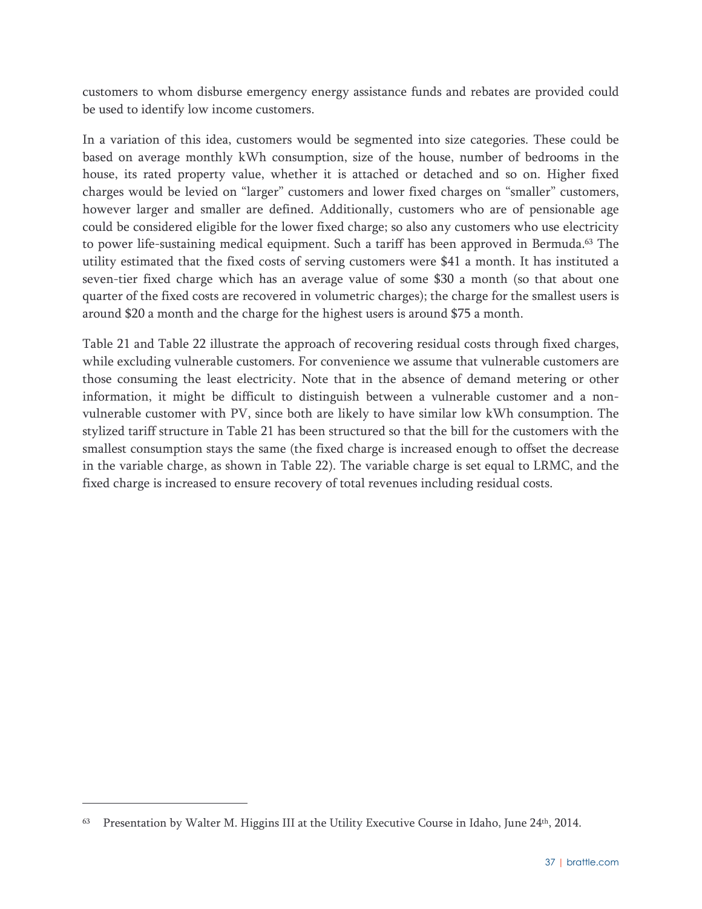customers to whom disburse emergency energy assistance funds and rebates are provided could be used to identify low income customers.

In a variation of this idea, customers would be segmented into size categories. These could be based on average monthly kWh consumption, size of the house, number of bedrooms in the house, its rated property value, whether it is attached or detached and so on. Higher fixed charges would be levied on "larger" customers and lower fixed charges on "smaller" customers, however larger and smaller are defined. Additionally, customers who are of pensionable age could be considered eligible for the lower fixed charge; so also any customers who use electricity to power life-sustaining medical equipment. Such a tariff has been approved in Bermuda.[63] The utility estimated that the fixed costs of serving customers were $41 a month. It has instituted a seven-tier fixed charge which has an average value of some $30 a month (so that about one quarter of the fixed costs are recovered in volumetric charges); the charge for the smallest users is around $20 a month and the charge for the highest users is around $75 a month.

Table 21 and Table 22 illustrate the approach of recovering residual costs through fixed charges, while excluding vulnerable customers. For convenience we assume that vulnerable customers are those consuming the least electricity. Note that in the absence of demand metering or other information, it might be difficult to distinguish between a vulnerable customer and a non-vulnerable customer with PV, since both are likely to have similar low kWh consumption. The stylized tariff structure in Table 21 has been structured so that the bill for the customers with the smallest consumption stays the same (the fixed charge is increased enough to offset the decrease in the variable charge, as shown in Table 22). The variable charge is set equal to LRMC, and the fixed charge is increased to ensure recovery of total revenues including residual costs.

---

[63] Presentation by Walter M. Higgins III at the Utility Executive Course in Idaho, June 24th, 2014.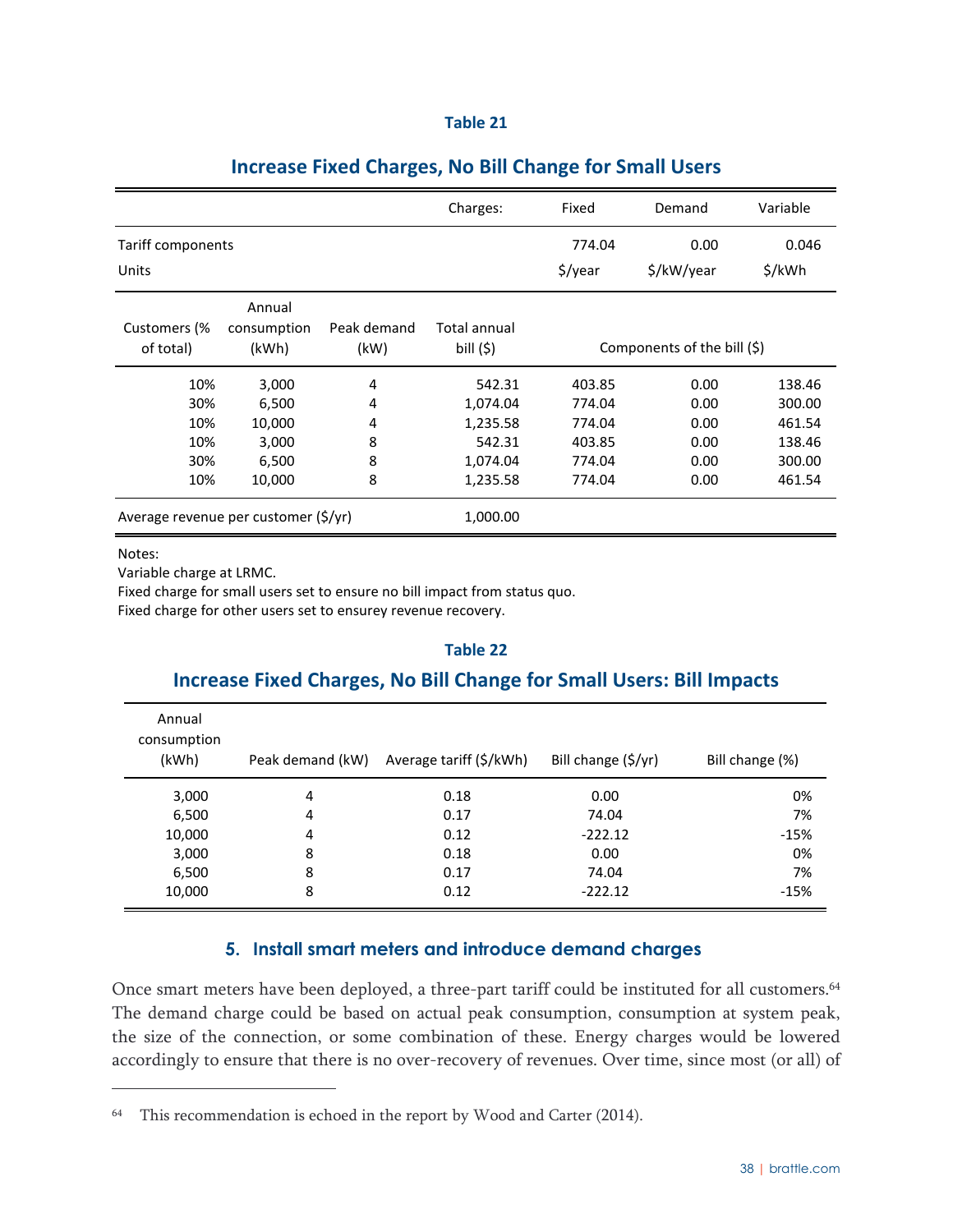**Table 21**

## Increase Fixed Charges, No Bill Change for Small Users

| | | | Charges: | Fixed | Demand | Variable |
|---|---|---|---|---|---|---|
| Tariff components | | | | 774.04 | 0.00 | 0.046 |
| Units | | | | $/year | $/kW/year | $/kWh |
| Customers (% of total) | Annual consumption (kWh) | Peak demand (kW) | Total annual bill ($) | Components of the bill ($) | | |
| 10% | 3,000 | 4 | 542.31 | 403.85 | 0.00 | 138.46 |
| 30% | 6,500 | 4 | 1,074.04 | 774.04 | 0.00 | 300.00 |
| 10% | 10,000 | 4 | 1,235.58 | 774.04 | 0.00 | 461.54 |
| 10% | 3,000 | 8 | 542.31 | 403.85 | 0.00 | 138.46 |
| 30% | 6,500 | 8 | 1,074.04 | 774.04 | 0.00 | 300.00 |
| 10% | 10,000 | 8 | 1,235.58 | 774.04 | 0.00 | 461.54 |
| Average revenue per customer ($/yr) | | | 1,000.00 | | | |

Notes:
Variable charge at LRMC.
Fixed charge for small users set to ensure no bill impact from status quo.
Fixed charge for other users set to ensurey revenue recovery.

**Table 22**

## Increase Fixed Charges, No Bill Change for Small Users: Bill Impacts

| Annual consumption (kWh) | Peak demand (kW) | Average tariff ($/kWh) | Bill change ($/yr) | Bill change (%) |
|---|---|---|---|---|
| 3,000 | 4 | 0.18 | 0.00 | 0% |
| 6,500 | 4 | 0.17 | 74.04 | 7% |
| 10,000 | 4 | 0.12 | -222.12 | -15% |
| 3,000 | 8 | 0.18 | 0.00 | 0% |
| 6,500 | 8 | 0.17 | 74.04 | 7% |
| 10,000 | 8 | 0.12 | -222.12 | -15% |

### 5. Install smart meters and introduce demand charges

Once smart meters have been deployed, a three-part tariff could be instituted for all customers.[64] The demand charge could be based on actual peak consumption, consumption at system peak, the size of the connection, or some combination of these. Energy charges would be lowered accordingly to ensure that there is no over-recovery of revenues. Over time, since most (or all) of

[64] This recommendation is echoed in the report by Wood and Carter (2014).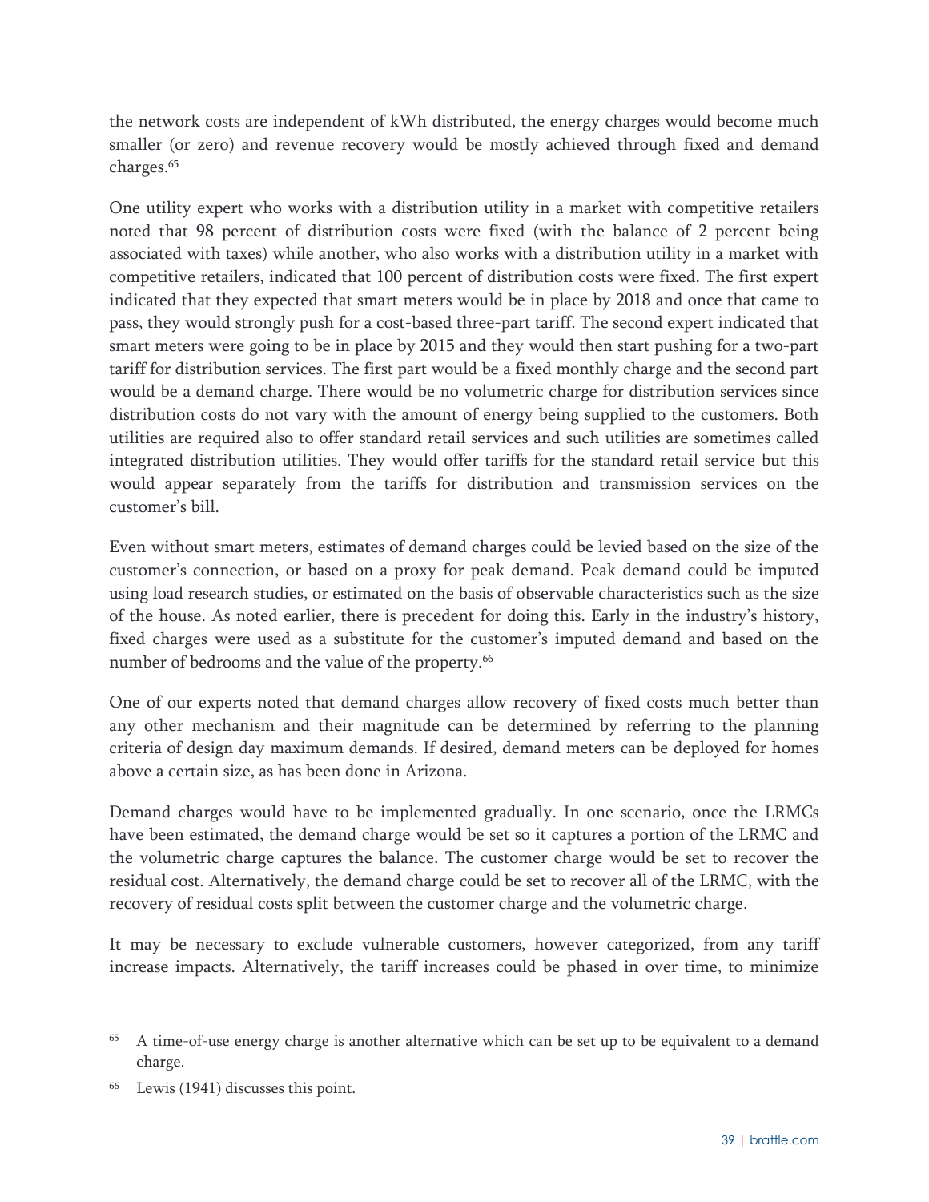the network costs are independent of kWh distributed, the energy charges would become much smaller (or zero) and revenue recovery would be mostly achieved through fixed and demand charges.[65]

One utility expert who works with a distribution utility in a market with competitive retailers noted that 98 percent of distribution costs were fixed (with the balance of 2 percent being associated with taxes) while another, who also works with a distribution utility in a market with competitive retailers, indicated that 100 percent of distribution costs were fixed. The first expert indicated that they expected that smart meters would be in place by 2018 and once that came to pass, they would strongly push for a cost-based three-part tariff. The second expert indicated that smart meters were going to be in place by 2015 and they would then start pushing for a two-part tariff for distribution services. The first part would be a fixed monthly charge and the second part would be a demand charge. There would be no volumetric charge for distribution services since distribution costs do not vary with the amount of energy being supplied to the customers. Both utilities are required also to offer standard retail services and such utilities are sometimes called integrated distribution utilities. They would offer tariffs for the standard retail service but this would appear separately from the tariffs for distribution and transmission services on the customer's bill.

Even without smart meters, estimates of demand charges could be levied based on the size of the customer's connection, or based on a proxy for peak demand. Peak demand could be imputed using load research studies, or estimated on the basis of observable characteristics such as the size of the house. As noted earlier, there is precedent for doing this. Early in the industry's history, fixed charges were used as a substitute for the customer's imputed demand and based on the number of bedrooms and the value of the property.[66]

One of our experts noted that demand charges allow recovery of fixed costs much better than any other mechanism and their magnitude can be determined by referring to the planning criteria of design day maximum demands. If desired, demand meters can be deployed for homes above a certain size, as has been done in Arizona.

Demand charges would have to be implemented gradually. In one scenario, once the LRMCs have been estimated, the demand charge would be set so it captures a portion of the LRMC and the volumetric charge captures the balance. The customer charge would be set to recover the residual cost. Alternatively, the demand charge could be set to recover all of the LRMC, with the recovery of residual costs split between the customer charge and the volumetric charge.

It may be necessary to exclude vulnerable customers, however categorized, from any tariff increase impacts. Alternatively, the tariff increases could be phased in over time, to minimize

---

[65] A time-of-use energy charge is another alternative which can be set up to be equivalent to a demand charge.

[66] Lewis (1941) discusses this point.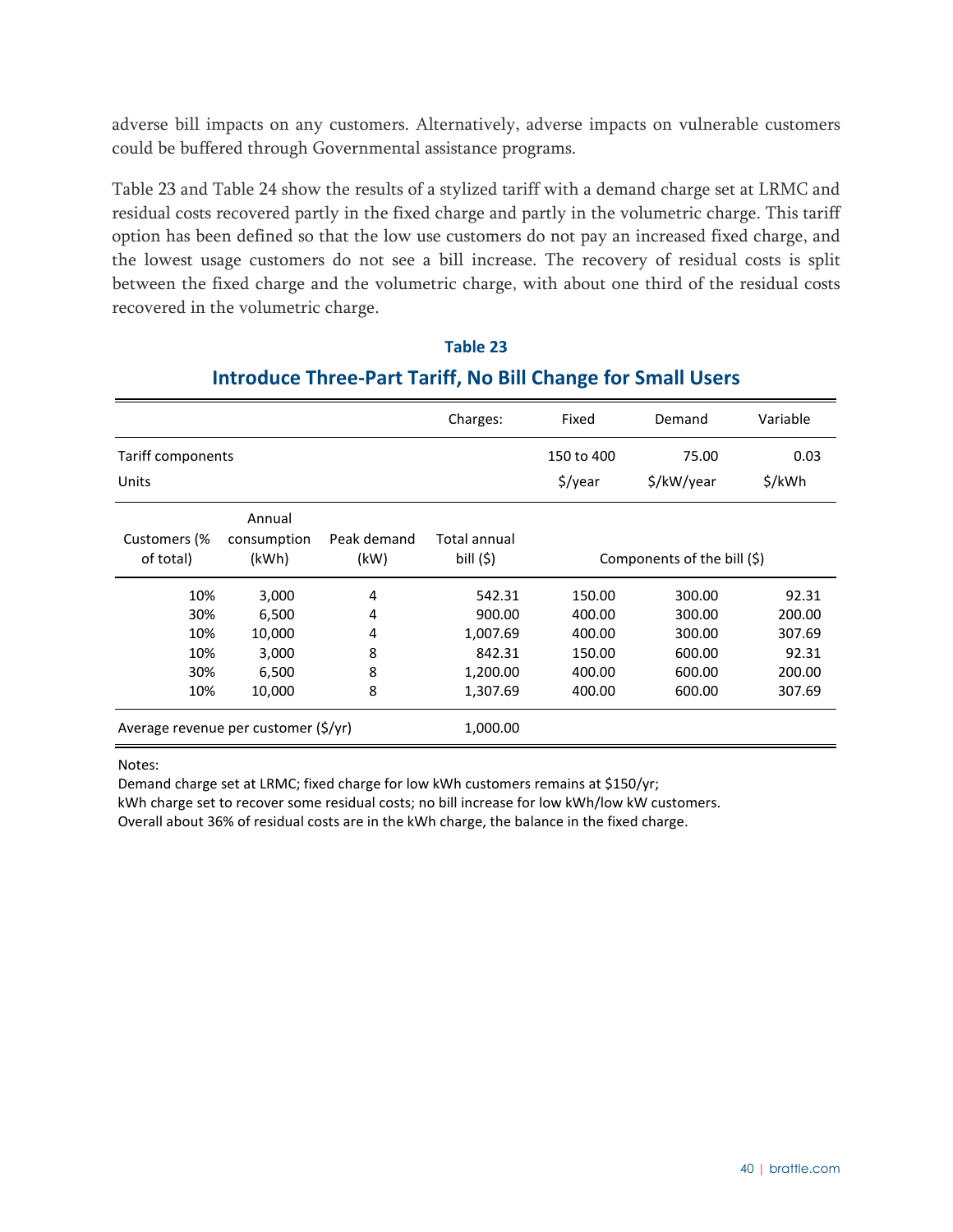adverse bill impacts on any customers. Alternatively, adverse impacts on vulnerable customers could be buffered through Governmental assistance programs.

Table 23 and Table 24 show the results of a stylized tariff with a demand charge set at LRMC and residual costs recovered partly in the fixed charge and partly in the volumetric charge. This tariff option has been defined so that the low use customers do not pay an increased fixed charge, and the lowest usage customers do not see a bill increase. The recovery of residual costs is split between the fixed charge and the volumetric charge, with about one third of the residual costs recovered in the volumetric charge.

**Table 23**

## Introduce Three-Part Tariff, No Bill Change for Small Users

| | | | Charges: | Fixed | Demand | Variable |
|---|---|---|---|---|---|---|
| Tariff components | | | | 150 to 400 | 75.00 | 0.03 |
| Units | | | | $/year | $/kW/year | $/kWh |
| Customers (% of total) | Annual consumption (kWh) | Peak demand (kW) | Total annual bill ($) | Components of the bill ($) | | |
| 10% | 3,000 | 4 | 542.31 | 150.00 | 300.00 | 92.31 |
| 30% | 6,500 | 4 | 900.00 | 400.00 | 300.00 | 200.00 |
| 10% | 10,000 | 4 | 1,007.69 | 400.00 | 300.00 | 307.69 |
| 10% | 3,000 | 8 | 842.31 | 150.00 | 600.00 | 92.31 |
| 30% | 6,500 | 8 | 1,200.00 | 400.00 | 600.00 | 200.00 |
| 10% | 10,000 | 8 | 1,307.69 | 400.00 | 600.00 | 307.69 |
| Average revenue per customer ($/yr) | | | 1,000.00 | | | |

Notes:
Demand charge set at LRMC; fixed charge for low kWh customers remains at $150/yr;
kWh charge set to recover some residual costs; no bill increase for low kWh/low kW customers.
Overall about 36% of residual costs are in the kWh charge, the balance in the fixed charge.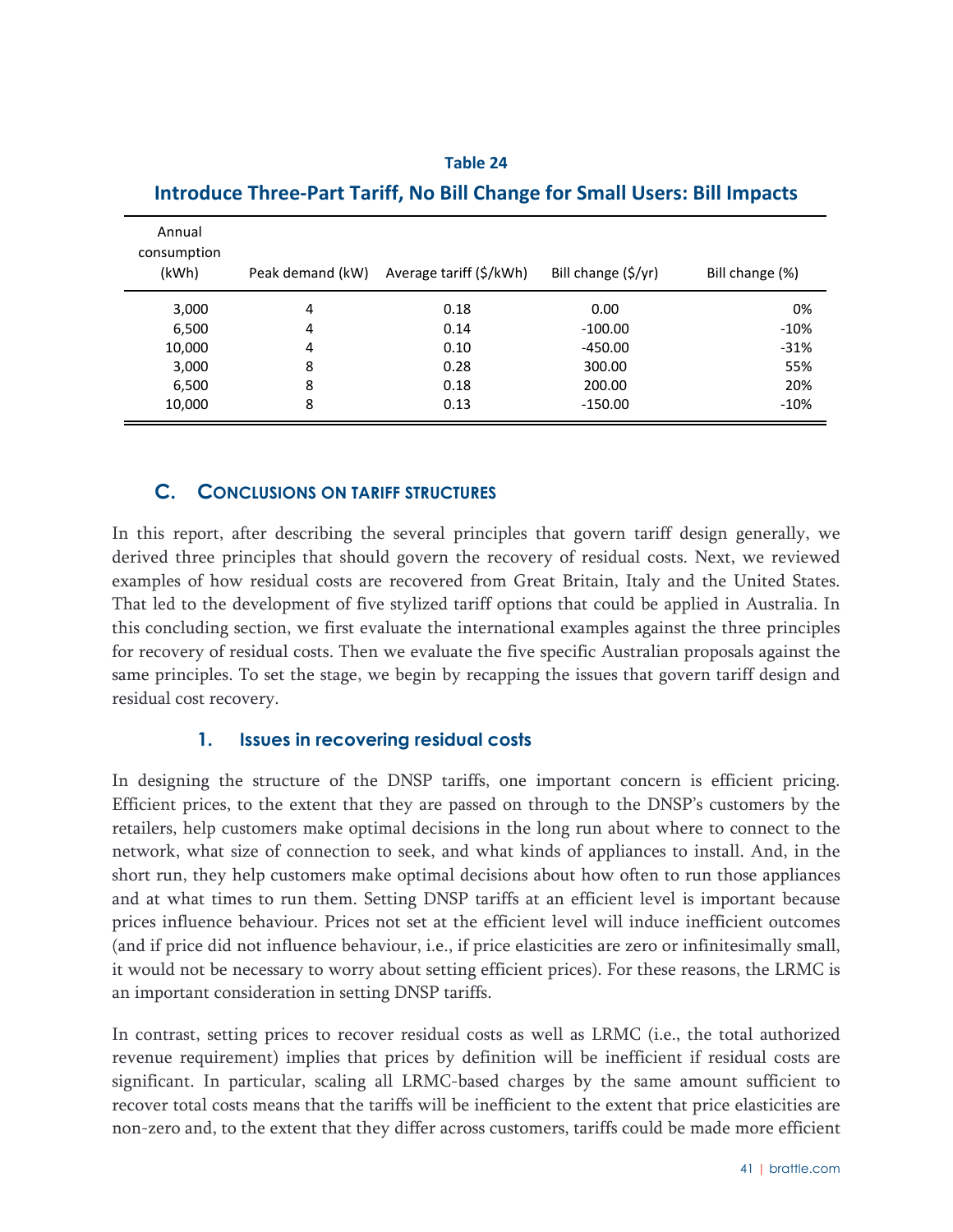**Table 24**

**Introduce Three-Part Tariff, No Bill Change for Small Users: Bill Impacts**

| Annual consumption (kWh) | Peak demand (kW) | Average tariff ($/kWh) | Bill change ($/yr) | Bill change (%) |
|---|---|---|---|---|
| 3,000 | 4 | 0.18 | 0.00 | 0% |
| 6,500 | 4 | 0.14 | -100.00 | -10% |
| 10,000 | 4 | 0.10 | -450.00 | -31% |
| 3,000 | 8 | 0.28 | 300.00 | 55% |
| 6,500 | 8 | 0.18 | 200.00 | 20% |
| 10,000 | 8 | 0.13 | -150.00 | -10% |

## C. Conclusions on Tariff Structures

In this report, after describing the several principles that govern tariff design generally, we derived three principles that should govern the recovery of residual costs. Next, we reviewed examples of how residual costs are recovered from Great Britain, Italy and the United States. That led to the development of five stylized tariff options that could be applied in Australia. In this concluding section, we first evaluate the international examples against the three principles for recovery of residual costs. Then we evaluate the five specific Australian proposals against the same principles. To set the stage, we begin by recapping the issues that govern tariff design and residual cost recovery.

### 1. Issues in recovering residual costs

In designing the structure of the DNSP tariffs, one important concern is efficient pricing. Efficient prices, to the extent that they are passed on through to the DNSP's customers by the retailers, help customers make optimal decisions in the long run about where to connect to the network, what size of connection to seek, and what kinds of appliances to install. And, in the short run, they help customers make optimal decisions about how often to run those appliances and at what times to run them. Setting DNSP tariffs at an efficient level is important because prices influence behaviour. Prices not set at the efficient level will induce inefficient outcomes (and if price did not influence behaviour, i.e., if price elasticities are zero or infinitesimally small, it would not be necessary to worry about setting efficient prices). For these reasons, the LRMC is an important consideration in setting DNSP tariffs.

In contrast, setting prices to recover residual costs as well as LRMC (i.e., the total authorized revenue requirement) implies that prices by definition will be inefficient if residual costs are significant. In particular, scaling all LRMC-based charges by the same amount sufficient to recover total costs means that the tariffs will be inefficient to the extent that price elasticities are non-zero and, to the extent that they differ across customers, tariffs could be made more efficient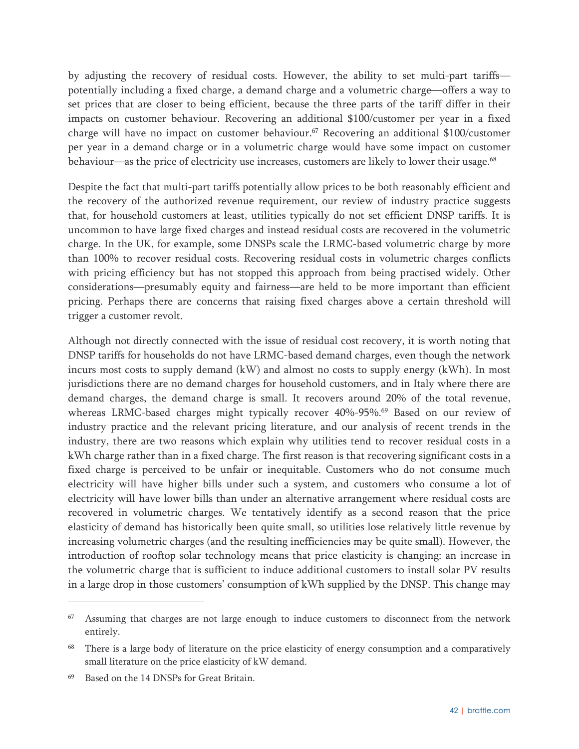by adjusting the recovery of residual costs. However, the ability to set multi-part tariffs—potentially including a fixed charge, a demand charge and a volumetric charge—offers a way to set prices that are closer to being efficient, because the three parts of the tariff differ in their impacts on customer behaviour. Recovering an additional $100/customer per year in a fixed charge will have no impact on customer behaviour.[67] Recovering an additional $100/customer per year in a demand charge or in a volumetric charge would have some impact on customer behaviour—as the price of electricity use increases, customers are likely to lower their usage.[68]

Despite the fact that multi-part tariffs potentially allow prices to be both reasonably efficient and the recovery of the authorized revenue requirement, our review of industry practice suggests that, for household customers at least, utilities typically do not set efficient DNSP tariffs. It is uncommon to have large fixed charges and instead residual costs are recovered in the volumetric charge. In the UK, for example, some DNSPs scale the LRMC-based volumetric charge by more than 100% to recover residual costs. Recovering residual costs in volumetric charges conflicts with pricing efficiency but has not stopped this approach from being practised widely. Other considerations—presumably equity and fairness—are held to be more important than efficient pricing. Perhaps there are concerns that raising fixed charges above a certain threshold will trigger a customer revolt.

Although not directly connected with the issue of residual cost recovery, it is worth noting that DNSP tariffs for households do not have LRMC-based demand charges, even though the network incurs most costs to supply demand (kW) and almost no costs to supply energy (kWh). In most jurisdictions there are no demand charges for household customers, and in Italy where there are demand charges, the demand charge is small. It recovers around 20% of the total revenue, whereas LRMC-based charges might typically recover 40%-95%.[69] Based on our review of industry practice and the relevant pricing literature, and our analysis of recent trends in the industry, there are two reasons which explain why utilities tend to recover residual costs in a kWh charge rather than in a fixed charge. The first reason is that recovering significant costs in a fixed charge is perceived to be unfair or inequitable. Customers who do not consume much electricity will have higher bills under such a system, and customers who consume a lot of electricity will have lower bills than under an alternative arrangement where residual costs are recovered in volumetric charges. We tentatively identify as a second reason that the price elasticity of demand has historically been quite small, so utilities lose relatively little revenue by increasing volumetric charges (and the resulting inefficiencies may be quite small). However, the introduction of rooftop solar technology means that price elasticity is changing: an increase in the volumetric charge that is sufficient to induce additional customers to install solar PV results in a large drop in those customers' consumption of kWh supplied by the DNSP. This change may

---

[67] Assuming that charges are not large enough to induce customers to disconnect from the network entirely.

[68] There is a large body of literature on the price elasticity of energy consumption and a comparatively small literature on the price elasticity of kW demand.

[69] Based on the 14 DNSPs for Great Britain.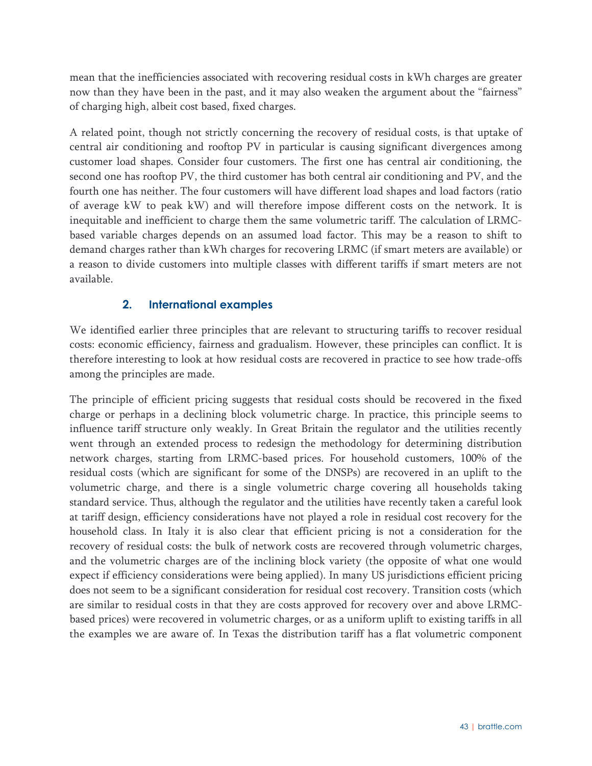mean that the inefficiencies associated with recovering residual costs in kWh charges are greater now than they have been in the past, and it may also weaken the argument about the "fairness" of charging high, albeit cost based, fixed charges.

A related point, though not strictly concerning the recovery of residual costs, is that uptake of central air conditioning and rooftop PV in particular is causing significant divergences among customer load shapes. Consider four customers. The first one has central air conditioning, the second one has rooftop PV, the third customer has both central air conditioning and PV, and the fourth one has neither. The four customers will have different load shapes and load factors (ratio of average kW to peak kW) and will therefore impose different costs on the network. It is inequitable and inefficient to charge them the same volumetric tariff. The calculation of LRMC-based variable charges depends on an assumed load factor. This may be a reason to shift to demand charges rather than kWh charges for recovering LRMC (if smart meters are available) or a reason to divide customers into multiple classes with different tariffs if smart meters are not available.

### 2. International examples

We identified earlier three principles that are relevant to structuring tariffs to recover residual costs: economic efficiency, fairness and gradualism. However, these principles can conflict. It is therefore interesting to look at how residual costs are recovered in practice to see how trade-offs among the principles are made.

The principle of efficient pricing suggests that residual costs should be recovered in the fixed charge or perhaps in a declining block volumetric charge. In practice, this principle seems to influence tariff structure only weakly. In Great Britain the regulator and the utilities recently went through an extended process to redesign the methodology for determining distribution network charges, starting from LRMC-based prices. For household customers, 100% of the residual costs (which are significant for some of the DNSPs) are recovered in an uplift to the volumetric charge, and there is a single volumetric charge covering all households taking standard service. Thus, although the regulator and the utilities have recently taken a careful look at tariff design, efficiency considerations have not played a role in residual cost recovery for the household class. In Italy it is also clear that efficient pricing is not a consideration for the recovery of residual costs: the bulk of network costs are recovered through volumetric charges, and the volumetric charges are of the inclining block variety (the opposite of what one would expect if efficiency considerations were being applied). In many US jurisdictions efficient pricing does not seem to be a significant consideration for residual cost recovery. Transition costs (which are similar to residual costs in that they are costs approved for recovery over and above LRMC-based prices) were recovered in volumetric charges, or as a uniform uplift to existing tariffs in all the examples we are aware of. In Texas the distribution tariff has a flat volumetric component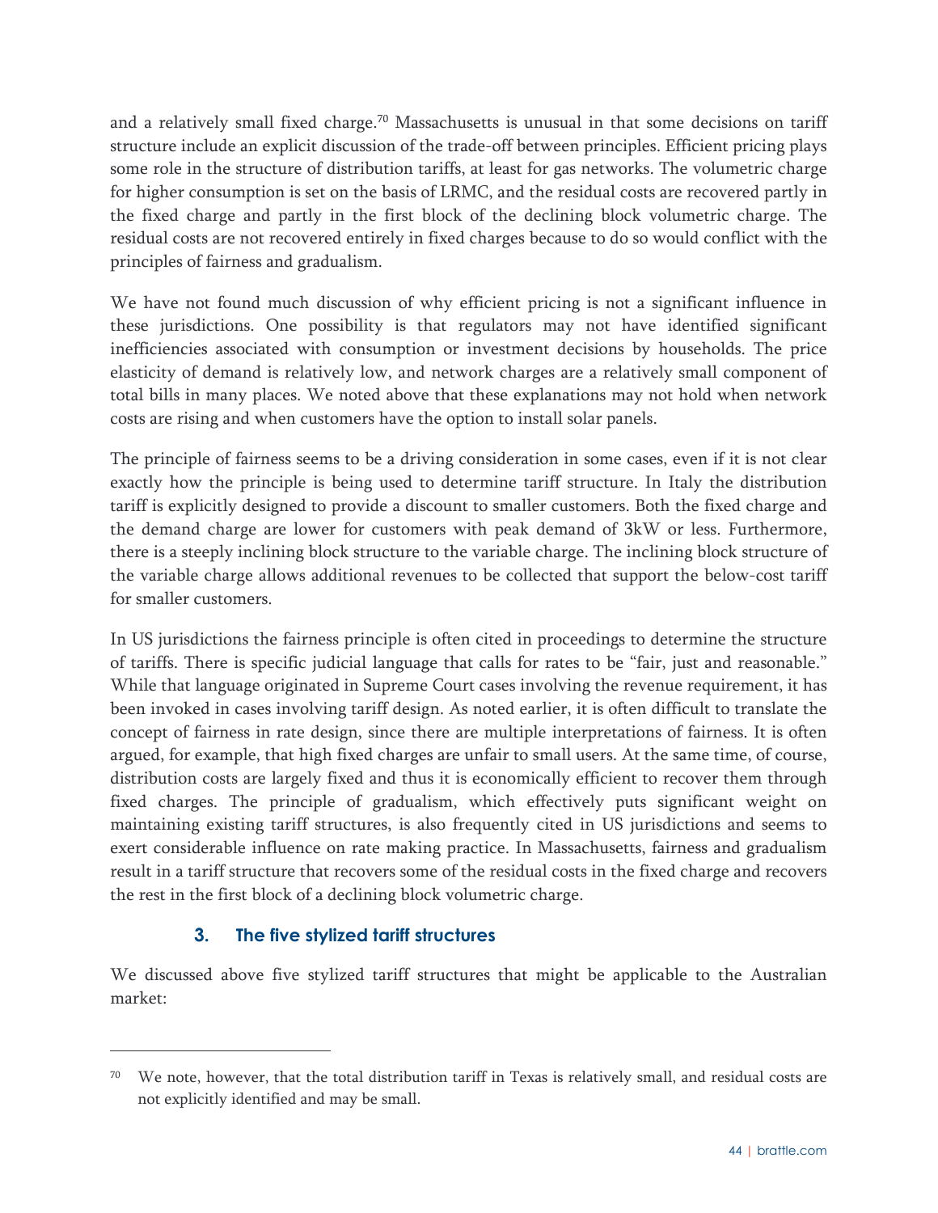and a relatively small fixed charge.[70] Massachusetts is unusual in that some decisions on tariff structure include an explicit discussion of the trade-off between principles. Efficient pricing plays some role in the structure of distribution tariffs, at least for gas networks. The volumetric charge for higher consumption is set on the basis of LRMC, and the residual costs are recovered partly in the fixed charge and partly in the first block of the declining block volumetric charge. The residual costs are not recovered entirely in fixed charges because to do so would conflict with the principles of fairness and gradualism.

We have not found much discussion of why efficient pricing is not a significant influence in these jurisdictions. One possibility is that regulators may not have identified significant inefficiencies associated with consumption or investment decisions by households. The price elasticity of demand is relatively low, and network charges are a relatively small component of total bills in many places. We noted above that these explanations may not hold when network costs are rising and when customers have the option to install solar panels.

The principle of fairness seems to be a driving consideration in some cases, even if it is not clear exactly how the principle is being used to determine tariff structure. In Italy the distribution tariff is explicitly designed to provide a discount to smaller customers. Both the fixed charge and the demand charge are lower for customers with peak demand of 3kW or less. Furthermore, there is a steeply inclining block structure to the variable charge. The inclining block structure of the variable charge allows additional revenues to be collected that support the below-cost tariff for smaller customers.

In US jurisdictions the fairness principle is often cited in proceedings to determine the structure of tariffs. There is specific judicial language that calls for rates to be "fair, just and reasonable." While that language originated in Supreme Court cases involving the revenue requirement, it has been invoked in cases involving tariff design. As noted earlier, it is often difficult to translate the concept of fairness in rate design, since there are multiple interpretations of fairness. It is often argued, for example, that high fixed charges are unfair to small users. At the same time, of course, distribution costs are largely fixed and thus it is economically efficient to recover them through fixed charges. The principle of gradualism, which effectively puts significant weight on maintaining existing tariff structures, is also frequently cited in US jurisdictions and seems to exert considerable influence on rate making practice. In Massachusetts, fairness and gradualism result in a tariff structure that recovers some of the residual costs in the fixed charge and recovers the rest in the first block of a declining block volumetric charge.

### 3. The five stylized tariff structures

We discussed above five stylized tariff structures that might be applicable to the Australian market:

---

[70] We note, however, that the total distribution tariff in Texas is relatively small, and residual costs are not explicitly identified and may be small.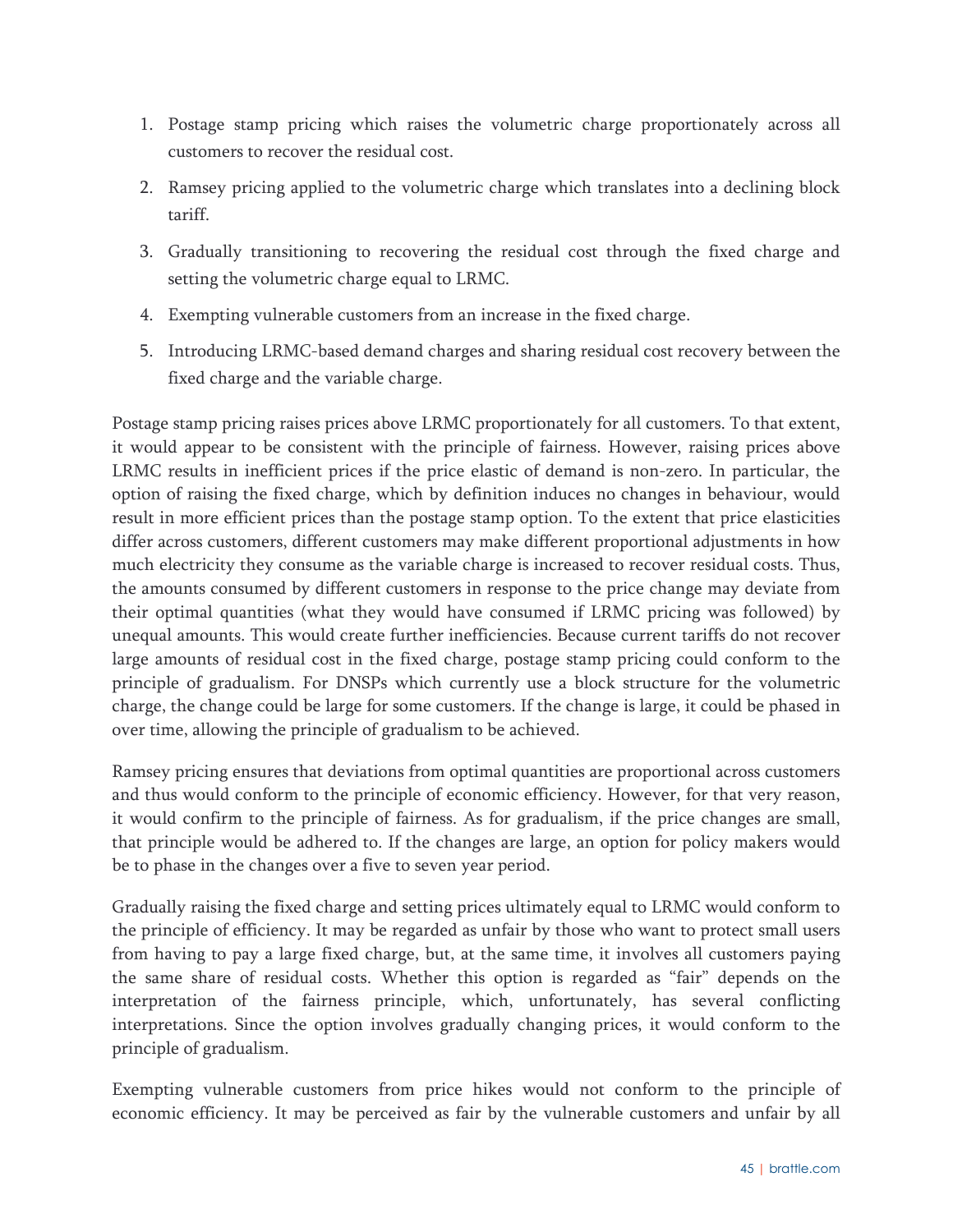1. Postage stamp pricing which raises the volumetric charge proportionately across all customers to recover the residual cost.

2. Ramsey pricing applied to the volumetric charge which translates into a declining block tariff.

3. Gradually transitioning to recovering the residual cost through the fixed charge and setting the volumetric charge equal to LRMC.

4. Exempting vulnerable customers from an increase in the fixed charge.

5. Introducing LRMC-based demand charges and sharing residual cost recovery between the fixed charge and the variable charge.

Postage stamp pricing raises prices above LRMC proportionately for all customers. To that extent, it would appear to be consistent with the principle of fairness. However, raising prices above LRMC results in inefficient prices if the price elastic of demand is non-zero. In particular, the option of raising the fixed charge, which by definition induces no changes in behaviour, would result in more efficient prices than the postage stamp option. To the extent that price elasticities differ across customers, different customers may make different proportional adjustments in how much electricity they consume as the variable charge is increased to recover residual costs. Thus, the amounts consumed by different customers in response to the price change may deviate from their optimal quantities (what they would have consumed if LRMC pricing was followed) by unequal amounts. This would create further inefficiencies. Because current tariffs do not recover large amounts of residual cost in the fixed charge, postage stamp pricing could conform to the principle of gradualism. For DNSPs which currently use a block structure for the volumetric charge, the change could be large for some customers. If the change is large, it could be phased in over time, allowing the principle of gradualism to be achieved.

Ramsey pricing ensures that deviations from optimal quantities are proportional across customers and thus would conform to the principle of economic efficiency. However, for that very reason, it would confirm to the principle of fairness. As for gradualism, if the price changes are small, that principle would be adhered to. If the changes are large, an option for policy makers would be to phase in the changes over a five to seven year period.

Gradually raising the fixed charge and setting prices ultimately equal to LRMC would conform to the principle of efficiency. It may be regarded as unfair by those who want to protect small users from having to pay a large fixed charge, but, at the same time, it involves all customers paying the same share of residual costs. Whether this option is regarded as "fair" depends on the interpretation of the fairness principle, which, unfortunately, has several conflicting interpretations. Since the option involves gradually changing prices, it would conform to the principle of gradualism.

Exempting vulnerable customers from price hikes would not conform to the principle of economic efficiency. It may be perceived as fair by the vulnerable customers and unfair by all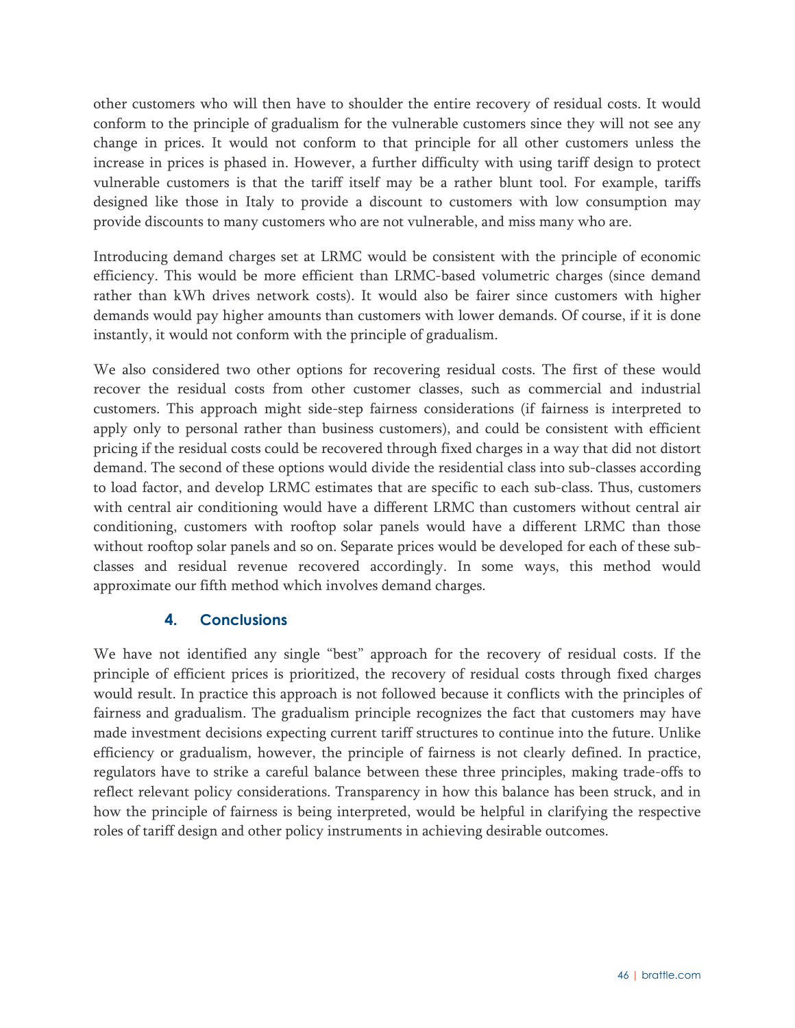other customers who will then have to shoulder the entire recovery of residual costs. It would conform to the principle of gradualism for the vulnerable customers since they will not see any change in prices. It would not conform to that principle for all other customers unless the increase in prices is phased in. However, a further difficulty with using tariff design to protect vulnerable customers is that the tariff itself may be a rather blunt tool. For example, tariffs designed like those in Italy to provide a discount to customers with low consumption may provide discounts to many customers who are not vulnerable, and miss many who are.

Introducing demand charges set at LRMC would be consistent with the principle of economic efficiency. This would be more efficient than LRMC-based volumetric charges (since demand rather than kWh drives network costs). It would also be fairer since customers with higher demands would pay higher amounts than customers with lower demands. Of course, if it is done instantly, it would not conform with the principle of gradualism.

We also considered two other options for recovering residual costs. The first of these would recover the residual costs from other customer classes, such as commercial and industrial customers. This approach might side-step fairness considerations (if fairness is interpreted to apply only to personal rather than business customers), and could be consistent with efficient pricing if the residual costs could be recovered through fixed charges in a way that did not distort demand. The second of these options would divide the residential class into sub-classes according to load factor, and develop LRMC estimates that are specific to each sub-class. Thus, customers with central air conditioning would have a different LRMC than customers without central air conditioning, customers with rooftop solar panels would have a different LRMC than those without rooftop solar panels and so on. Separate prices would be developed for each of these sub-classes and residual revenue recovered accordingly. In some ways, this method would approximate our fifth method which involves demand charges.

## 4. Conclusions

We have not identified any single "best" approach for the recovery of residual costs. If the principle of efficient prices is prioritized, the recovery of residual costs through fixed charges would result. In practice this approach is not followed because it conflicts with the principles of fairness and gradualism. The gradualism principle recognizes the fact that customers may have made investment decisions expecting current tariff structures to continue into the future. Unlike efficiency or gradualism, however, the principle of fairness is not clearly defined. In practice, regulators have to strike a careful balance between these three principles, making trade-offs to reflect relevant policy considerations. Transparency in how this balance has been struck, and in how the principle of fairness is being interpreted, would be helpful in clarifying the respective roles of tariff design and other policy instruments in achieving desirable outcomes.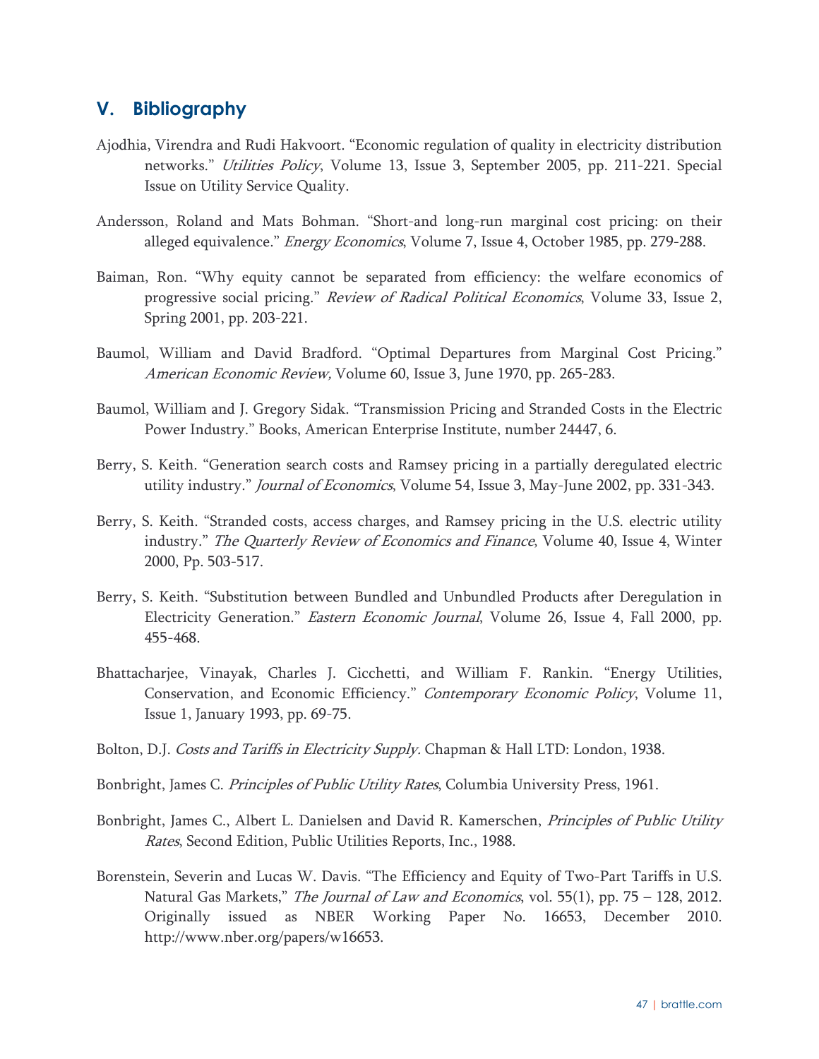## V. Bibliography

Ajodhia, Virendra and Rudi Hakvoort. "Economic regulation of quality in electricity distribution networks." *Utilities Policy*, Volume 13, Issue 3, September 2005, pp. 211-221. Special Issue on Utility Service Quality.

Andersson, Roland and Mats Bohman. "Short-and long-run marginal cost pricing: on their alleged equivalence." *Energy Economics*, Volume 7, Issue 4, October 1985, pp. 279-288.

Baiman, Ron. "Why equity cannot be separated from efficiency: the welfare economics of progressive social pricing." *Review of Radical Political Economics*, Volume 33, Issue 2, Spring 2001, pp. 203-221.

Baumol, William and David Bradford. "Optimal Departures from Marginal Cost Pricing." *American Economic Review,* Volume 60, Issue 3, June 1970, pp. 265-283.

Baumol, William and J. Gregory Sidak. "Transmission Pricing and Stranded Costs in the Electric Power Industry." Books, American Enterprise Institute, number 24447, 6.

Berry, S. Keith. "Generation search costs and Ramsey pricing in a partially deregulated electric utility industry." *Journal of Economics*, Volume 54, Issue 3, May-June 2002, pp. 331-343.

Berry, S. Keith. "Stranded costs, access charges, and Ramsey pricing in the U.S. electric utility industry." *The Quarterly Review of Economics and Finance*, Volume 40, Issue 4, Winter 2000, Pp. 503-517.

Berry, S. Keith. "Substitution between Bundled and Unbundled Products after Deregulation in Electricity Generation." *Eastern Economic Journal*, Volume 26, Issue 4, Fall 2000, pp. 455-468.

Bhattacharjee, Vinayak, Charles J. Cicchetti, and William F. Rankin. "Energy Utilities, Conservation, and Economic Efficiency." *Contemporary Economic Policy*, Volume 11, Issue 1, January 1993, pp. 69-75.

Bolton, D.J. *Costs and Tariffs in Electricity Supply.* Chapman & Hall LTD: London, 1938.

Bonbright, James C. *Principles of Public Utility Rates*, Columbia University Press, 1961.

Bonbright, James C., Albert L. Danielsen and David R. Kamerschen, *Principles of Public Utility Rates*, Second Edition, Public Utilities Reports, Inc., 1988.

Borenstein, Severin and Lucas W. Davis. "The Efficiency and Equity of Two-Part Tariffs in U.S. Natural Gas Markets," *The Journal of Law and Economics*, vol. 55(1), pp. 75 – 128, 2012. Originally issued as NBER Working Paper No. 16653, December 2010. http://www.nber.org/papers/w16653.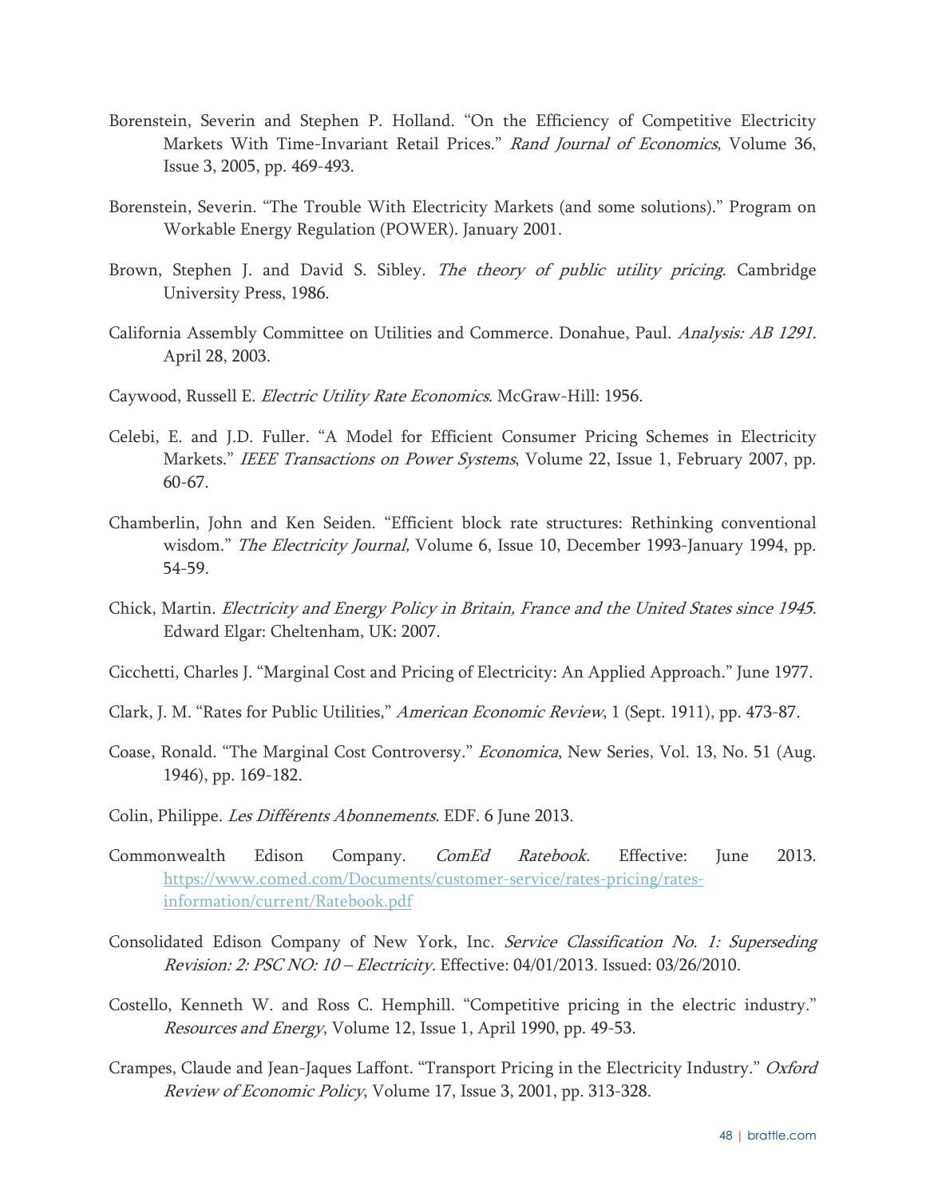Borenstein, Severin and Stephen P. Holland. "On the Efficiency of Competitive Electricity Markets With Time-Invariant Retail Prices." *Rand Journal of Economics*, Volume 36, Issue 3, 2005, pp. 469-493.

Borenstein, Severin. "The Trouble With Electricity Markets (and some solutions)." Program on Workable Energy Regulation (POWER). January 2001.

Brown, Stephen J. and David S. Sibley. *The theory of public utility pricing*. Cambridge University Press, 1986.

California Assembly Committee on Utilities and Commerce. Donahue, Paul. *Analysis: AB 1291.* April 28, 2003.

Caywood, Russell E. *Electric Utility Rate Economics*. McGraw-Hill: 1956.

Celebi, E. and J.D. Fuller. "A Model for Efficient Consumer Pricing Schemes in Electricity Markets." *IEEE Transactions on Power Systems*, Volume 22, Issue 1, February 2007, pp. 60-67.

Chamberlin, John and Ken Seiden. "Efficient block rate structures: Rethinking conventional wisdom." *The Electricity Journal,* Volume 6, Issue 10, December 1993-January 1994, pp. 54-59.

Chick, Martin. *Electricity and Energy Policy in Britain, France and the United States since 1945.* Edward Elgar: Cheltenham, UK: 2007.

Cicchetti, Charles J. "Marginal Cost and Pricing of Electricity: An Applied Approach." June 1977.

Clark, J. M. "Rates for Public Utilities," *American Economic Review*, 1 (Sept. 1911), pp. 473-87.

Coase, Ronald. "The Marginal Cost Controversy." *Economica*, New Series, Vol. 13, No. 51 (Aug. 1946), pp. 169-182.

Colin, Philippe. *Les Différents Abonnements.* EDF. 6 June 2013.

Commonwealth Edison Company. *ComEd Ratebook.* Effective: June 2013. https://www.comed.com/Documents/customer-service/rates-pricing/rates-information/current/Ratebook.pdf

Consolidated Edison Company of New York, Inc. *Service Classification No. 1: Superseding Revision: 2: PSC NO: 10 – Electricity.* Effective: 04/01/2013. Issued: 03/26/2010.

Costello, Kenneth W. and Ross C. Hemphill. "Competitive pricing in the electric industry." *Resources and Energy*, Volume 12, Issue 1, April 1990, pp. 49-53.

Crampes, Claude and Jean-Jaques Laffont. "Transport Pricing in the Electricity Industry." *Oxford Review of Economic Policy*, Volume 17, Issue 3, 2001, pp. 313-328.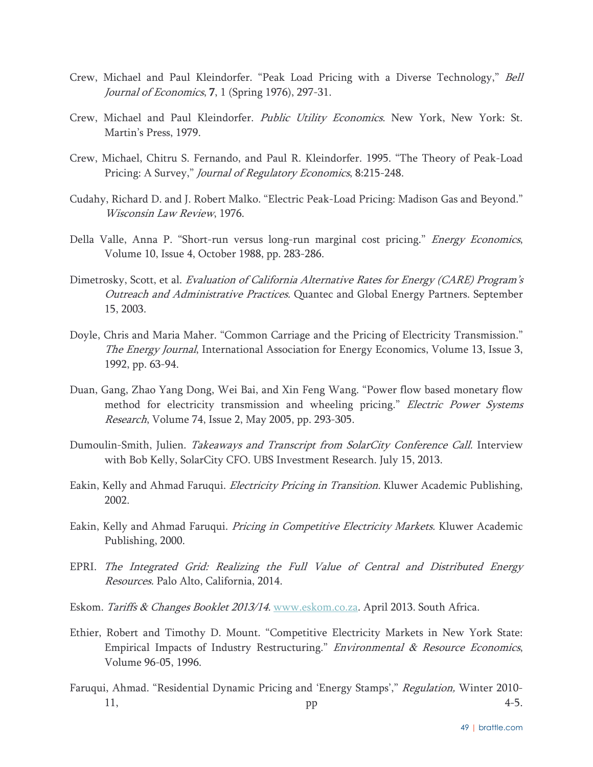Crew, Michael and Paul Kleindorfer. "Peak Load Pricing with a Diverse Technology," *Bell Journal of Economics*, **7**, 1 (Spring 1976), 297-31.

Crew, Michael and Paul Kleindorfer. *Public Utility Economics*. New York, New York: St. Martin's Press, 1979.

Crew, Michael, Chitru S. Fernando, and Paul R. Kleindorfer. 1995. "The Theory of Peak-Load Pricing: A Survey," *Journal of Regulatory Economics*, 8:215-248.

Cudahy, Richard D. and J. Robert Malko. "Electric Peak-Load Pricing: Madison Gas and Beyond." *Wisconsin Law Review*, 1976.

Della Valle, Anna P. "Short-run versus long-run marginal cost pricing." *Energy Economics*, Volume 10, Issue 4, October 1988, pp. 283-286.

Dimetrosky, Scott, et al. *Evaluation of California Alternative Rates for Energy (CARE) Program's Outreach and Administrative Practices.* Quantec and Global Energy Partners. September 15, 2003.

Doyle, Chris and Maria Maher. "Common Carriage and the Pricing of Electricity Transmission." *The Energy Journal*, International Association for Energy Economics, Volume 13, Issue 3, 1992, pp. 63-94.

Duan, Gang, Zhao Yang Dong, Wei Bai, and Xin Feng Wang. "Power flow based monetary flow method for electricity transmission and wheeling pricing." *Electric Power Systems Research*, Volume 74, Issue 2, May 2005, pp. 293-305.

Dumoulin-Smith, Julien. *Takeaways and Transcript from SolarCity Conference Call.* Interview with Bob Kelly, SolarCity CFO. UBS Investment Research. July 15, 2013.

Eakin, Kelly and Ahmad Faruqui. *Electricity Pricing in Transition.* Kluwer Academic Publishing, 2002.

Eakin, Kelly and Ahmad Faruqui. *Pricing in Competitive Electricity Markets.* Kluwer Academic Publishing, 2000.

EPRI. *The Integrated Grid: Realizing the Full Value of Central and Distributed Energy Resources.* Palo Alto, California, 2014.

Eskom. *Tariffs & Changes Booklet 2013/14.* www.eskom.co.za. April 2013. South Africa.

Ethier, Robert and Timothy D. Mount. "Competitive Electricity Markets in New York State: Empirical Impacts of Industry Restructuring." *Environmental & Resource Economics*, Volume 96-05, 1996.

Faruqui, Ahmad. "Residential Dynamic Pricing and 'Energy Stamps'," *Regulation,* Winter 2010-11, pp 4-5.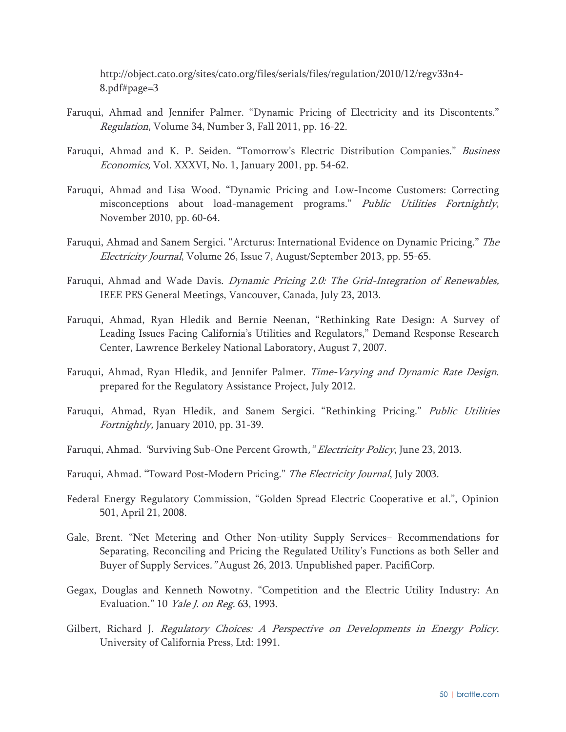http://object.cato.org/sites/cato.org/files/serials/files/regulation/2010/12/regv33n4-8.pdf#page=3

Faruqui, Ahmad and Jennifer Palmer. "Dynamic Pricing of Electricity and its Discontents." *Regulation*, Volume 34, Number 3, Fall 2011, pp. 16-22.

Faruqui, Ahmad and K. P. Seiden. "Tomorrow's Electric Distribution Companies." *Business Economics,* Vol. XXXVI, No. 1, January 2001, pp. 54-62.

Faruqui, Ahmad and Lisa Wood. "Dynamic Pricing and Low-Income Customers: Correcting misconceptions about load-management programs." *Public Utilities Fortnightly*, November 2010, pp. 60-64.

Faruqui, Ahmad and Sanem Sergici. "Arcturus: International Evidence on Dynamic Pricing." *The Electricity Journal*, Volume 26, Issue 7, August/September 2013, pp. 55-65.

Faruqui, Ahmad and Wade Davis. *Dynamic Pricing 2.0: The Grid-Integration of Renewables,* IEEE PES General Meetings, Vancouver, Canada, July 23, 2013.

Faruqui, Ahmad, Ryan Hledik and Bernie Neenan, "Rethinking Rate Design: A Survey of Leading Issues Facing California's Utilities and Regulators," Demand Response Research Center, Lawrence Berkeley National Laboratory, August 7, 2007.

Faruqui, Ahmad, Ryan Hledik, and Jennifer Palmer. *Time-Varying and Dynamic Rate Design*. prepared for the Regulatory Assistance Project, July 2012.

Faruqui, Ahmad, Ryan Hledik, and Sanem Sergici. "Rethinking Pricing." *Public Utilities Fortnightly,* January 2010, pp. 31-39.

Faruqui, Ahmad. *"*Surviving Sub-One Percent Growth*," Electricity Policy*, June 23, 2013.

Faruqui, Ahmad. "Toward Post-Modern Pricing." *The Electricity Journal*, July 2003.

Federal Energy Regulatory Commission, "Golden Spread Electric Cooperative et al.", Opinion 501, April 21, 2008.

Gale, Brent. "Net Metering and Other Non-utility Supply Services– Recommendations for Separating, Reconciling and Pricing the Regulated Utility's Functions as both Seller and Buyer of Supply Services.*"* August 26, 2013. Unpublished paper. PacifiCorp.

Gegax, Douglas and Kenneth Nowotny. "Competition and the Electric Utility Industry: An Evaluation." 10 *Yale J. on Reg.* 63, 1993.

Gilbert, Richard J. *Regulatory Choices: A Perspective on Developments in Energy Policy*. University of California Press, Ltd: 1991.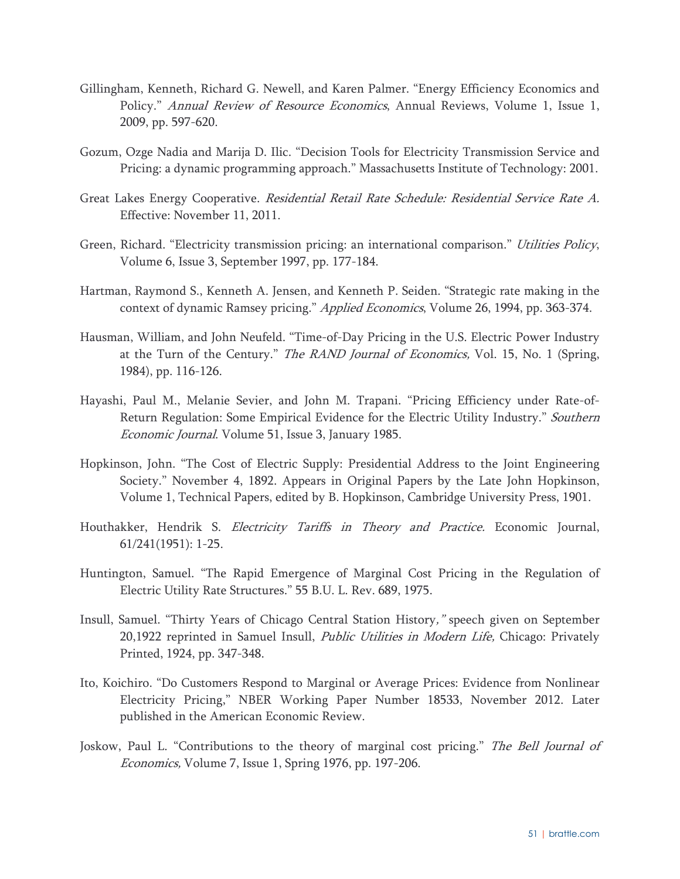Gillingham, Kenneth, Richard G. Newell, and Karen Palmer. "Energy Efficiency Economics and Policy." *Annual Review of Resource Economics*, Annual Reviews, Volume 1, Issue 1, 2009, pp. 597-620.

Gozum, Ozge Nadia and Marija D. Ilic. "Decision Tools for Electricity Transmission Service and Pricing: a dynamic programming approach." Massachusetts Institute of Technology: 2001.

Great Lakes Energy Cooperative. *Residential Retail Rate Schedule: Residential Service Rate A.* Effective: November 11, 2011.

Green, Richard. "Electricity transmission pricing: an international comparison." *Utilities Policy*, Volume 6, Issue 3, September 1997, pp. 177-184.

Hartman, Raymond S., Kenneth A. Jensen, and Kenneth P. Seiden. "Strategic rate making in the context of dynamic Ramsey pricing." *Applied Economics*, Volume 26, 1994, pp. 363-374.

Hausman, William, and John Neufeld. "Time-of-Day Pricing in the U.S. Electric Power Industry at the Turn of the Century." *The RAND Journal of Economics,* Vol. 15, No. 1 (Spring, 1984), pp. 116-126.

Hayashi, Paul M., Melanie Sevier, and John M. Trapani. "Pricing Efficiency under Rate-of-Return Regulation: Some Empirical Evidence for the Electric Utility Industry." *Southern Economic Journal*. Volume 51, Issue 3, January 1985.

Hopkinson, John. "The Cost of Electric Supply: Presidential Address to the Joint Engineering Society." November 4, 1892. Appears in Original Papers by the Late John Hopkinson, Volume 1, Technical Papers, edited by B. Hopkinson, Cambridge University Press, 1901.

Houthakker, Hendrik S. *Electricity Tariffs in Theory and Practice.* Economic Journal, 61/241(1951): 1-25.

Huntington, Samuel. "The Rapid Emergence of Marginal Cost Pricing in the Regulation of Electric Utility Rate Structures." 55 B.U. L. Rev. 689, 1975.

Insull, Samuel. "Thirty Years of Chicago Central Station History*,"* speech given on September 20,1922 reprinted in Samuel Insull, *Public Utilities in Modern Life,* Chicago: Privately Printed, 1924, pp. 347-348.

Ito, Koichiro. "Do Customers Respond to Marginal or Average Prices: Evidence from Nonlinear Electricity Pricing," NBER Working Paper Number 18533, November 2012. Later published in the American Economic Review.

Joskow, Paul L. "Contributions to the theory of marginal cost pricing." *The Bell Journal of Economics,* Volume 7, Issue 1, Spring 1976, pp. 197-206.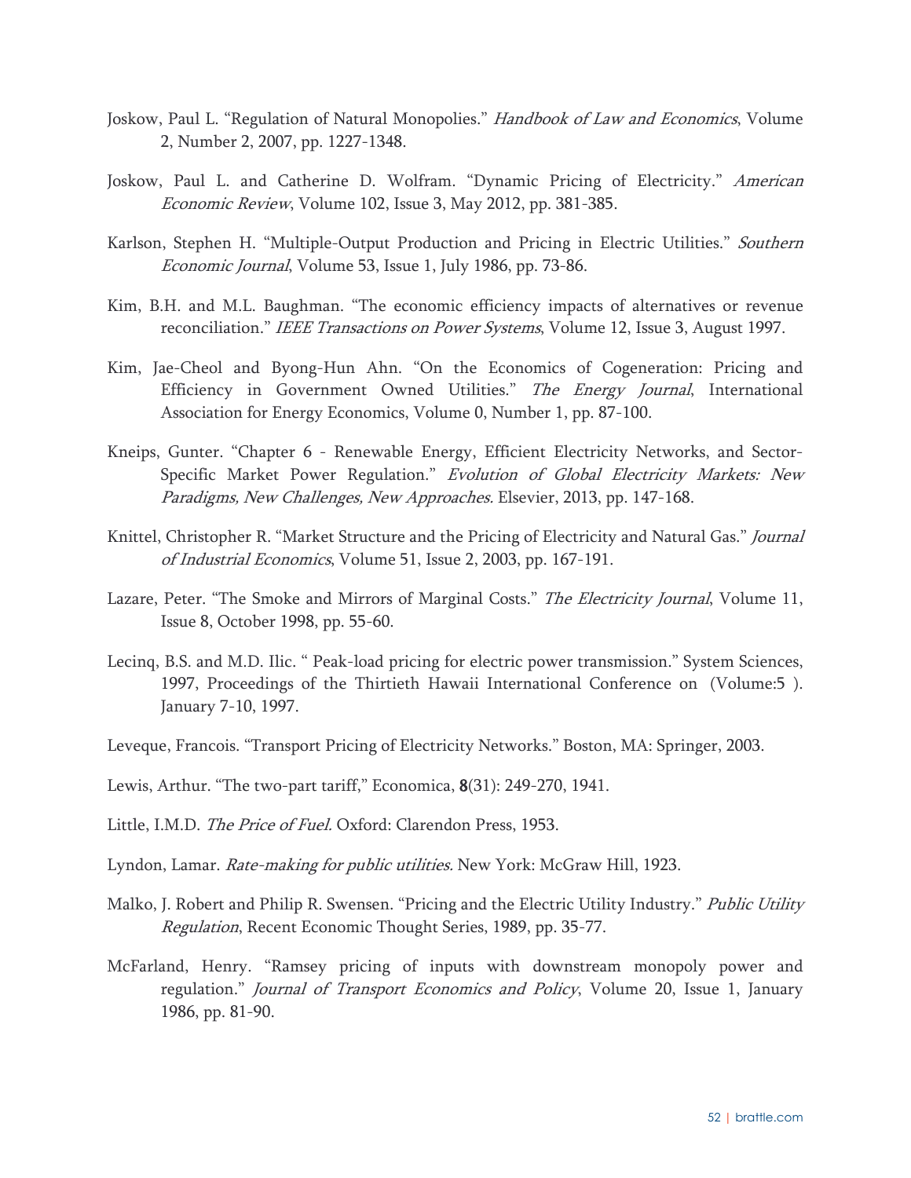Joskow, Paul L. "Regulation of Natural Monopolies." *Handbook of Law and Economics*, Volume 2, Number 2, 2007, pp. 1227-1348.

Joskow, Paul L. and Catherine D. Wolfram. "Dynamic Pricing of Electricity." *American Economic Review*, Volume 102, Issue 3, May 2012, pp. 381-385.

Karlson, Stephen H. "Multiple-Output Production and Pricing in Electric Utilities." *Southern Economic Journal*, Volume 53, Issue 1, July 1986, pp. 73-86.

Kim, B.H. and M.L. Baughman. "The economic efficiency impacts of alternatives or revenue reconciliation." *IEEE Transactions on Power Systems*, Volume 12, Issue 3, August 1997.

Kim, Jae-Cheol and Byong-Hun Ahn. "On the Economics of Cogeneration: Pricing and Efficiency in Government Owned Utilities." *The Energy Journal*, International Association for Energy Economics, Volume 0, Number 1, pp. 87-100.

Kneips, Gunter. "Chapter 6 - Renewable Energy, Efficient Electricity Networks, and Sector-Specific Market Power Regulation." *Evolution of Global Electricity Markets: New Paradigms, New Challenges, New Approaches.* Elsevier, 2013, pp. 147-168.

Knittel, Christopher R. "Market Structure and the Pricing of Electricity and Natural Gas." *Journal of Industrial Economics*, Volume 51, Issue 2, 2003, pp. 167-191.

Lazare, Peter. "The Smoke and Mirrors of Marginal Costs." *The Electricity Journal*, Volume 11, Issue 8, October 1998, pp. 55-60.

Lecinq, B.S. and M.D. Ilic. " Peak-load pricing for electric power transmission." System Sciences, 1997, Proceedings of the Thirtieth Hawaii International Conference on (Volume:5 ). January 7-10, 1997.

Leveque, Francois. "Transport Pricing of Electricity Networks." Boston, MA: Springer, 2003.

Lewis, Arthur. "The two-part tariff," Economica, **8**(31): 249-270, 1941.

Little, I.M.D. *The Price of Fuel.* Oxford: Clarendon Press, 1953.

Lyndon, Lamar. *Rate-making for public utilities.* New York: McGraw Hill, 1923.

Malko, J. Robert and Philip R. Swensen. "Pricing and the Electric Utility Industry." *Public Utility Regulation*, Recent Economic Thought Series, 1989, pp. 35-77.

McFarland, Henry. "Ramsey pricing of inputs with downstream monopoly power and regulation." *Journal of Transport Economics and Policy*, Volume 20, Issue 1, January 1986, pp. 81-90.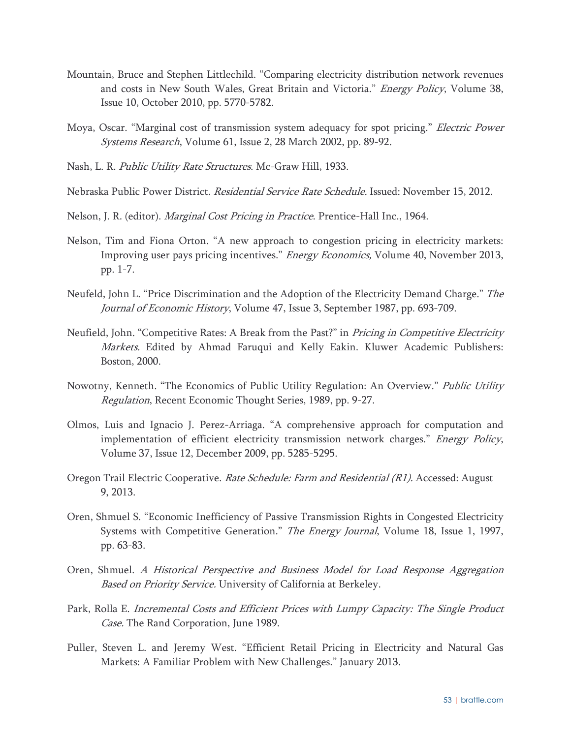Mountain, Bruce and Stephen Littlechild. "Comparing electricity distribution network revenues and costs in New South Wales, Great Britain and Victoria." *Energy Policy*, Volume 38, Issue 10, October 2010, pp. 5770-5782.

Moya, Oscar. "Marginal cost of transmission system adequacy for spot pricing." *Electric Power Systems Research*, Volume 61, Issue 2, 28 March 2002, pp. 89-92.

Nash, L. R. *Public Utility Rate Structures*. Mc-Graw Hill, 1933.

Nebraska Public Power District. *Residential Service Rate Schedule.* Issued: November 15, 2012.

Nelson, J. R. (editor). *Marginal Cost Pricing in Practice*. Prentice-Hall Inc., 1964.

Nelson, Tim and Fiona Orton. "A new approach to congestion pricing in electricity markets: Improving user pays pricing incentives." *Energy Economics,* Volume 40, November 2013, pp. 1-7.

Neufeld, John L. "Price Discrimination and the Adoption of the Electricity Demand Charge." *The Journal of Economic History*, Volume 47, Issue 3, September 1987, pp. 693-709.

Neufield, John. "Competitive Rates: A Break from the Past?" in *Pricing in Competitive Electricity Markets.* Edited by Ahmad Faruqui and Kelly Eakin. Kluwer Academic Publishers: Boston, 2000.

Nowotny, Kenneth. "The Economics of Public Utility Regulation: An Overview." *Public Utility Regulation*, Recent Economic Thought Series, 1989, pp. 9-27.

Olmos, Luis and Ignacio J. Perez-Arriaga. "A comprehensive approach for computation and implementation of efficient electricity transmission network charges." *Energy Policy*, Volume 37, Issue 12, December 2009, pp. 5285-5295.

Oregon Trail Electric Cooperative. *Rate Schedule: Farm and Residential (R1).* Accessed: August 9, 2013.

Oren, Shmuel S. "Economic Inefficiency of Passive Transmission Rights in Congested Electricity Systems with Competitive Generation." *The Energy Journal*, Volume 18, Issue 1, 1997, pp. 63-83.

Oren, Shmuel. *A Historical Perspective and Business Model for Load Response Aggregation Based on Priority Service.* University of California at Berkeley.

Park, Rolla E. *Incremental Costs and Efficient Prices with Lumpy Capacity: The Single Product Case.* The Rand Corporation, June 1989.

Puller, Steven L. and Jeremy West. "Efficient Retail Pricing in Electricity and Natural Gas Markets: A Familiar Problem with New Challenges." January 2013.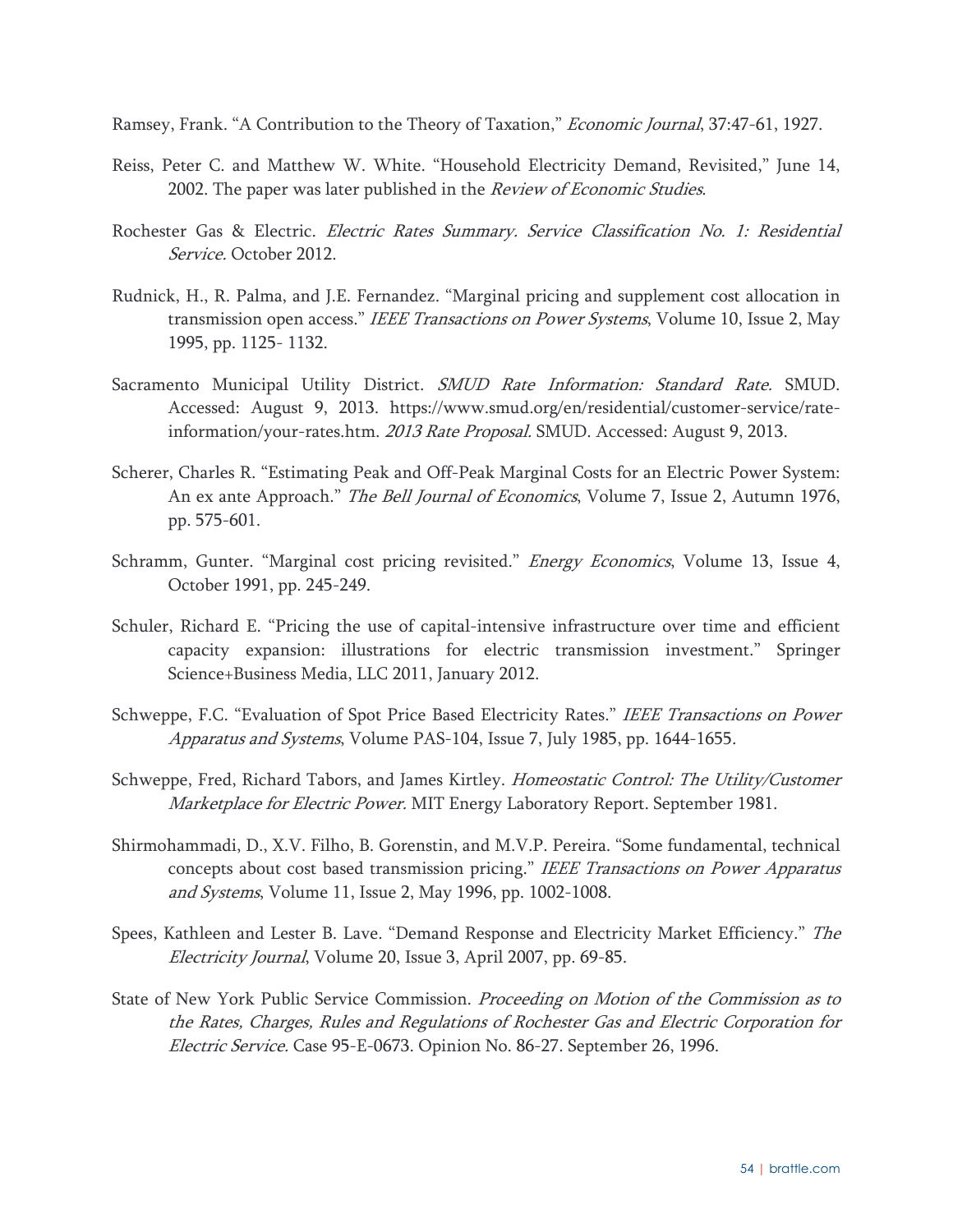Ramsey, Frank. "A Contribution to the Theory of Taxation," *Economic Journal*, 37:47-61, 1927.

Reiss, Peter C. and Matthew W. White. "Household Electricity Demand, Revisited," June 14, 2002. The paper was later published in the *Review of Economic Studies*.

Rochester Gas & Electric. *Electric Rates Summary. Service Classification No. 1: Residential Service.* October 2012.

Rudnick, H., R. Palma, and J.E. Fernandez. "Marginal pricing and supplement cost allocation in transmission open access." *IEEE Transactions on Power Systems*, Volume 10, Issue 2, May 1995, pp. 1125- 1132.

Sacramento Municipal Utility District. *SMUD Rate Information: Standard Rate.* SMUD. Accessed: August 9, 2013. https://www.smud.org/en/residential/customer-service/rate-information/your-rates.htm. *2013 Rate Proposal.* SMUD. Accessed: August 9, 2013.

Scherer, Charles R. "Estimating Peak and Off-Peak Marginal Costs for an Electric Power System: An ex ante Approach." *The Bell Journal of Economics*, Volume 7, Issue 2, Autumn 1976, pp. 575-601.

Schramm, Gunter. "Marginal cost pricing revisited." *Energy Economics*, Volume 13, Issue 4, October 1991, pp. 245-249.

Schuler, Richard E. "Pricing the use of capital-intensive infrastructure over time and efficient capacity expansion: illustrations for electric transmission investment." Springer Science+Business Media, LLC 2011, January 2012.

Schweppe, F.C. "Evaluation of Spot Price Based Electricity Rates." *IEEE Transactions on Power Apparatus and Systems*, Volume PAS-104, Issue 7, July 1985, pp. 1644-1655.

Schweppe, Fred, Richard Tabors, and James Kirtley. *Homeostatic Control: The Utility/Customer Marketplace for Electric Power.* MIT Energy Laboratory Report. September 1981.

Shirmohammadi, D., X.V. Filho, B. Gorenstin, and M.V.P. Pereira. "Some fundamental, technical concepts about cost based transmission pricing." *IEEE Transactions on Power Apparatus and Systems*, Volume 11, Issue 2, May 1996, pp. 1002-1008.

Spees, Kathleen and Lester B. Lave. "Demand Response and Electricity Market Efficiency." *The Electricity Journal*, Volume 20, Issue 3, April 2007, pp. 69-85.

State of New York Public Service Commission. *Proceeding on Motion of the Commission as to the Rates, Charges, Rules and Regulations of Rochester Gas and Electric Corporation for Electric Service.* Case 95-E-0673. Opinion No. 86-27. September 26, 1996.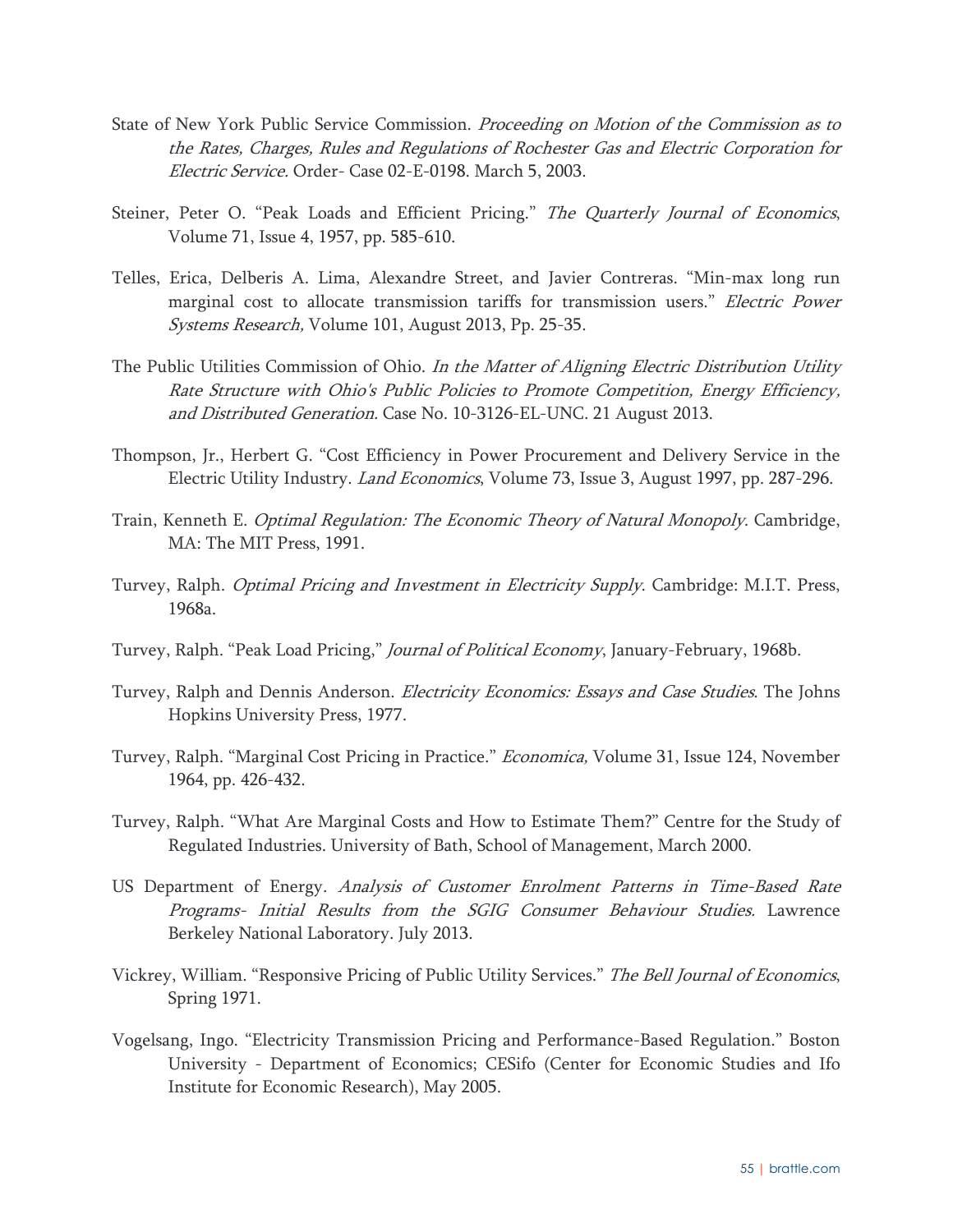State of New York Public Service Commission. *Proceeding on Motion of the Commission as to the Rates, Charges, Rules and Regulations of Rochester Gas and Electric Corporation for Electric Service.* Order- Case 02-E-0198. March 5, 2003.

Steiner, Peter O. "Peak Loads and Efficient Pricing." *The Quarterly Journal of Economics*, Volume 71, Issue 4, 1957, pp. 585-610.

Telles, Erica, Delberis A. Lima, Alexandre Street, and Javier Contreras. "Min-max long run marginal cost to allocate transmission tariffs for transmission users." *Electric Power Systems Research,* Volume 101, August 2013, Pp. 25-35.

The Public Utilities Commission of Ohio. *In the Matter of Aligning Electric Distribution Utility Rate Structure with Ohio's Public Policies to Promote Competition, Energy Efficiency, and Distributed Generation.* Case No. 10-3126-EL-UNC. 21 August 2013.

Thompson, Jr., Herbert G. "Cost Efficiency in Power Procurement and Delivery Service in the Electric Utility Industry. *Land Economics*, Volume 73, Issue 3, August 1997, pp. 287-296.

Train, Kenneth E. *Optimal Regulation: The Economic Theory of Natural Monopoly*. Cambridge, MA: The MIT Press, 1991.

Turvey, Ralph. *Optimal Pricing and Investment in Electricity Supply*. Cambridge: M.I.T. Press, 1968a.

Turvey, Ralph. "Peak Load Pricing," *Journal of Political Economy*, January-February, 1968b.

Turvey, Ralph and Dennis Anderson. *Electricity Economics: Essays and Case Studies*. The Johns Hopkins University Press, 1977.

Turvey, Ralph. "Marginal Cost Pricing in Practice." *Economica,* Volume 31, Issue 124, November 1964, pp. 426-432.

Turvey, Ralph. "What Are Marginal Costs and How to Estimate Them?" Centre for the Study of Regulated Industries. University of Bath, School of Management, March 2000.

US Department of Energy. *Analysis of Customer Enrolment Patterns in Time-Based Rate Programs- Initial Results from the SGIG Consumer Behaviour Studies.* Lawrence Berkeley National Laboratory. July 2013.

Vickrey, William. "Responsive Pricing of Public Utility Services." *The Bell Journal of Economics*, Spring 1971.

Vogelsang, Ingo. "Electricity Transmission Pricing and Performance-Based Regulation." Boston University - Department of Economics; CESifo (Center for Economic Studies and Ifo Institute for Economic Research), May 2005.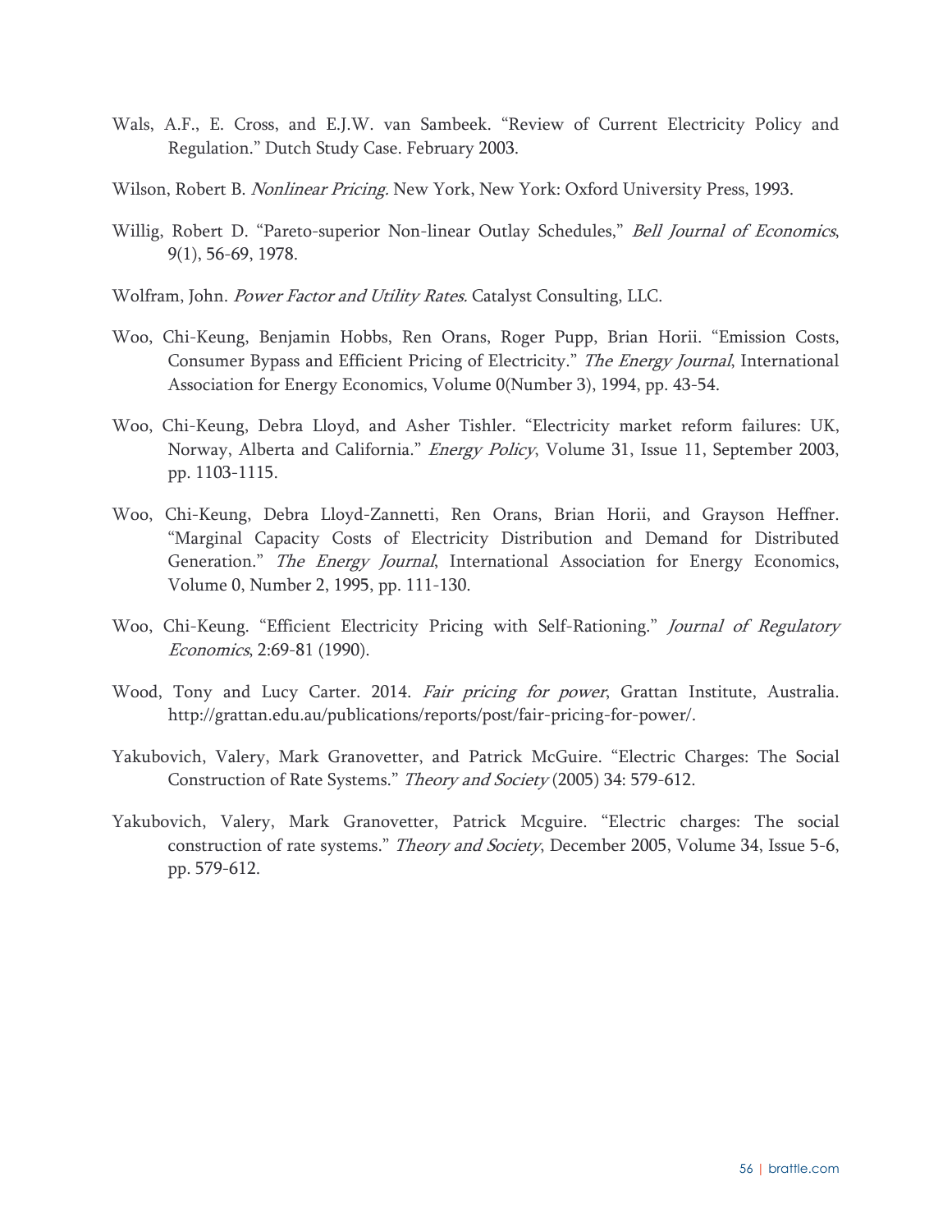Wals, A.F., E. Cross, and E.J.W. van Sambeek. "Review of Current Electricity Policy and Regulation." Dutch Study Case. February 2003.

Wilson, Robert B. *Nonlinear Pricing.* New York, New York: Oxford University Press, 1993.

Willig, Robert D. "Pareto-superior Non-linear Outlay Schedules," *Bell Journal of Economics*, 9(1), 56-69, 1978.

Wolfram, John. *Power Factor and Utility Rates.* Catalyst Consulting, LLC.

Woo, Chi-Keung, Benjamin Hobbs, Ren Orans, Roger Pupp, Brian Horii. "Emission Costs, Consumer Bypass and Efficient Pricing of Electricity." *The Energy Journal*, International Association for Energy Economics, Volume 0(Number 3), 1994, pp. 43-54.

Woo, Chi-Keung, Debra Lloyd, and Asher Tishler. "Electricity market reform failures: UK, Norway, Alberta and California." *Energy Policy*, Volume 31, Issue 11, September 2003, pp. 1103-1115.

Woo, Chi-Keung, Debra Lloyd-Zannetti, Ren Orans, Brian Horii, and Grayson Heffner. "Marginal Capacity Costs of Electricity Distribution and Demand for Distributed Generation." *The Energy Journal*, International Association for Energy Economics, Volume 0, Number 2, 1995, pp. 111-130.

Woo, Chi-Keung. "Efficient Electricity Pricing with Self-Rationing." *Journal of Regulatory Economics*, 2:69-81 (1990).

Wood, Tony and Lucy Carter. 2014. *Fair pricing for power*, Grattan Institute, Australia. http://grattan.edu.au/publications/reports/post/fair-pricing-for-power/.

Yakubovich, Valery, Mark Granovetter, and Patrick McGuire. "Electric Charges: The Social Construction of Rate Systems." *Theory and Society* (2005) 34: 579-612.

Yakubovich, Valery, Mark Granovetter, Patrick Mcguire. "Electric charges: The social construction of rate systems." *Theory and Society*, December 2005, Volume 34, Issue 5-6, pp. 579-612.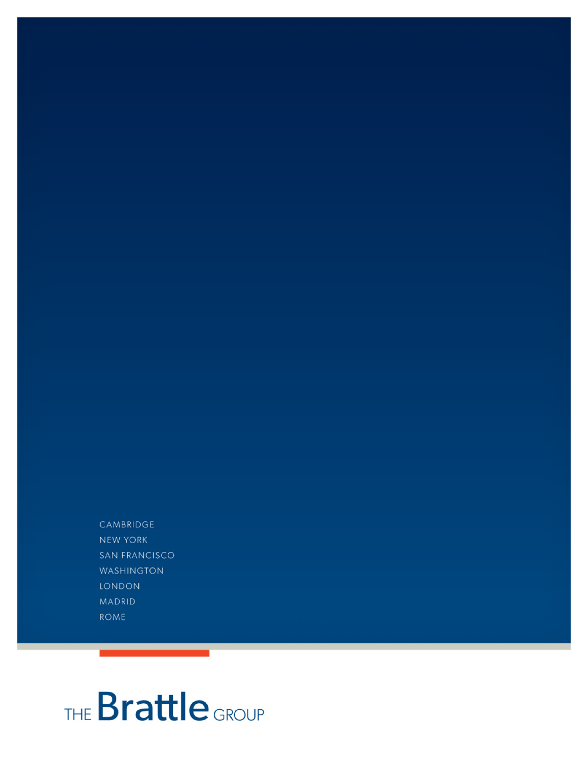CAMBRIDGE
NEW YORK
SAN FRANCISCO
WASHINGTON
LONDON
MADRID
ROME

THE Brattle GROUP